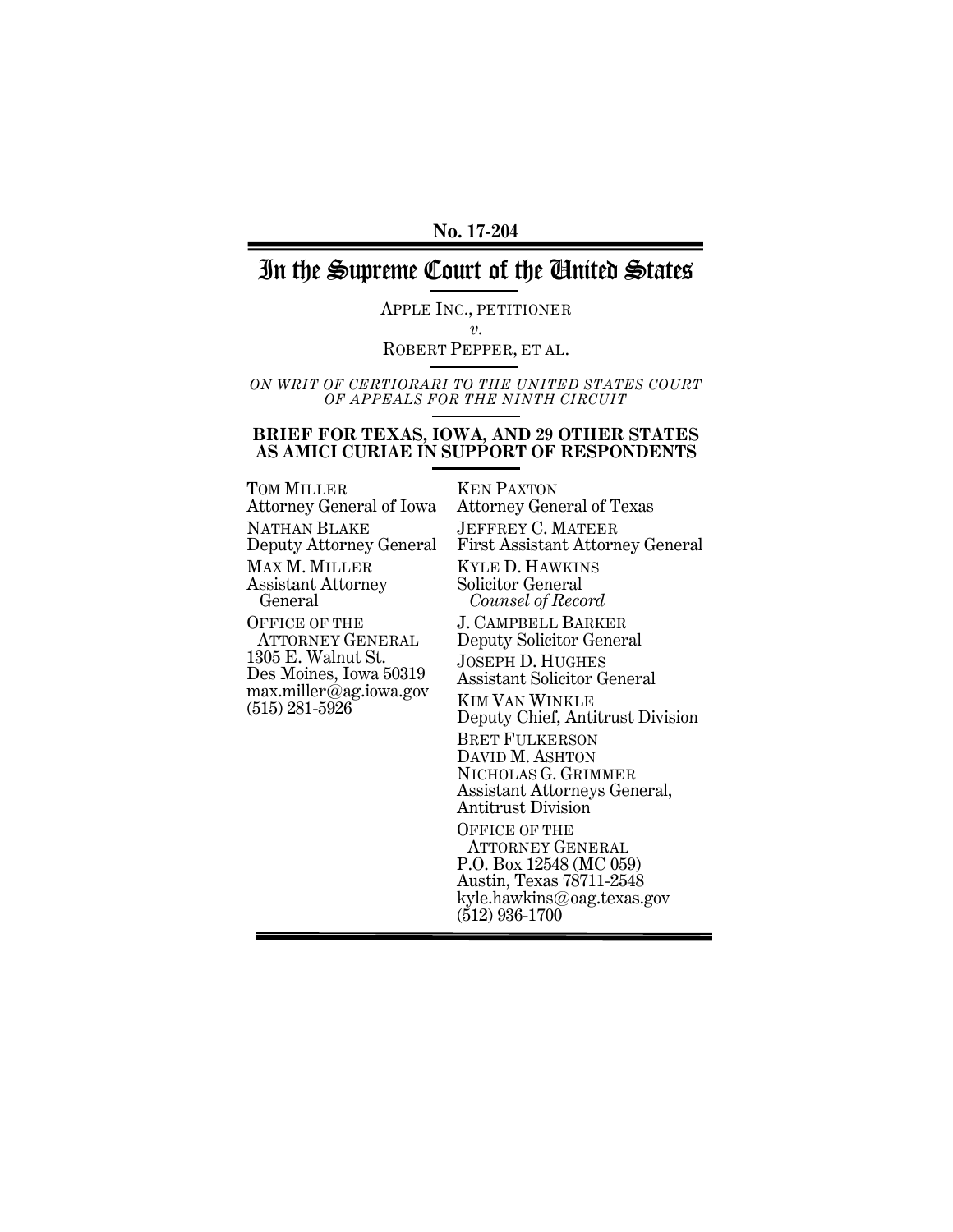**No. 17-204**

# In the Supreme Court of the United States

APPLE INC., PETITIONER

*v.*

ROBERT PEPPER, ET AL.

*ON WRIT OF CERTIORARI TO THE UNITED STATES COURT OF APPEALS FOR THE NINTH CIRCUIT*

**BRIEF FOR TEXAS, IOWA, AND 29 OTHER STATES AS AMICI CURIAE IN SUPPORT OF RESPONDENTS**

TOM MILLER
Attorney General of Iowa

NATHAN BLAKE
Deputy Attorney General

MAX M. MILLER
Assistant Attorney General

OFFICE OF THE ATTORNEY GENERAL
1305 E. Walnut St.
Des Moines, Iowa 50319
max.miller@ag.iowa.gov
(515) 281-5926

KEN PAXTON
Attorney General of Texas

JEFFREY C. MATEER
First Assistant Attorney General

KYLE D. HAWKINS
Solicitor General
*Counsel of Record*

J. CAMPBELL BARKER
Deputy Solicitor General

JOSEPH D. HUGHES
Assistant Solicitor General

KIM VAN WINKLE
Deputy Chief, Antitrust Division

BRET FULKERSON
DAVID M. ASHTON
NICHOLAS G. GRIMMER
Assistant Attorneys General, Antitrust Division

OFFICE OF THE ATTORNEY GENERAL
P.O. Box 12548 (MC 059)
Austin, Texas 78711-2548
kyle.hawkins@oag.texas.gov
(512) 936-1700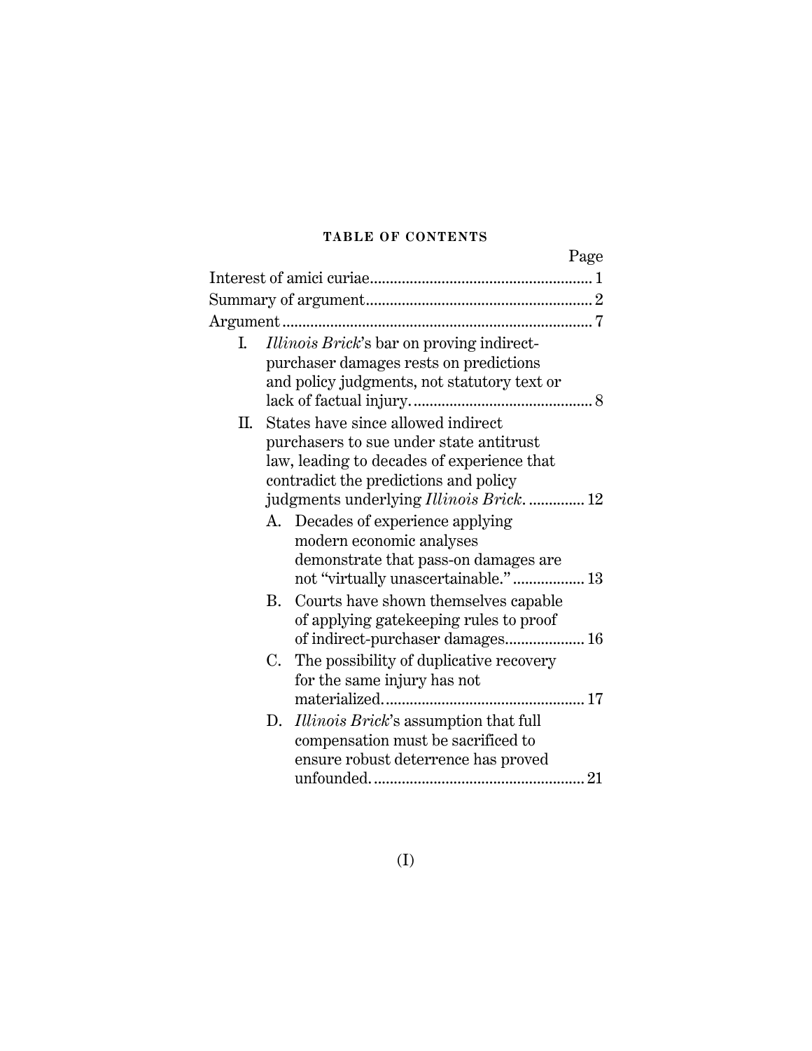**TABLE OF CONTENTS**

| | Page |
|---|---|
| Interest of amici curiae | 1 |
| Summary of argument | 2 |
| Argument | 7 |
| I. *Illinois Brick*'s bar on proving indirect-purchaser damages rests on predictions and policy judgments, not statutory text or lack of factual injury. | 8 |
| II. States have since allowed indirect purchasers to sue under state antitrust law, leading to decades of experience that contradict the predictions and policy judgments underlying *Illinois Brick*. | 12 |
| A. Decades of experience applying modern economic analyses demonstrate that pass-on damages are not "virtually unascertainable." | 13 |
| B. Courts have shown themselves capable of applying gatekeeping rules to proof of indirect-purchaser damages | 16 |
| C. The possibility of duplicative recovery for the same injury has not materialized. | 17 |
| D. *Illinois Brick*'s assumption that full compensation must be sacrificed to ensure robust deterrence has proved unfounded. | 21 |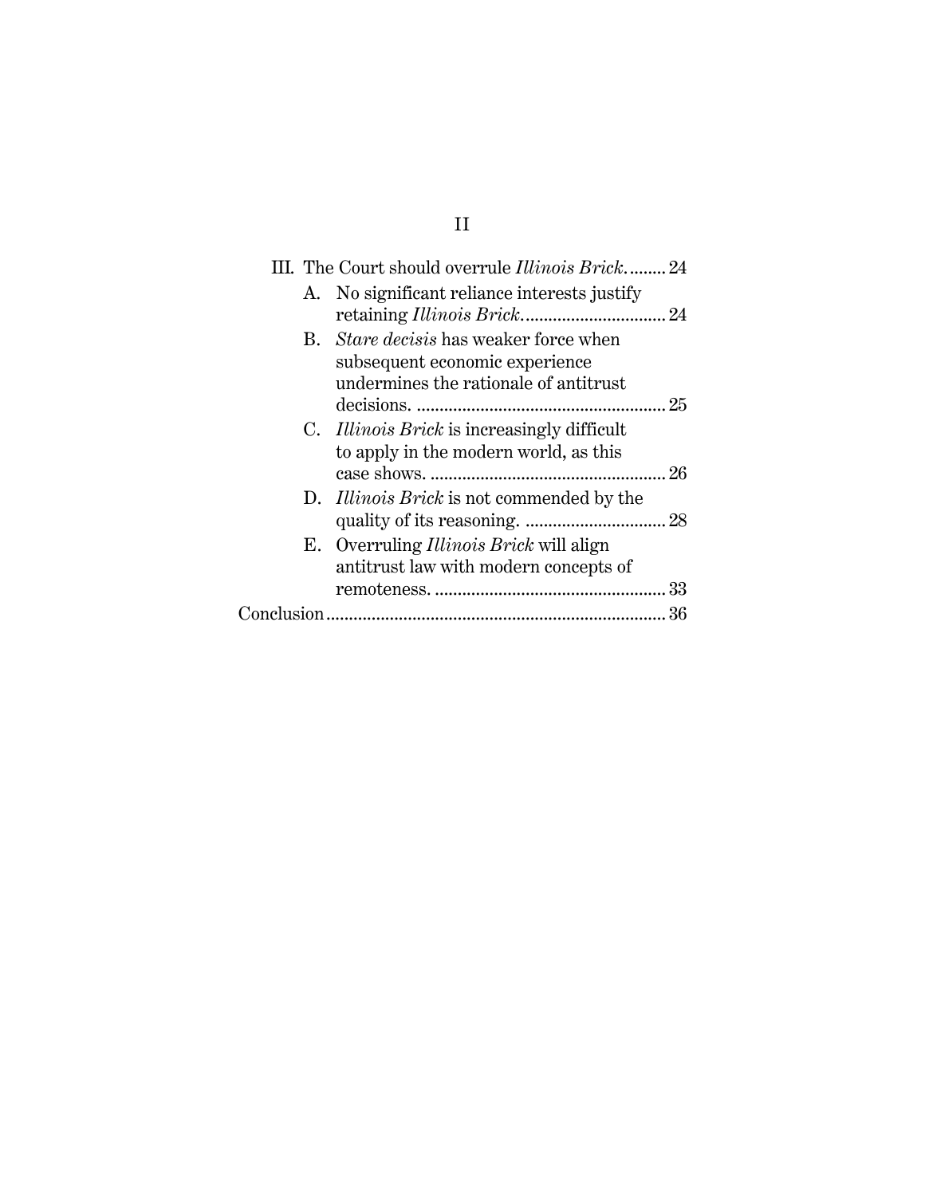III. The Court should overrule *Illinois Brick*. ........ 24

  A. No significant reliance interests justify retaining *Illinois Brick*. .............................. 24

  B. *Stare decisis* has weaker force when subsequent economic experience undermines the rationale of antitrust decisions. ...................................................... 25

  C. *Illinois Brick* is increasingly difficult to apply in the modern world, as this case shows. .................................................... 26

  D. *Illinois Brick* is not commended by the quality of its reasoning. .............................. 28

  E. Overruling *Illinois Brick* will align antitrust law with modern concepts of remoteness. .................................................. 33

Conclusion ......................................................................... 36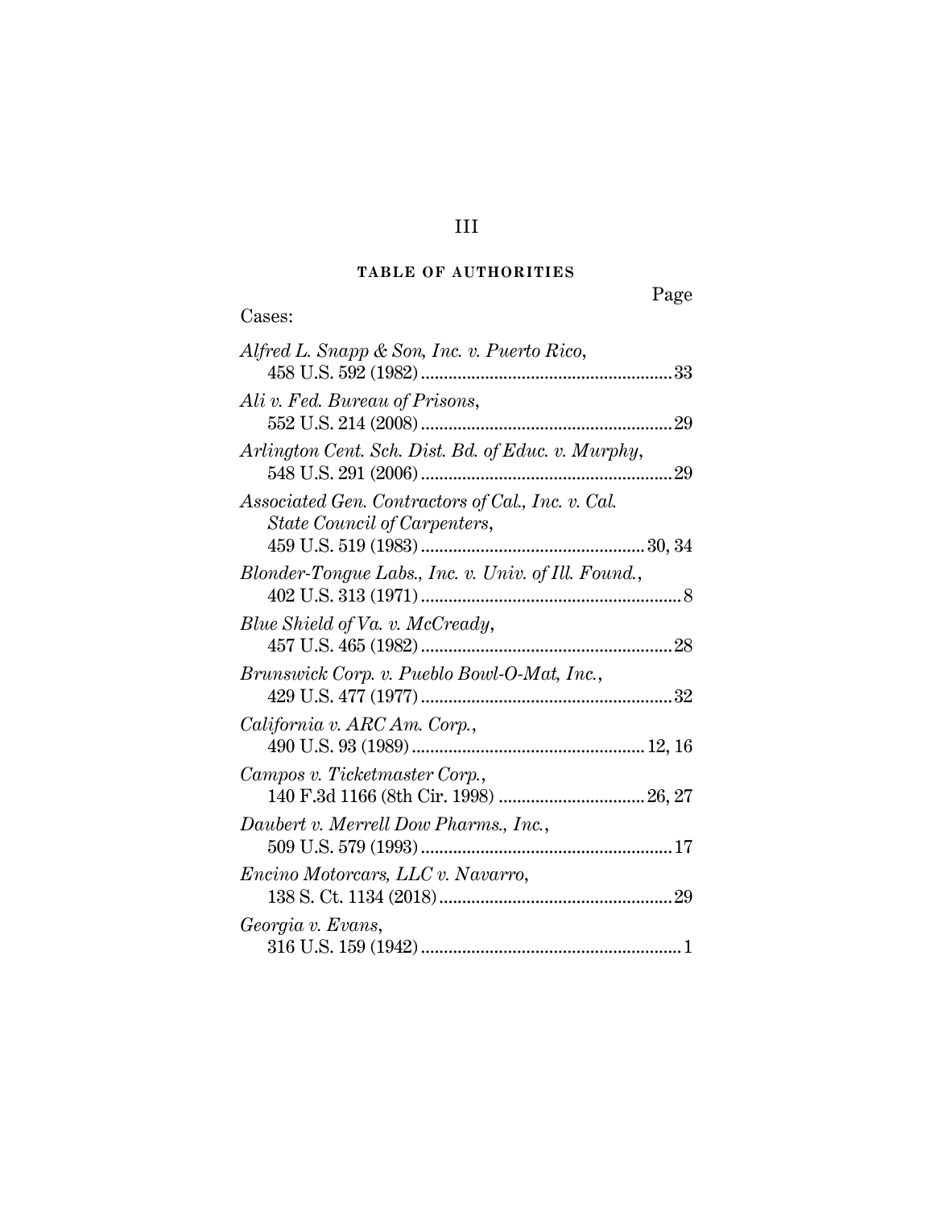## TABLE OF AUTHORITIES

Page

Cases:

*Alfred L. Snapp & Son, Inc. v. Puerto Rico*, 458 U.S. 592 (1982) .......... 33

*Ali v. Fed. Bureau of Prisons*, 552 U.S. 214 (2008) .......... 29

*Arlington Cent. Sch. Dist. Bd. of Educ. v. Murphy*, 548 U.S. 291 (2006) .......... 29

*Associated Gen. Contractors of Cal., Inc. v. Cal. State Council of Carpenters*, 459 U.S. 519 (1983) .......... 30, 34

*Blonder-Tongue Labs., Inc. v. Univ. of Ill. Found.*, 402 U.S. 313 (1971) .......... 8

*Blue Shield of Va. v. McCready*, 457 U.S. 465 (1982) .......... 28

*Brunswick Corp. v. Pueblo Bowl-O-Mat, Inc.*, 429 U.S. 477 (1977) .......... 32

*California v. ARC Am. Corp.*, 490 U.S. 93 (1989) .......... 12, 16

*Campos v. Ticketmaster Corp.*, 140 F.3d 1166 (8th Cir. 1998) .......... 26, 27

*Daubert v. Merrell Dow Pharms., Inc.*, 509 U.S. 579 (1993) .......... 17

*Encino Motorcars, LLC v. Navarro*, 138 S. Ct. 1134 (2018) .......... 29

*Georgia v. Evans*, 316 U.S. 159 (1942) .......... 1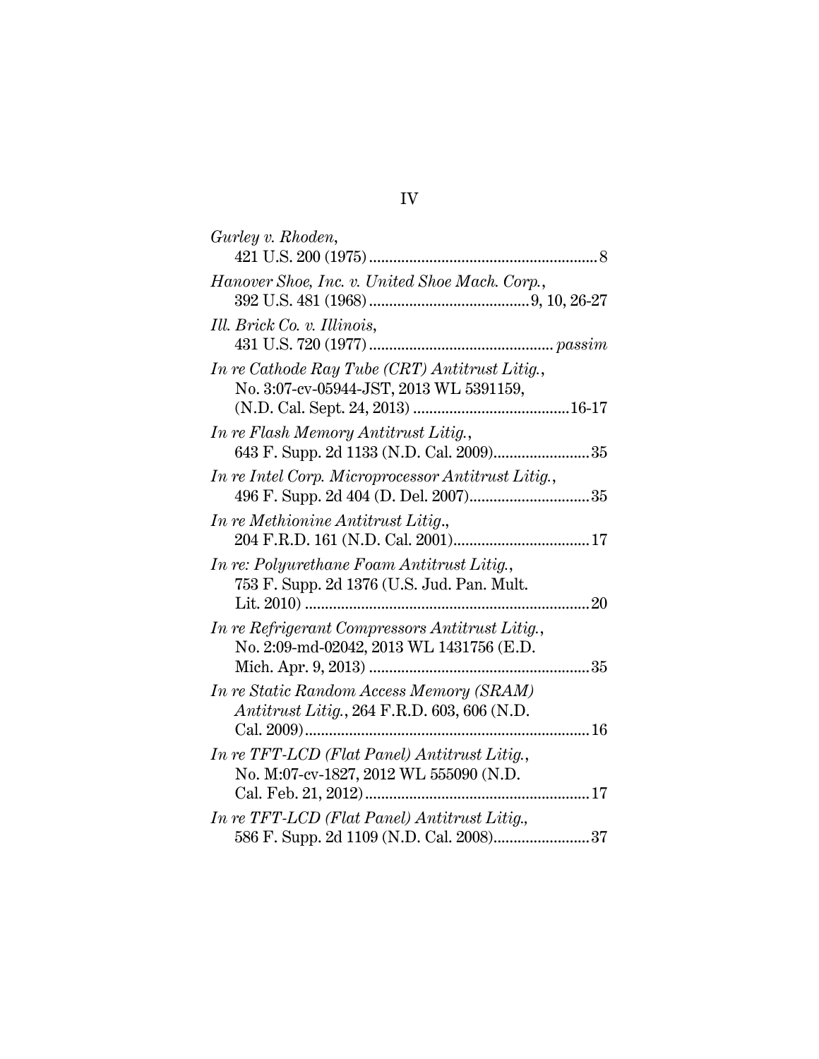*Gurley v. Rhoden*,
421 U.S. 200 (1975) ........................................................ 8

*Hanover Shoe, Inc. v. United Shoe Mach. Corp.*,
392 U.S. 481 (1968) ....................................... 9, 10, 26-27

*Ill. Brick Co. v. Illinois*,
431 U.S. 720 (1977) ............................................ *passim*

*In re Cathode Ray Tube (CRT) Antitrust Litig.*,
No. 3:07-cv-05944-JST, 2013 WL 5391159,
(N.D. Cal. Sept. 24, 2013) ...................................... 16-17

*In re Flash Memory Antitrust Litig.*,
643 F. Supp. 2d 1133 (N.D. Cal. 2009)........................ 35

*In re Intel Corp. Microprocessor Antitrust Litig.*,
496 F. Supp. 2d 404 (D. Del. 2007)............................. 35

*In re Methionine Antitrust Litig*.,
204 F.R.D. 161 (N.D. Cal. 2001).................................. 17

*In re: Polyurethane Foam Antitrust Litig.*,
753 F. Supp. 2d 1376 (U.S. Jud. Pan. Mult.
Lit. 2010) ...................................................................... 20

*In re Refrigerant Compressors Antitrust Litig.*,
No. 2:09-md-02042, 2013 WL 1431756 (E.D.
Mich. Apr. 9, 2013) ...................................................... 35

*In re Static Random Access Memory (SRAM) Antitrust Litig.*, 264 F.R.D. 603, 606 (N.D.
Cal. 2009)...................................................................... 16

*In re TFT-LCD (Flat Panel) Antitrust Litig.*,
No. M:07-cv-1827, 2012 WL 555090 (N.D.
Cal. Feb. 21, 2012)....................................................... 17

*In re TFT-LCD (Flat Panel) Antitrust Litig.,*
586 F. Supp. 2d 1109 (N.D. Cal. 2008)........................ 37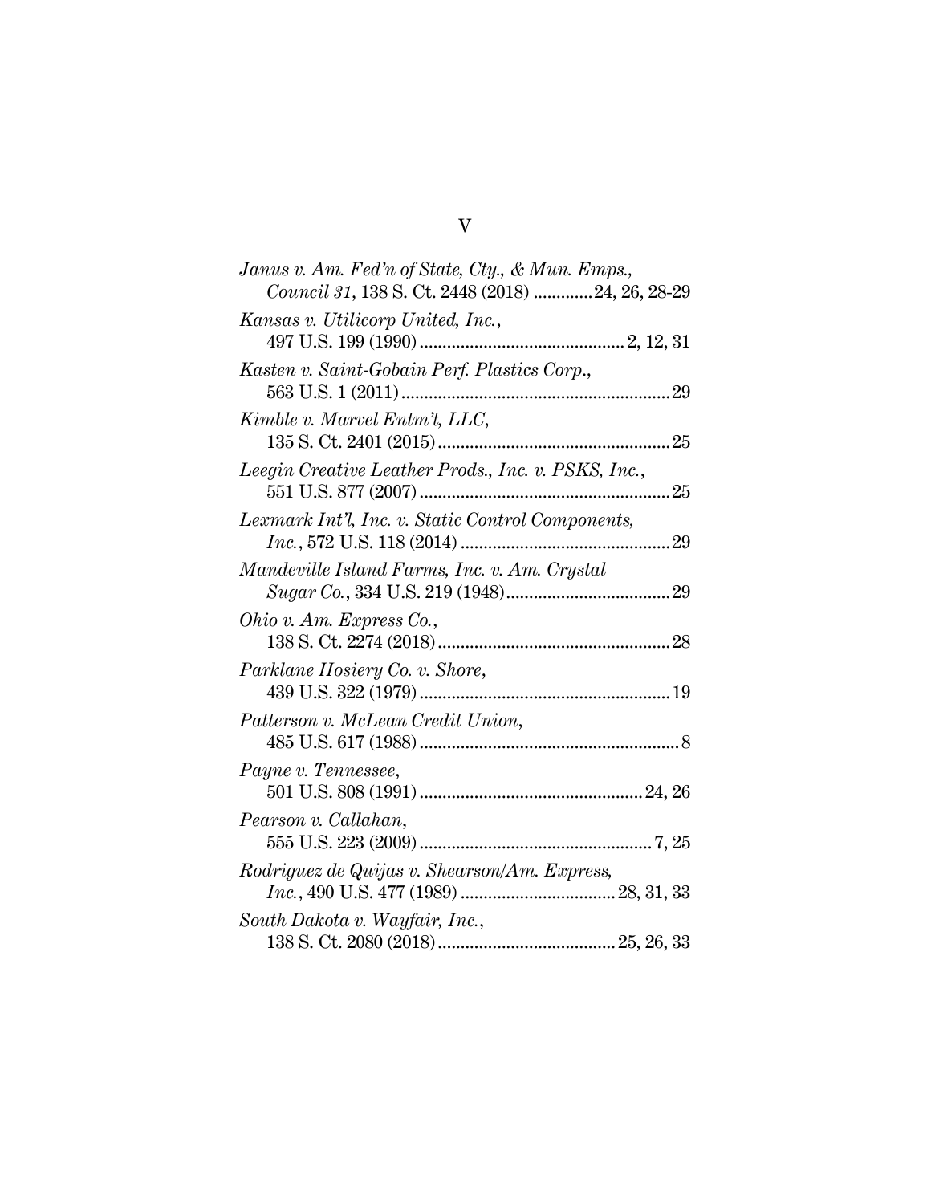*Janus v. Am. Fed'n of State, Cty., & Mun. Emps., Council 31*, 138 S. Ct. 2448 (2018) ............24, 26, 28-29

*Kansas v. Utilicorp United, Inc.*, 497 U.S. 199 (1990) ............................................ 2, 12, 31

*Kasten v. Saint-Gobain Perf. Plastics Corp.*, 563 U.S. 1 (2011) ..........................................................29

*Kimble v. Marvel Entm't, LLC*, 135 S. Ct. 2401 (2015) ..................................................25

*Leegin Creative Leather Prods., Inc. v. PSKS, Inc.*, 551 U.S. 877 (2007) ......................................................25

*Lexmark Int'l, Inc. v. Static Control Components, Inc.*, 572 U.S. 118 (2014) .............................................29

*Mandeville Island Farms, Inc. v. Am. Crystal Sugar Co.*, 334 U.S. 219 (1948)....................................29

*Ohio v. Am. Express Co.*, 138 S. Ct. 2274 (2018)..................................................28

*Parklane Hosiery Co. v. Shore*, 439 U.S. 322 (1979) ......................................................19

*Patterson v. McLean Credit Union*, 485 U.S. 617 (1988) ........................................................8

*Payne v. Tennessee*, 501 U.S. 808 (1991) ................................................24, 26

*Pearson v. Callahan*, 555 U.S. 223 (2009) ..................................................7, 25

*Rodriguez de Quijas v. Shearson/Am. Express, Inc.*, 490 U.S. 477 (1989) .................................. 28, 31, 33

*South Dakota v. Wayfair, Inc.*, 138 S. Ct. 2080 (2018)...................................... 25, 26, 33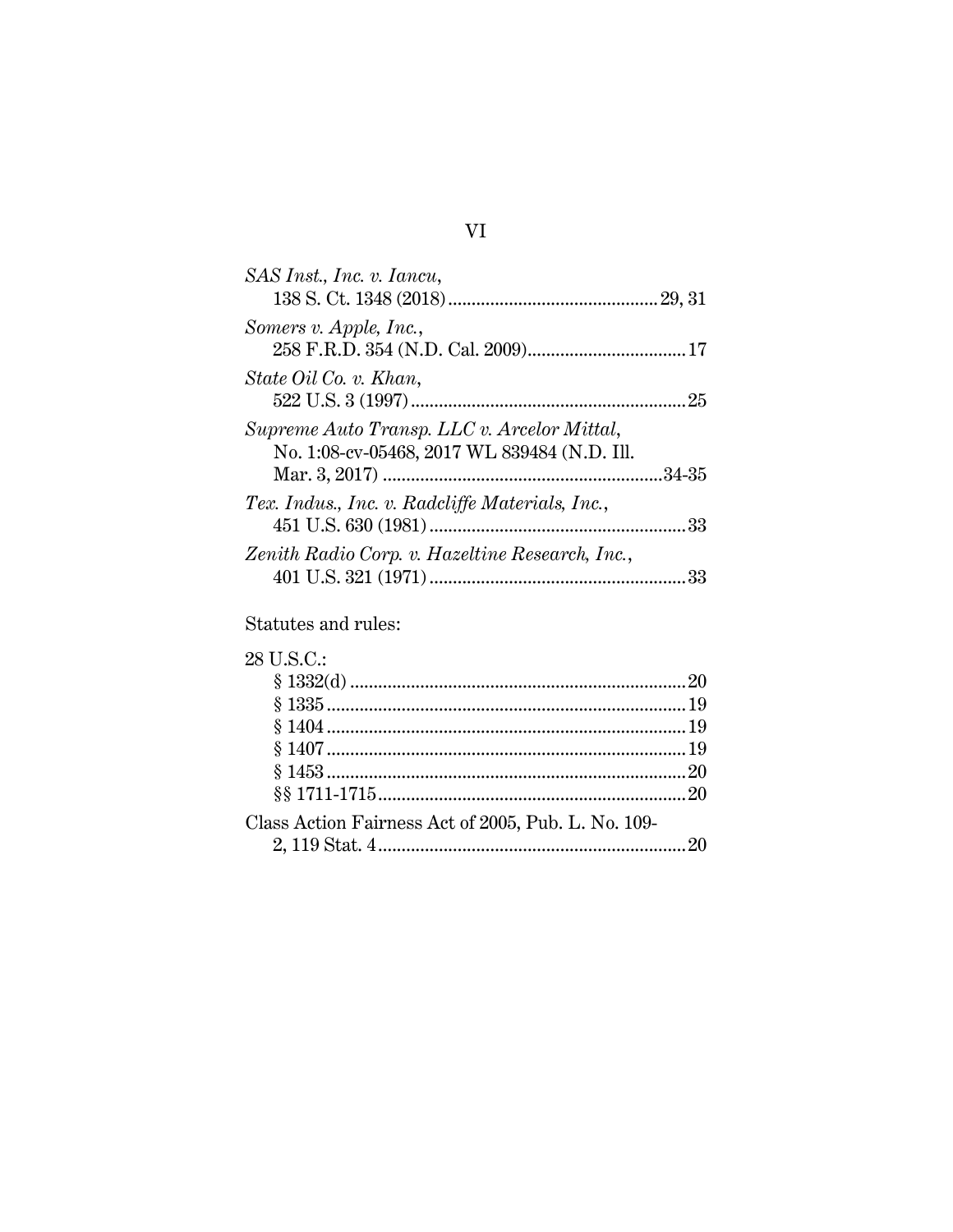*SAS Inst., Inc. v. Iancu*,
138 S. Ct. 1348 (2018) .......................................... 29, 31

*Somers v. Apple, Inc.*,
258 F.R.D. 354 (N.D. Cal. 2009) ................................ 17

*State Oil Co. v. Khan*,
522 U.S. 3 (1997) ........................................................ 25

*Supreme Auto Transp. LLC v. Arcelor Mittal*,
No. 1:08-cv-05468, 2017 WL 839484 (N.D. Ill.
Mar. 3, 2017) ........................................................ 34-35

*Tex. Indus., Inc. v. Radcliffe Materials, Inc.*,
451 U.S. 630 (1981) .................................................... 33

*Zenith Radio Corp. v. Hazeltine Research, Inc.*,
401 U.S. 321 (1971) .................................................... 33

Statutes and rules:

28 U.S.C.:
§ 1332(d) ..................................................................... 20
§ 1335 .......................................................................... 19
§ 1404 .......................................................................... 19
§ 1407 .......................................................................... 19
§ 1453 .......................................................................... 20
§§ 1711-1715 ............................................................... 20

Class Action Fairness Act of 2005, Pub. L. No. 109-
2, 119 Stat. 4 ............................................................... 20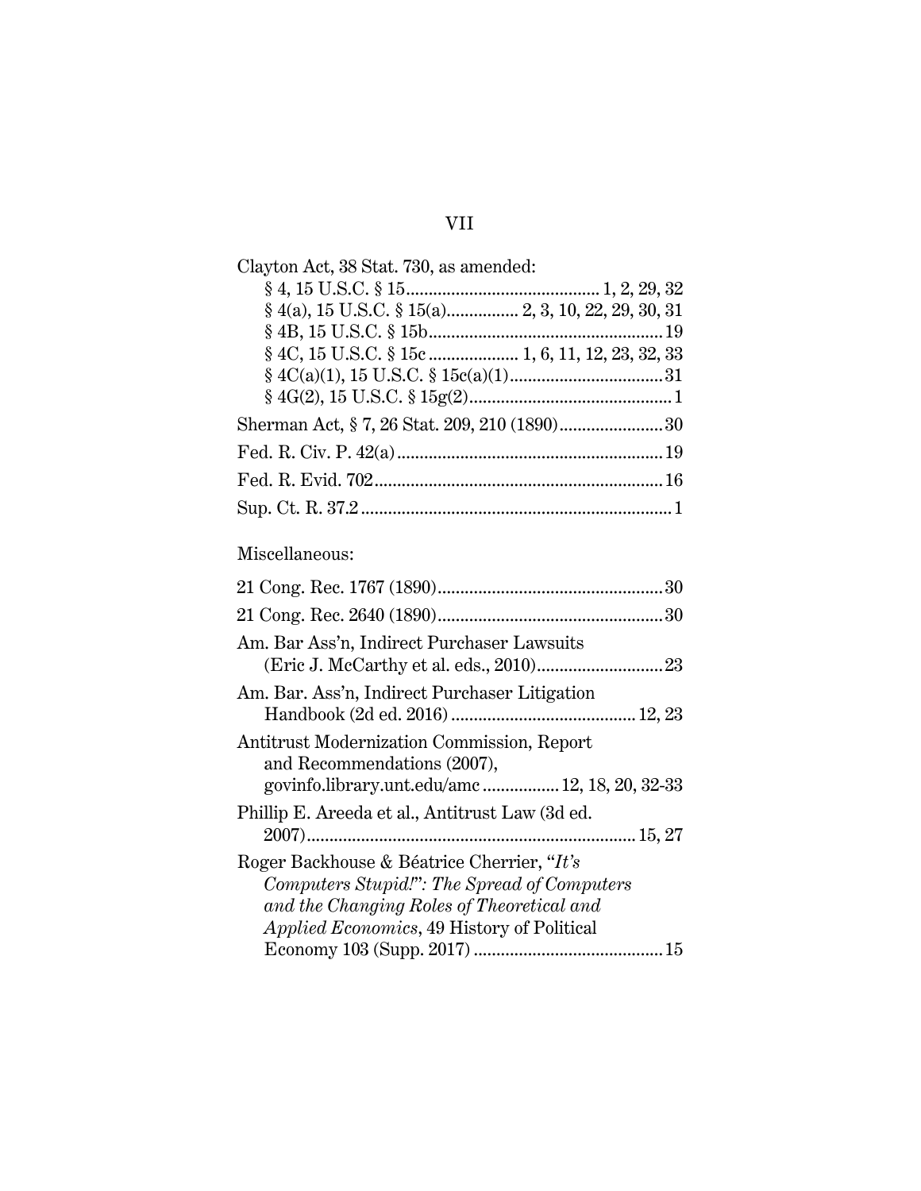Clayton Act, 38 Stat. 730, as amended:

§ 4, 15 U.S.C. § 15 .......................................... 1, 2, 29, 32
§ 4(a), 15 U.S.C. § 15(a) ............... 2, 3, 10, 22, 29, 30, 31
§ 4B, 15 U.S.C. § 15b .................................................. 19
§ 4C, 15 U.S.C. § 15c ................... 1, 6, 11, 12, 23, 32, 33
§ 4C(a)(1), 15 U.S.C. § 15c(a)(1) ................................. 31
§ 4G(2), 15 U.S.C. § 15g(2) ............................................ 1

Sherman Act, § 7, 26 Stat. 209, 210 (1890) ....................... 30

Fed. R. Civ. P. 42(a) .......................................................... 19

Fed. R. Evid. 702 ............................................................... 16

Sup. Ct. R. 37.2 .................................................................... 1

Miscellaneous:

21 Cong. Rec. 1767 (1890) ................................................. 30

21 Cong. Rec. 2640 (1890) ................................................. 30

Am. Bar Ass'n, Indirect Purchaser Lawsuits (Eric J. McCarthy et al. eds., 2010) ............................ 23

Am. Bar. Ass'n, Indirect Purchaser Litigation Handbook (2d ed. 2016) ........................................ 12, 23

Antitrust Modernization Commission, Report and Recommendations (2007), govinfo.library.unt.edu/amc ................. 12, 18, 20, 32-33

Phillip E. Areeda et al., Antitrust Law (3d ed. 2007) ........................................................................ 15, 27

Roger Backhouse & Béatrice Cherrier, "*It's Computers Stupid!*": *The Spread of Computers and the Changing Roles of Theoretical and Applied Economics*, 49 History of Political Economy 103 (Supp. 2017) ......................................... 15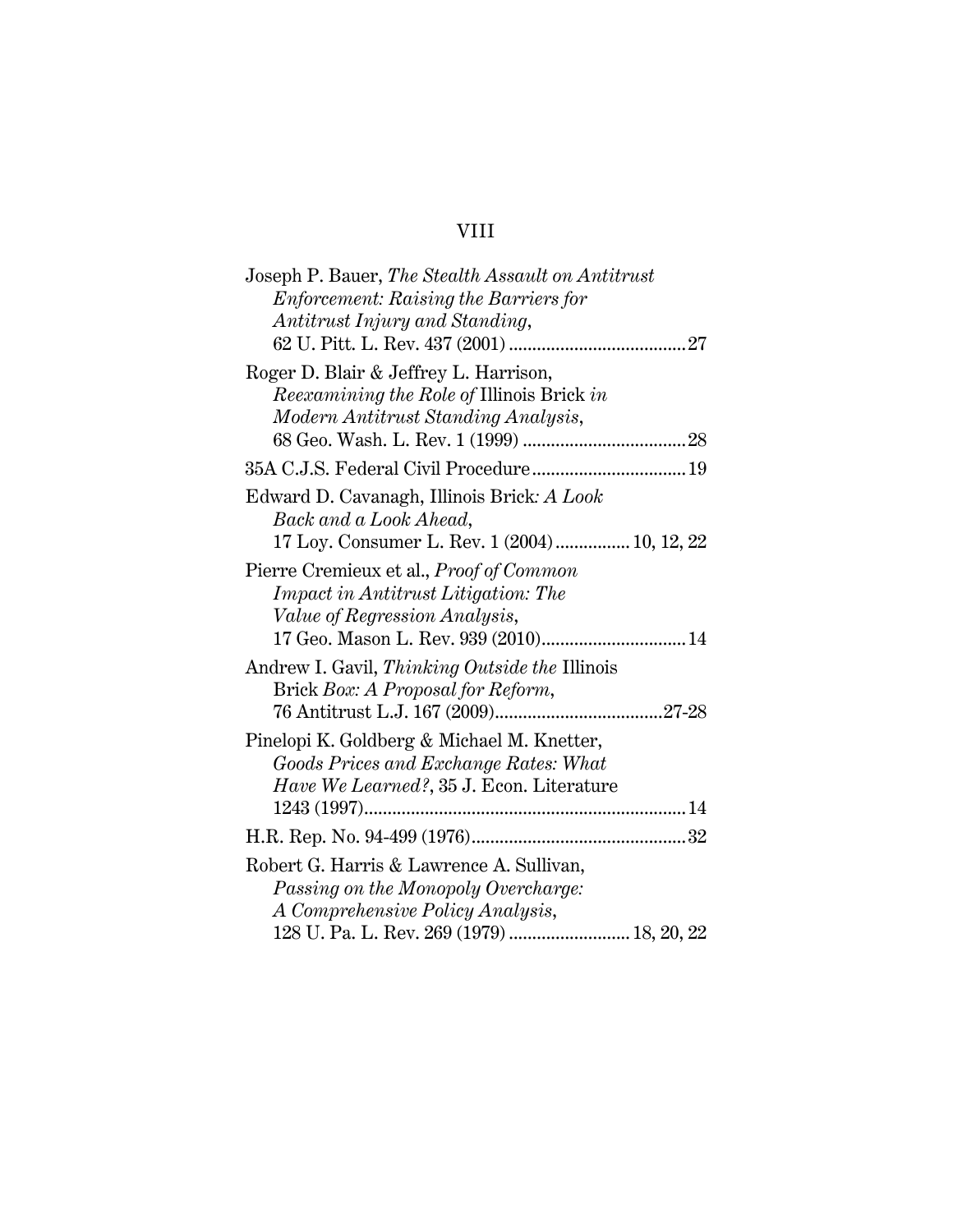Joseph P. Bauer, *The Stealth Assault on Antitrust Enforcement: Raising the Barriers for Antitrust Injury and Standing*, 62 U. Pitt. L. Rev. 437 (2001) ....................................27

Roger D. Blair & Jeffrey L. Harrison, *Reexamining the Role of* Illinois Brick *in Modern Antitrust Standing Analysis*, 68 Geo. Wash. L. Rev. 1 (1999) ..................................28

35A C.J.S. Federal Civil Procedure................................19

Edward D. Cavanagh, Illinois Brick*: A Look Back and a Look Ahead*, 17 Loy. Consumer L. Rev. 1 (2004)................10, 12, 22

Pierre Cremieux et al., *Proof of Common Impact in Antitrust Litigation: The Value of Regression Analysis*, 17 Geo. Mason L. Rev. 939 (2010)..............................14

Andrew I. Gavil, *Thinking Outside the* Illinois Brick *Box: A Proposal for Reform*, 76 Antitrust L.J. 167 (2009)...................................27-28

Pinelopi K. Goldberg & Michael M. Knetter, *Goods Prices and Exchange Rates: What Have We Learned?*, 35 J. Econ. Literature 1243 (1997)....................................................................14

H.R. Rep. No. 94-499 (1976).............................................32

Robert G. Harris & Lawrence A. Sullivan, *Passing on the Monopoly Overcharge: A Comprehensive Policy Analysis*, 128 U. Pa. L. Rev. 269 (1979) .........................18, 20, 22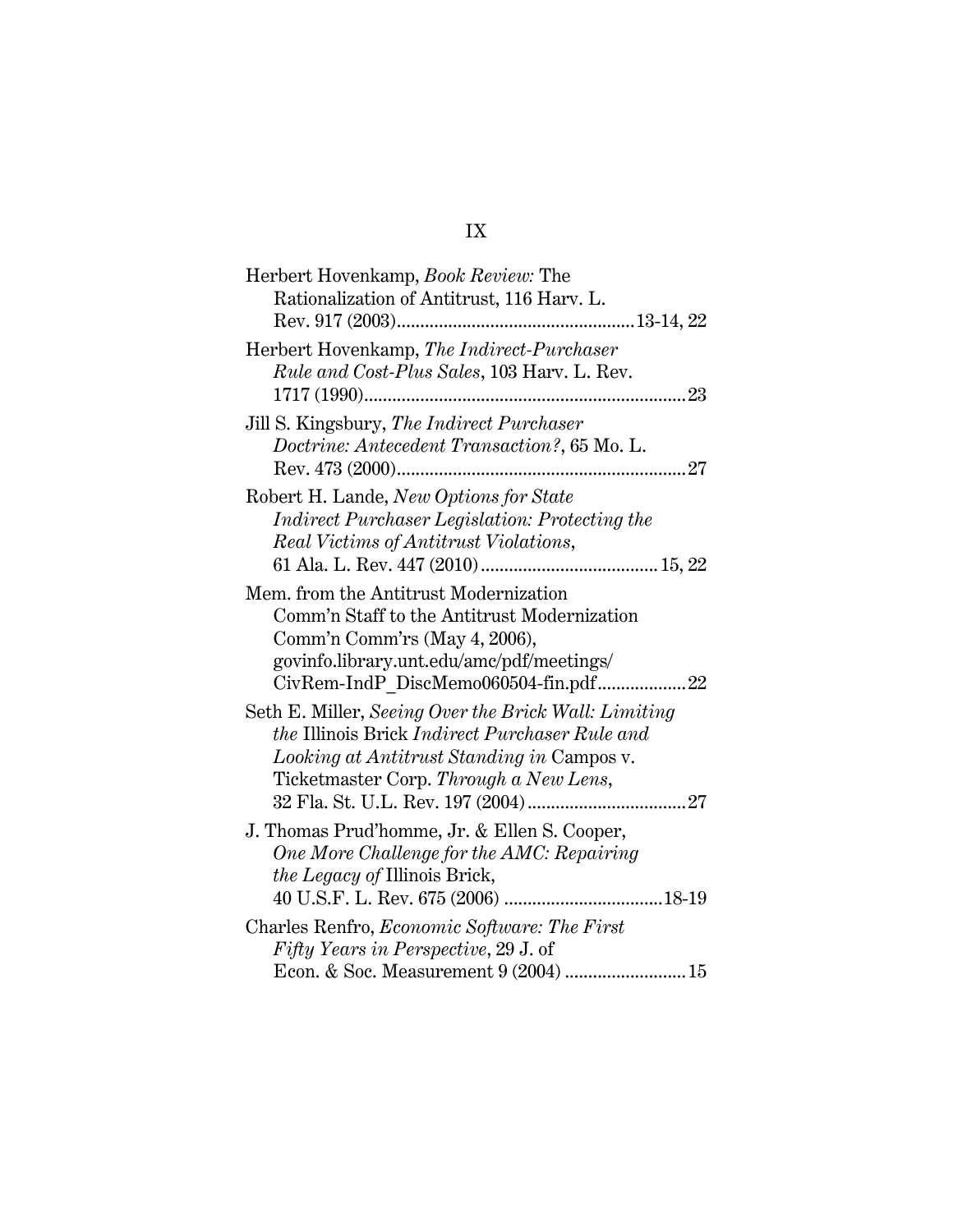Herbert Hovenkamp, *Book Review:* The Rationalization of Antitrust, 116 Harv. L. Rev. 917 (2003)....................................................13-14, 22

Herbert Hovenkamp, *The Indirect-Purchaser Rule and Cost-Plus Sales*, 103 Harv. L. Rev. 1717 (1990)......................................................................23

Jill S. Kingsbury, *The Indirect Purchaser Doctrine: Antecedent Transaction?*, 65 Mo. L. Rev. 473 (2000)................................................................27

Robert H. Lande, *New Options for State Indirect Purchaser Legislation: Protecting the Real Victims of Antitrust Violations*, 61 Ala. L. Rev. 447 (2010)......................................15, 22

Mem. from the Antitrust Modernization Comm'n Staff to the Antitrust Modernization Comm'n Comm'rs (May 4, 2006), govinfo.library.unt.edu/amc/pdf/meetings/CivRem-IndP_DiscMemo060504-fin.pdf..................22

Seth E. Miller, *Seeing Over the Brick Wall: Limiting the* Illinois Brick *Indirect Purchaser Rule and Looking at Antitrust Standing in* Campos v. Ticketmaster Corp. *Through a New Lens*, 32 Fla. St. U.L. Rev. 197 (2004)..................................27

J. Thomas Prud'homme, Jr. & Ellen S. Cooper, *One More Challenge for the AMC: Repairing the Legacy of* Illinois Brick, 40 U.S.F. L. Rev. 675 (2006) ..................................18-19

Charles Renfro, *Economic Software: The First Fifty Years in Perspective*, 29 J. of Econ. & Soc. Measurement 9 (2004) ..........................15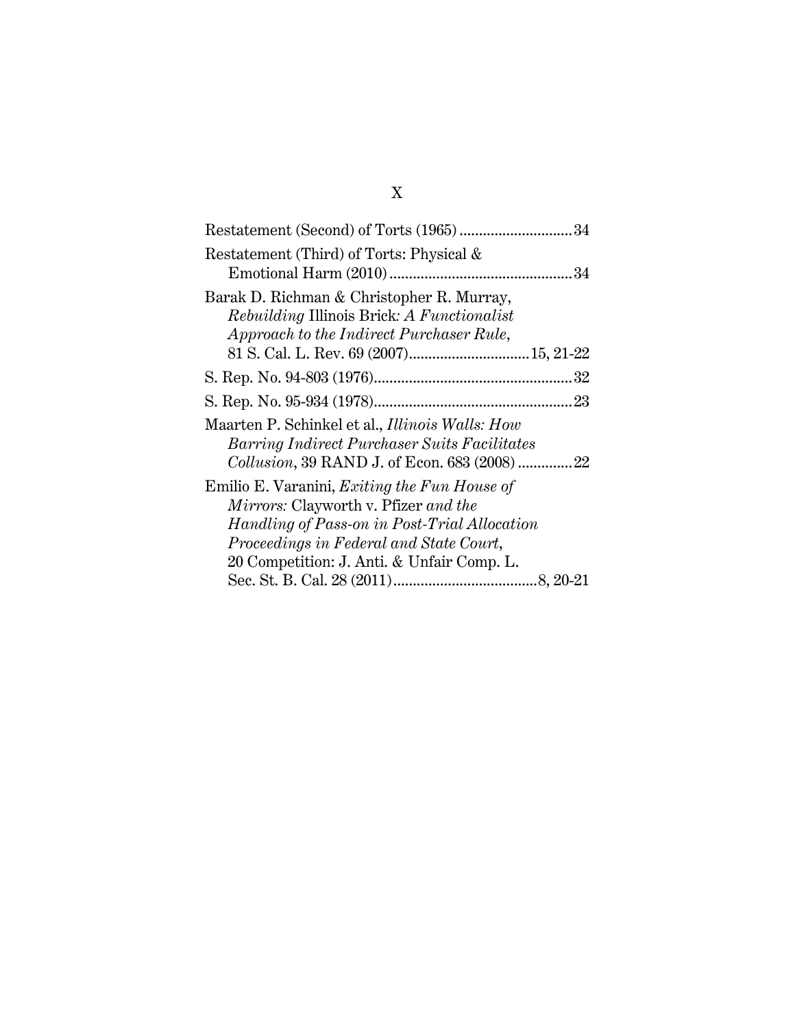Restatement (Second) of Torts (1965) ............................ 34

Restatement (Third) of Torts: Physical & Emotional Harm (2010) .............................................. 34

Barak D. Richman & Christopher R. Murray, *Rebuilding* Illinois Brick*: A Functionalist Approach to the Indirect Purchaser Rule*, 81 S. Cal. L. Rev. 69 (2007) ............................... 15, 21-22

S. Rep. No. 94-803 (1976) .................................................. 32

S. Rep. No. 95-934 (1978) .................................................. 23

Maarten P. Schinkel et al., *Illinois Walls: How Barring Indirect Purchaser Suits Facilitates Collusion*, 39 RAND J. of Econ. 683 (2008) ............. 22

Emilio E. Varanini, *Exiting the Fun House of Mirrors:* Clayworth v. Pfizer *and the Handling of Pass-on in Post-Trial Allocation Proceedings in Federal and State Court*, 20 Competition: J. Anti. & Unfair Comp. L. Sec. St. B. Cal. 28 (2011) ..................................... 8, 20-21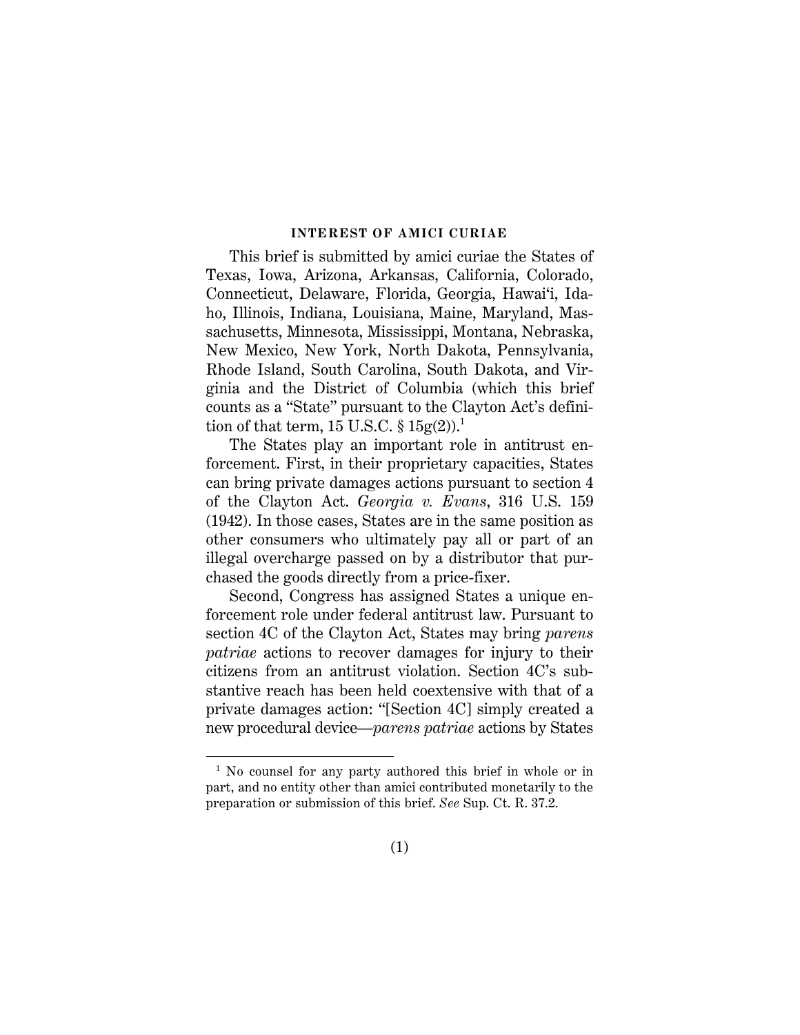## INTEREST OF AMICI CURIAE

This brief is submitted by amici curiae the States of Texas, Iowa, Arizona, Arkansas, California, Colorado, Connecticut, Delaware, Florida, Georgia, Hawai'i, Idaho, Illinois, Indiana, Louisiana, Maine, Maryland, Massachusetts, Minnesota, Mississippi, Montana, Nebraska, New Mexico, New York, North Dakota, Pennsylvania, Rhode Island, South Carolina, South Dakota, and Virginia and the District of Columbia (which this brief counts as a "State" pursuant to the Clayton Act's definition of that term, 15 U.S.C. § 15g(2)).[1]

The States play an important role in antitrust enforcement. First, in their proprietary capacities, States can bring private damages actions pursuant to section 4 of the Clayton Act. *Georgia v. Evans*, 316 U.S. 159 (1942). In those cases, States are in the same position as other consumers who ultimately pay all or part of an illegal overcharge passed on by a distributor that purchased the goods directly from a price-fixer.

Second, Congress has assigned States a unique enforcement role under federal antitrust law. Pursuant to section 4C of the Clayton Act, States may bring *parens patriae* actions to recover damages for injury to their citizens from an antitrust violation. Section 4C's substantive reach has been held coextensive with that of a private damages action: "[Section 4C] simply created a new procedural device—*parens patriae* actions by States

[1] No counsel for any party authored this brief in whole or in part, and no entity other than amici contributed monetarily to the preparation or submission of this brief. *See* Sup. Ct. R. 37.2.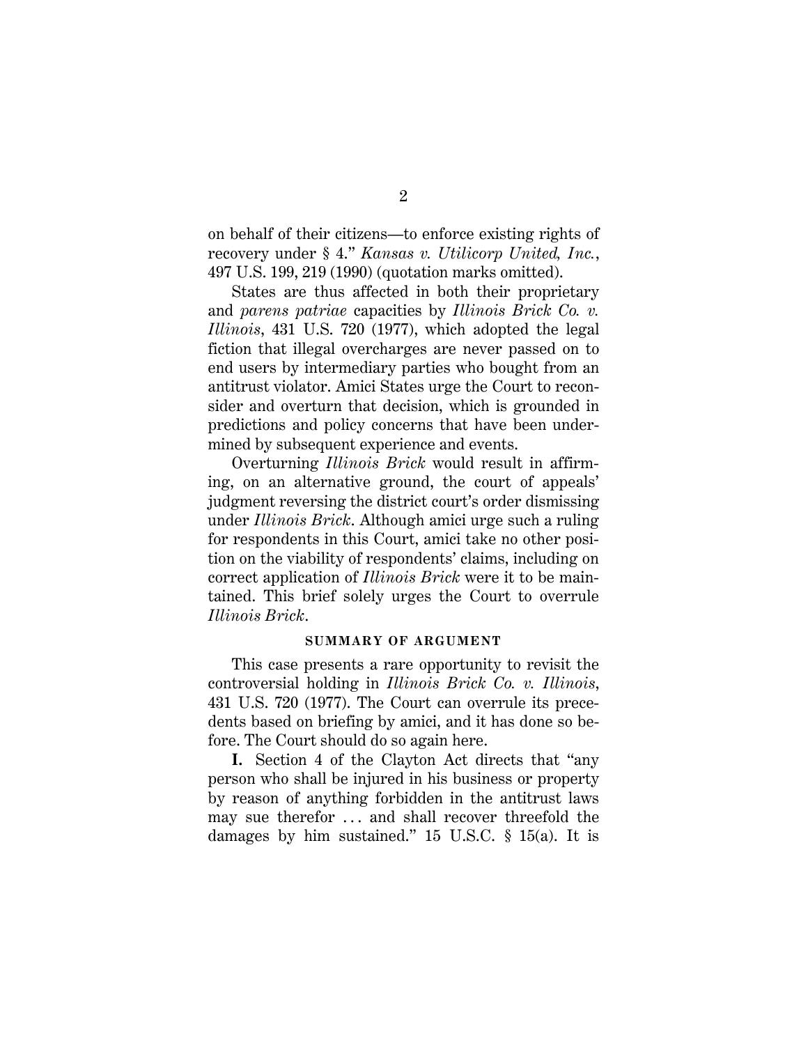on behalf of their citizens—to enforce existing rights of recovery under § 4." *Kansas v. Utilicorp United, Inc.*, 497 U.S. 199, 219 (1990) (quotation marks omitted).

States are thus affected in both their proprietary and *parens patriae* capacities by *Illinois Brick Co. v. Illinois*, 431 U.S. 720 (1977), which adopted the legal fiction that illegal overcharges are never passed on to end users by intermediary parties who bought from an antitrust violator. Amici States urge the Court to reconsider and overturn that decision, which is grounded in predictions and policy concerns that have been undermined by subsequent experience and events.

Overturning *Illinois Brick* would result in affirming, on an alternative ground, the court of appeals' judgment reversing the district court's order dismissing under *Illinois Brick*. Although amici urge such a ruling for respondents in this Court, amici take no other position on the viability of respondents' claims, including on correct application of *Illinois Brick* were it to be maintained. This brief solely urges the Court to overrule *Illinois Brick*.

## SUMMARY OF ARGUMENT

This case presents a rare opportunity to revisit the controversial holding in *Illinois Brick Co. v. Illinois*, 431 U.S. 720 (1977). The Court can overrule its precedents based on briefing by amici, and it has done so before. The Court should do so again here.

**I.** Section 4 of the Clayton Act directs that "any person who shall be injured in his business or property by reason of anything forbidden in the antitrust laws may sue therefor . . . and shall recover threefold the damages by him sustained." 15 U.S.C. § 15(a). It is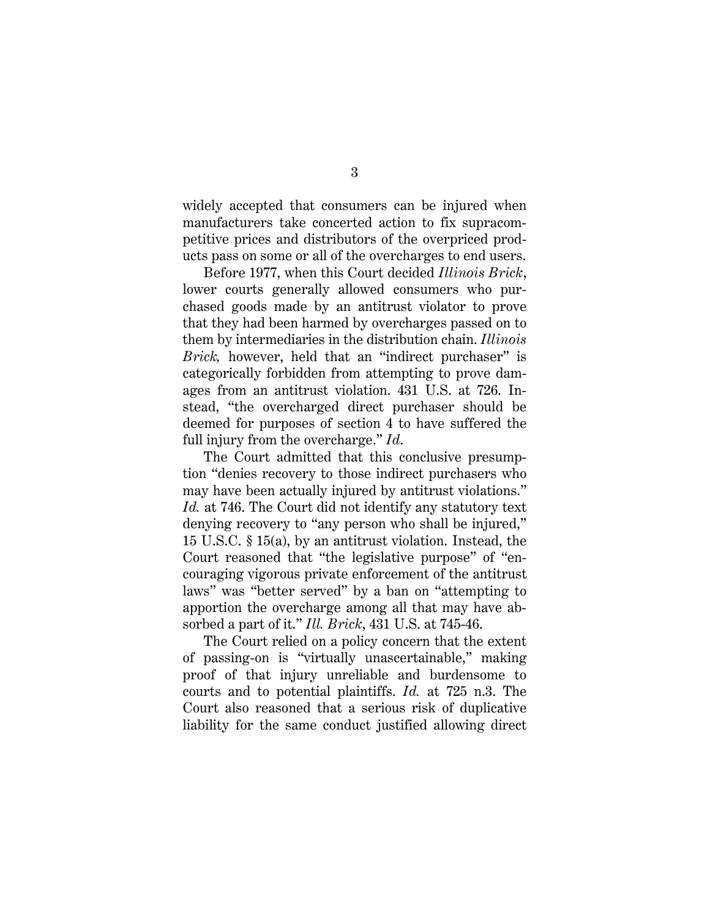widely accepted that consumers can be injured when manufacturers take concerted action to fix supracompetitive prices and distributors of the overpriced products pass on some or all of the overcharges to end users.

Before 1977, when this Court decided *Illinois Brick*, lower courts generally allowed consumers who purchased goods made by an antitrust violator to prove that they had been harmed by overcharges passed on to them by intermediaries in the distribution chain. *Illinois Brick,* however, held that an "indirect purchaser" is categorically forbidden from attempting to prove damages from an antitrust violation. 431 U.S. at 726. Instead, "the overcharged direct purchaser should be deemed for purposes of section 4 to have suffered the full injury from the overcharge." *Id.*

The Court admitted that this conclusive presumption "denies recovery to those indirect purchasers who may have been actually injured by antitrust violations." *Id.* at 746. The Court did not identify any statutory text denying recovery to "any person who shall be injured," 15 U.S.C. § 15(a), by an antitrust violation. Instead, the Court reasoned that "the legislative purpose" of "encouraging vigorous private enforcement of the antitrust laws" was "better served" by a ban on "attempting to apportion the overcharge among all that may have absorbed a part of it." *Ill. Brick*, 431 U.S. at 745-46.

The Court relied on a policy concern that the extent of passing-on is "virtually unascertainable," making proof of that injury unreliable and burdensome to courts and to potential plaintiffs. *Id.* at 725 n.3. The Court also reasoned that a serious risk of duplicative liability for the same conduct justified allowing direct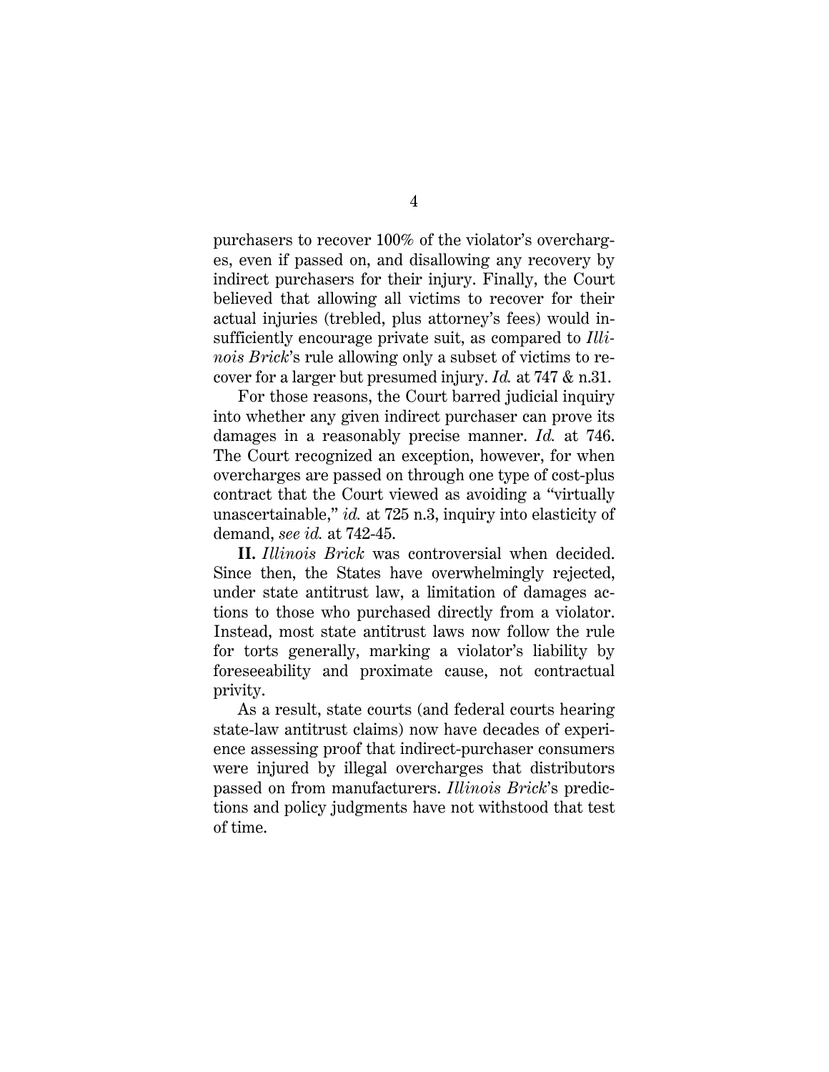purchasers to recover 100% of the violator's overcharges, even if passed on, and disallowing any recovery by indirect purchasers for their injury. Finally, the Court believed that allowing all victims to recover for their actual injuries (trebled, plus attorney's fees) would insufficiently encourage private suit, as compared to *Illinois Brick*'s rule allowing only a subset of victims to recover for a larger but presumed injury. *Id.* at 747 & n.31.

For those reasons, the Court barred judicial inquiry into whether any given indirect purchaser can prove its damages in a reasonably precise manner. *Id.* at 746. The Court recognized an exception, however, for when overcharges are passed on through one type of cost-plus contract that the Court viewed as avoiding a "virtually unascertainable," *id.* at 725 n.3, inquiry into elasticity of demand, *see id.* at 742-45.

**II.** *Illinois Brick* was controversial when decided. Since then, the States have overwhelmingly rejected, under state antitrust law, a limitation of damages actions to those who purchased directly from a violator. Instead, most state antitrust laws now follow the rule for torts generally, marking a violator's liability by foreseeability and proximate cause, not contractual privity.

As a result, state courts (and federal courts hearing state-law antitrust claims) now have decades of experience assessing proof that indirect-purchaser consumers were injured by illegal overcharges that distributors passed on from manufacturers. *Illinois Brick*'s predictions and policy judgments have not withstood that test of time.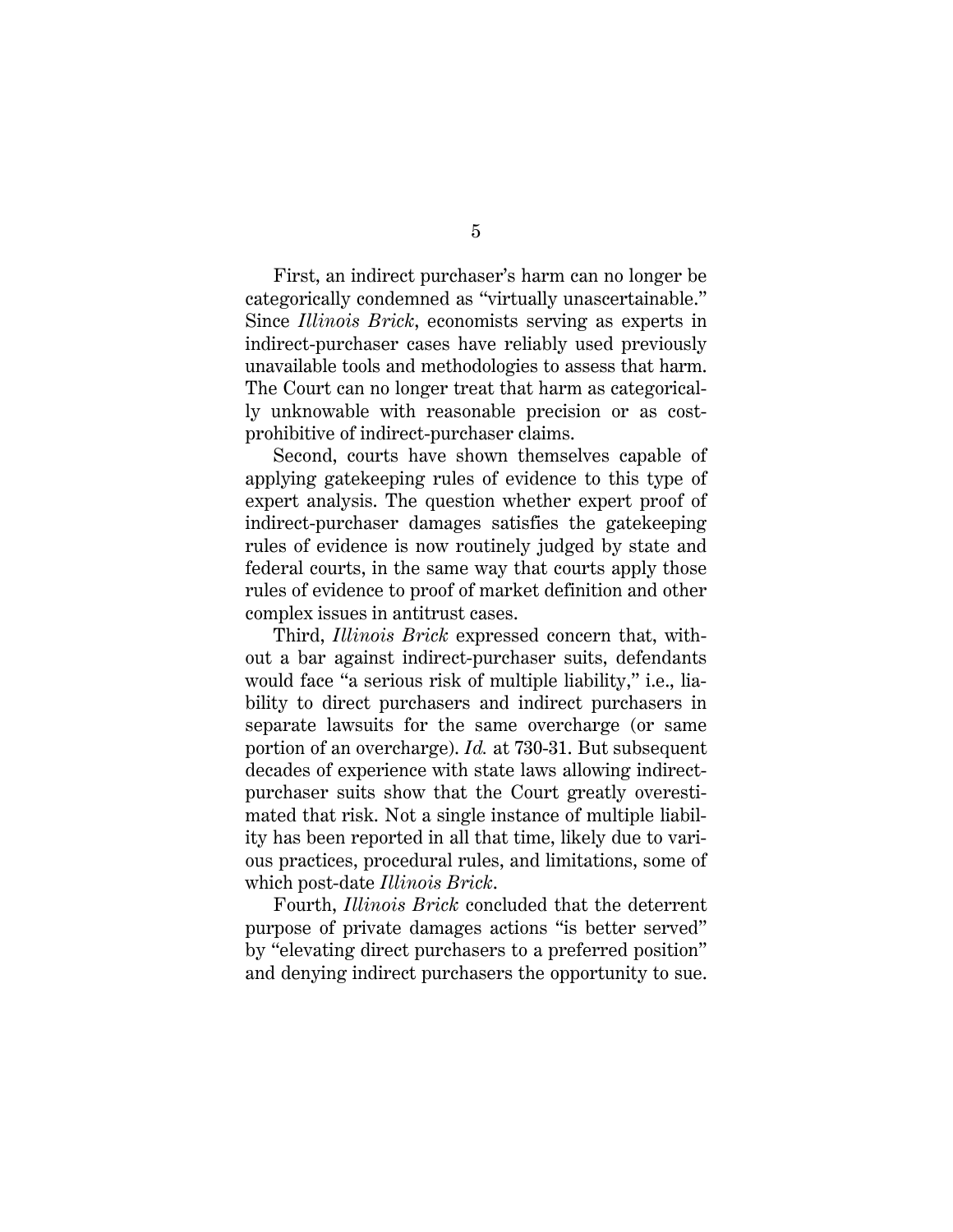First, an indirect purchaser's harm can no longer be categorically condemned as "virtually unascertainable." Since *Illinois Brick*, economists serving as experts in indirect-purchaser cases have reliably used previously unavailable tools and methodologies to assess that harm. The Court can no longer treat that harm as categorically unknowable with reasonable precision or as cost-prohibitive of indirect-purchaser claims.

Second, courts have shown themselves capable of applying gatekeeping rules of evidence to this type of expert analysis. The question whether expert proof of indirect-purchaser damages satisfies the gatekeeping rules of evidence is now routinely judged by state and federal courts, in the same way that courts apply those rules of evidence to proof of market definition and other complex issues in antitrust cases.

Third, *Illinois Brick* expressed concern that, without a bar against indirect-purchaser suits, defendants would face "a serious risk of multiple liability," i.e., liability to direct purchasers and indirect purchasers in separate lawsuits for the same overcharge (or same portion of an overcharge). *Id.* at 730-31. But subsequent decades of experience with state laws allowing indirect-purchaser suits show that the Court greatly overestimated that risk. Not a single instance of multiple liability has been reported in all that time, likely due to various practices, procedural rules, and limitations, some of which post-date *Illinois Brick*.

Fourth, *Illinois Brick* concluded that the deterrent purpose of private damages actions "is better served" by "elevating direct purchasers to a preferred position" and denying indirect purchasers the opportunity to sue.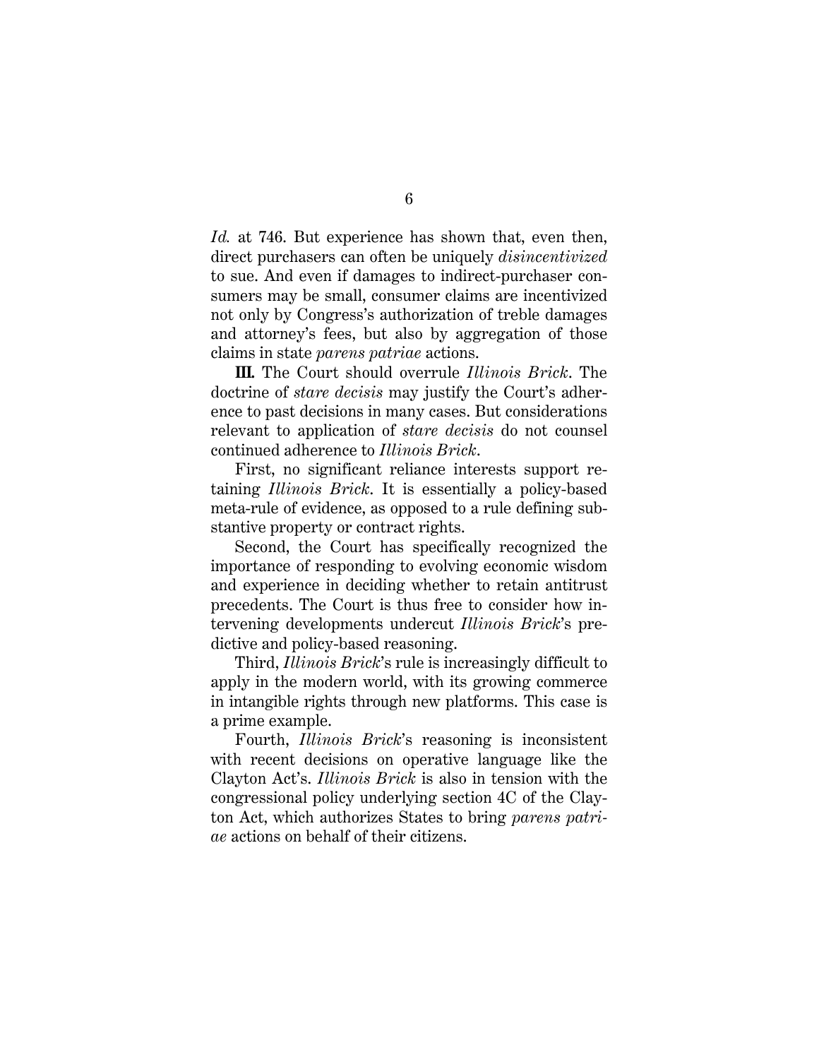*Id.* at 746. But experience has shown that, even then, direct purchasers can often be uniquely *disincentivized* to sue. And even if damages to indirect-purchaser consumers may be small, consumer claims are incentivized not only by Congress's authorization of treble damages and attorney's fees, but also by aggregation of those claims in state *parens patriae* actions.

**III.** The Court should overrule *Illinois Brick*. The doctrine of *stare decisis* may justify the Court's adherence to past decisions in many cases. But considerations relevant to application of *stare decisis* do not counsel continued adherence to *Illinois Brick*.

First, no significant reliance interests support retaining *Illinois Brick*. It is essentially a policy-based meta-rule of evidence, as opposed to a rule defining substantive property or contract rights.

Second, the Court has specifically recognized the importance of responding to evolving economic wisdom and experience in deciding whether to retain antitrust precedents. The Court is thus free to consider how intervening developments undercut *Illinois Brick*'s predictive and policy-based reasoning.

Third, *Illinois Brick*'s rule is increasingly difficult to apply in the modern world, with its growing commerce in intangible rights through new platforms. This case is a prime example.

Fourth, *Illinois Brick*'s reasoning is inconsistent with recent decisions on operative language like the Clayton Act's. *Illinois Brick* is also in tension with the congressional policy underlying section 4C of the Clayton Act, which authorizes States to bring *parens patriae* actions on behalf of their citizens.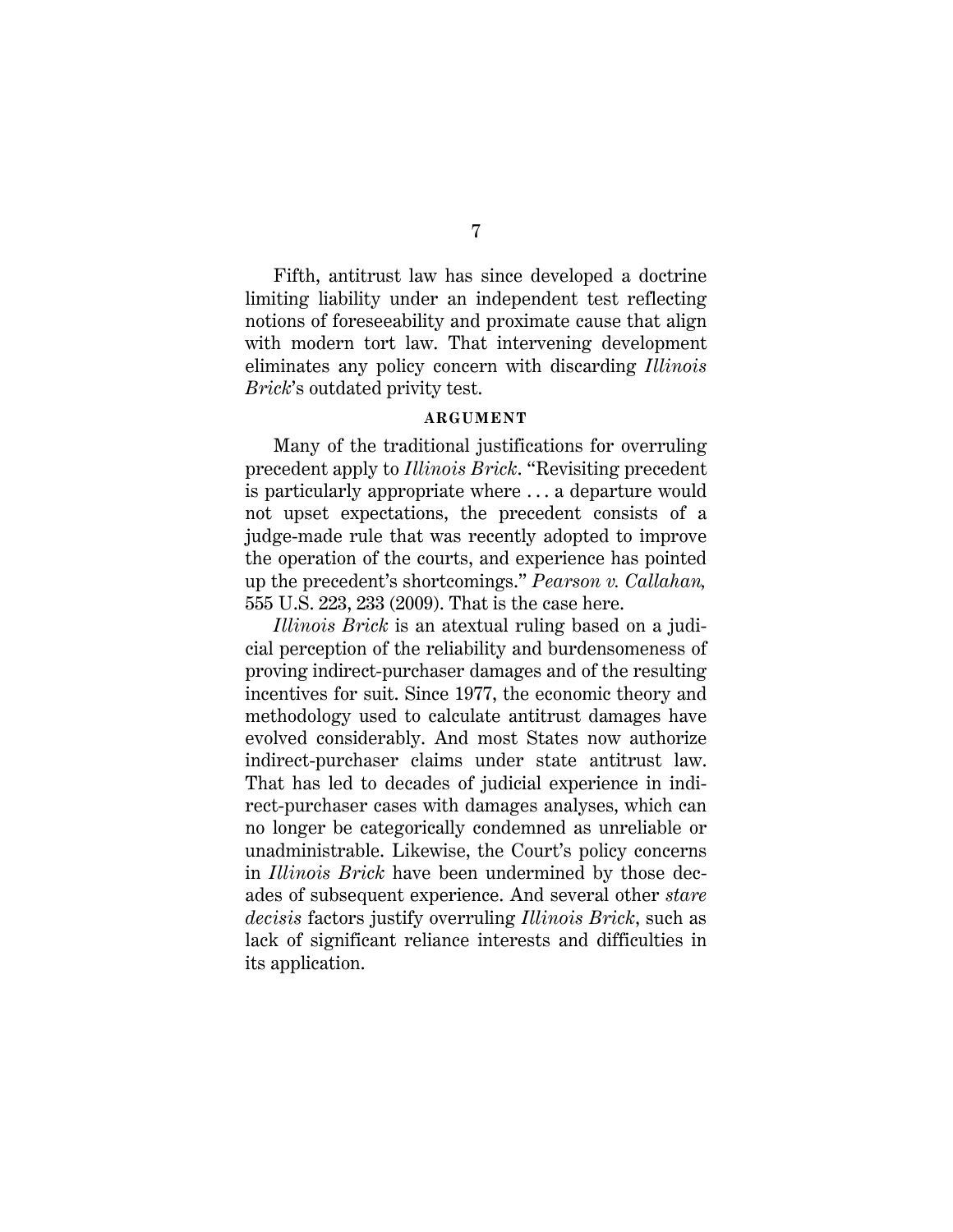Fifth, antitrust law has since developed a doctrine limiting liability under an independent test reflecting notions of foreseeability and proximate cause that align with modern tort law. That intervening development eliminates any policy concern with discarding *Illinois Brick*'s outdated privity test.

## ARGUMENT

Many of the traditional justifications for overruling precedent apply to *Illinois Brick*. "Revisiting precedent is particularly appropriate where . . . a departure would not upset expectations, the precedent consists of a judge-made rule that was recently adopted to improve the operation of the courts, and experience has pointed up the precedent's shortcomings." *Pearson v. Callahan,* 555 U.S. 223, 233 (2009). That is the case here.

*Illinois Brick* is an atextual ruling based on a judicial perception of the reliability and burdensomeness of proving indirect-purchaser damages and of the resulting incentives for suit. Since 1977, the economic theory and methodology used to calculate antitrust damages have evolved considerably. And most States now authorize indirect-purchaser claims under state antitrust law. That has led to decades of judicial experience in indirect-purchaser cases with damages analyses, which can no longer be categorically condemned as unreliable or unadministrable. Likewise, the Court's policy concerns in *Illinois Brick* have been undermined by those decades of subsequent experience. And several other *stare decisis* factors justify overruling *Illinois Brick*, such as lack of significant reliance interests and difficulties in its application.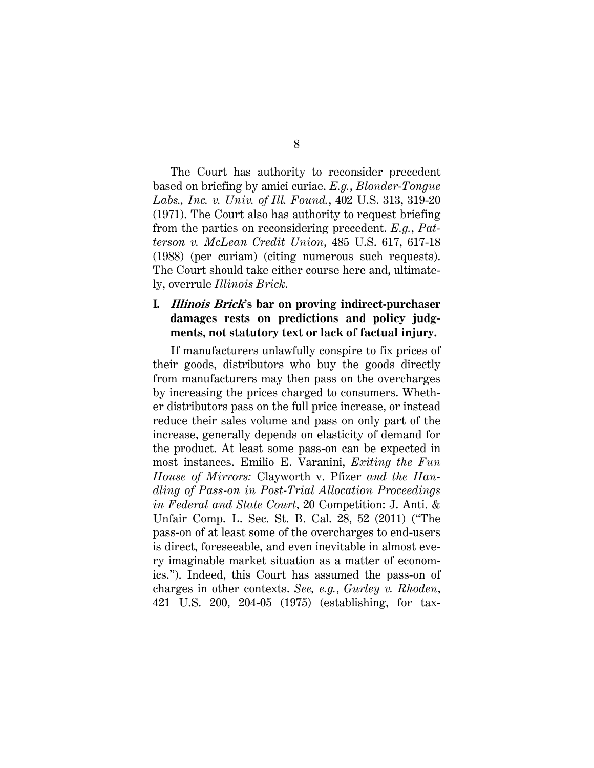The Court has authority to reconsider precedent based on briefing by amici curiae. *E.g.*, *Blonder-Tongue Labs., Inc. v. Univ. of Ill. Found.*, 402 U.S. 313, 319-20 (1971). The Court also has authority to request briefing from the parties on reconsidering precedent. *E.g.*, *Patterson v. McLean Credit Union*, 485 U.S. 617, 617-18 (1988) (per curiam) (citing numerous such requests). The Court should take either course here and, ultimately, overrule *Illinois Brick*.

## I. *Illinois Brick*'s bar on proving indirect-purchaser damages rests on predictions and policy judgments, not statutory text or lack of factual injury.

If manufacturers unlawfully conspire to fix prices of their goods, distributors who buy the goods directly from manufacturers may then pass on the overcharges by increasing the prices charged to consumers. Whether distributors pass on the full price increase, or instead reduce their sales volume and pass on only part of the increase, generally depends on elasticity of demand for the product. At least some pass-on can be expected in most instances. Emilio E. Varanini, *Exiting the Fun House of Mirrors:* Clayworth v. Pfizer *and the Handling of Pass-on in Post-Trial Allocation Proceedings in Federal and State Court*, 20 Competition: J. Anti. & Unfair Comp. L. Sec. St. B. Cal. 28, 52 (2011) ("The pass-on of at least some of the overcharges to end-users is direct, foreseeable, and even inevitable in almost every imaginable market situation as a matter of economics."). Indeed, this Court has assumed the pass-on of charges in other contexts. *See, e.g.*, *Gurley v. Rhoden*, 421 U.S. 200, 204-05 (1975) (establishing, for tax-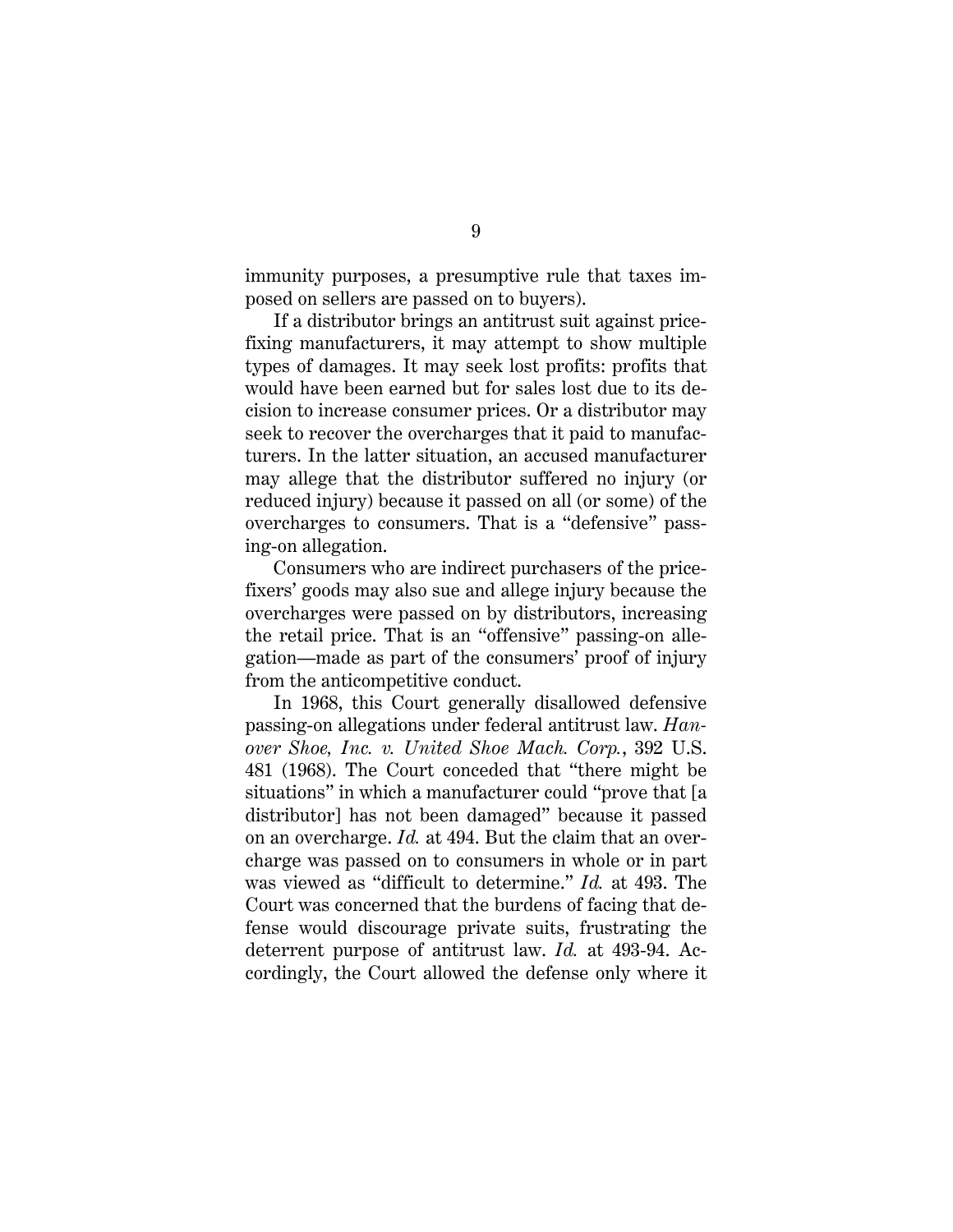immunity purposes, a presumptive rule that taxes imposed on sellers are passed on to buyers).

If a distributor brings an antitrust suit against price-fixing manufacturers, it may attempt to show multiple types of damages. It may seek lost profits: profits that would have been earned but for sales lost due to its decision to increase consumer prices. Or a distributor may seek to recover the overcharges that it paid to manufacturers. In the latter situation, an accused manufacturer may allege that the distributor suffered no injury (or reduced injury) because it passed on all (or some) of the overcharges to consumers. That is a "defensive" passing-on allegation.

Consumers who are indirect purchasers of the price-fixers' goods may also sue and allege injury because the overcharges were passed on by distributors, increasing the retail price. That is an "offensive" passing-on allegation—made as part of the consumers' proof of injury from the anticompetitive conduct.

In 1968, this Court generally disallowed defensive passing-on allegations under federal antitrust law. *Hanover Shoe, Inc. v. United Shoe Mach. Corp.*, 392 U.S. 481 (1968). The Court conceded that "there might be situations" in which a manufacturer could "prove that [a distributor] has not been damaged" because it passed on an overcharge. *Id.* at 494. But the claim that an overcharge was passed on to consumers in whole or in part was viewed as "difficult to determine." *Id.* at 493. The Court was concerned that the burdens of facing that defense would discourage private suits, frustrating the deterrent purpose of antitrust law. *Id.* at 493-94. Accordingly, the Court allowed the defense only where it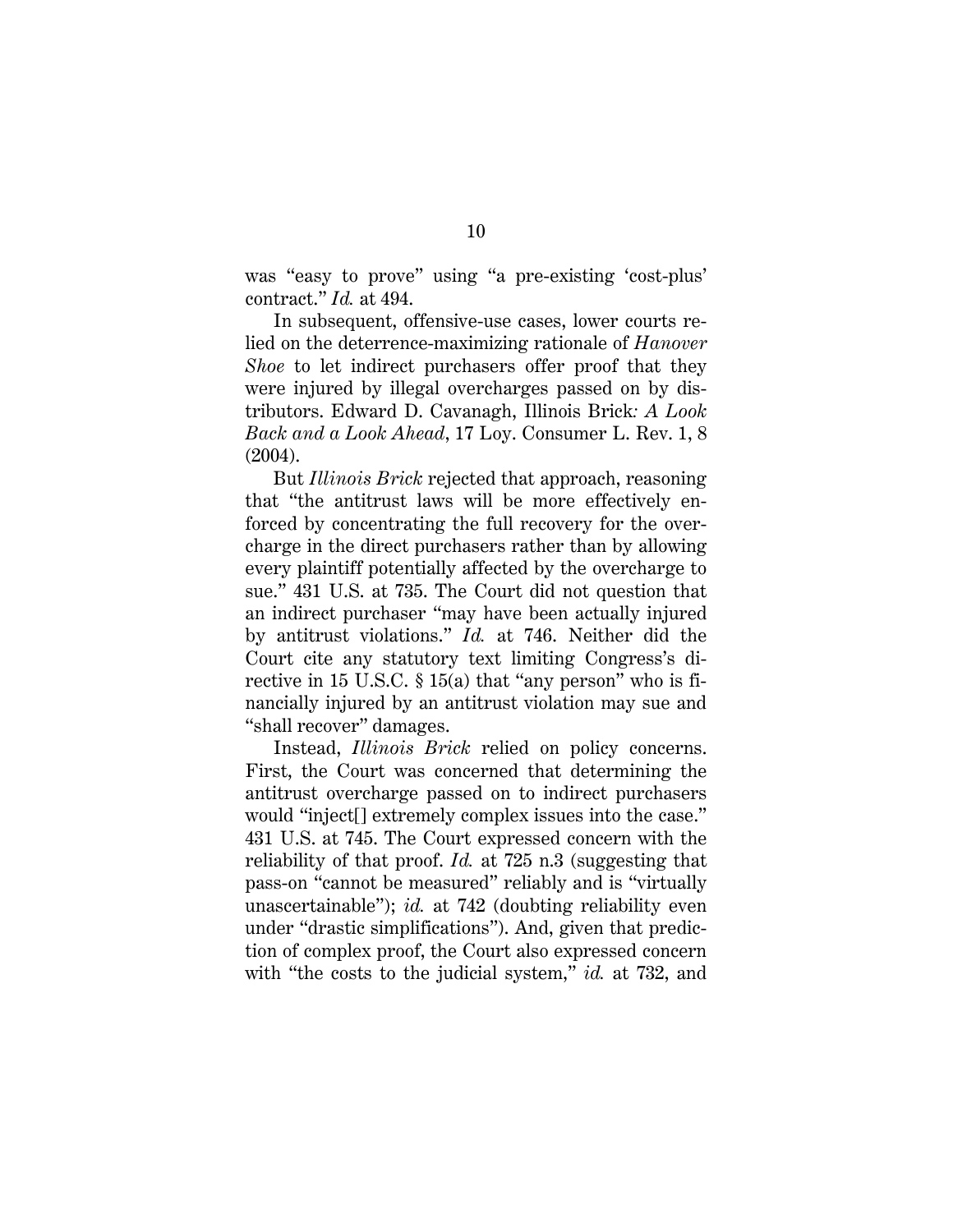was "easy to prove" using "a pre-existing 'cost-plus' contract." *Id.* at 494.

In subsequent, offensive-use cases, lower courts relied on the deterrence-maximizing rationale of *Hanover Shoe* to let indirect purchasers offer proof that they were injured by illegal overcharges passed on by distributors. Edward D. Cavanagh, Illinois Brick*: A Look Back and a Look Ahead*, 17 Loy. Consumer L. Rev. 1, 8 (2004).

But *Illinois Brick* rejected that approach, reasoning that "the antitrust laws will be more effectively enforced by concentrating the full recovery for the overcharge in the direct purchasers rather than by allowing every plaintiff potentially affected by the overcharge to sue." 431 U.S. at 735. The Court did not question that an indirect purchaser "may have been actually injured by antitrust violations." *Id.* at 746. Neither did the Court cite any statutory text limiting Congress's directive in 15 U.S.C. § 15(a) that "any person" who is financially injured by an antitrust violation may sue and "shall recover" damages.

Instead, *Illinois Brick* relied on policy concerns. First, the Court was concerned that determining the antitrust overcharge passed on to indirect purchasers would "inject[] extremely complex issues into the case." 431 U.S. at 745. The Court expressed concern with the reliability of that proof. *Id.* at 725 n.3 (suggesting that pass-on "cannot be measured" reliably and is "virtually unascertainable"); *id.* at 742 (doubting reliability even under "drastic simplifications"). And, given that prediction of complex proof, the Court also expressed concern with "the costs to the judicial system," *id.* at 732, and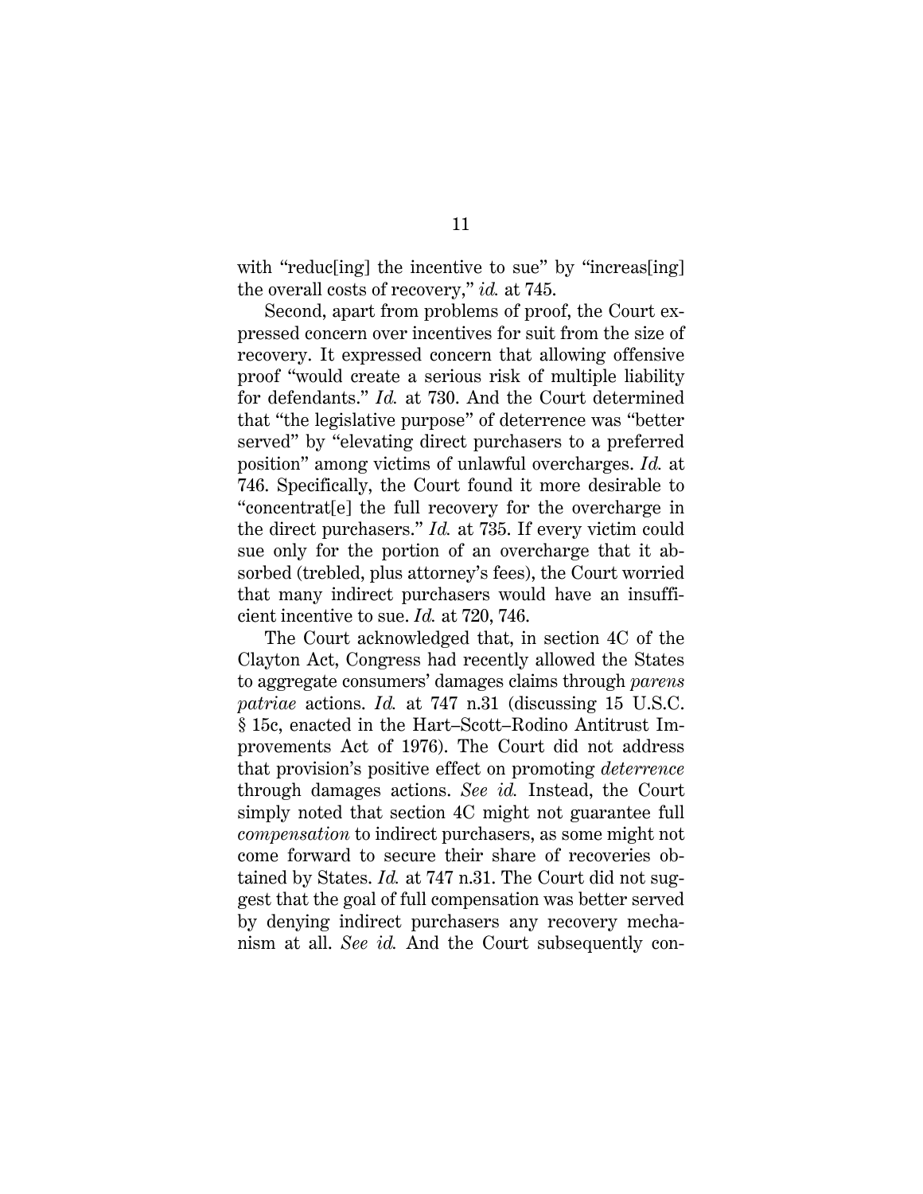with "reduc[ing] the incentive to sue" by "increas[ing] the overall costs of recovery," *id.* at 745.

Second, apart from problems of proof, the Court expressed concern over incentives for suit from the size of recovery. It expressed concern that allowing offensive proof "would create a serious risk of multiple liability for defendants." *Id.* at 730. And the Court determined that "the legislative purpose" of deterrence was "better served" by "elevating direct purchasers to a preferred position" among victims of unlawful overcharges. *Id.* at 746. Specifically, the Court found it more desirable to "concentrat[e] the full recovery for the overcharge in the direct purchasers." *Id.* at 735. If every victim could sue only for the portion of an overcharge that it absorbed (trebled, plus attorney's fees), the Court worried that many indirect purchasers would have an insufficient incentive to sue. *Id.* at 720, 746.

The Court acknowledged that, in section 4C of the Clayton Act, Congress had recently allowed the States to aggregate consumers' damages claims through *parens patriae* actions. *Id.* at 747 n.31 (discussing 15 U.S.C. § 15c, enacted in the Hart–Scott–Rodino Antitrust Improvements Act of 1976). The Court did not address that provision's positive effect on promoting *deterrence* through damages actions. *See id.* Instead, the Court simply noted that section 4C might not guarantee full *compensation* to indirect purchasers, as some might not come forward to secure their share of recoveries obtained by States. *Id.* at 747 n.31. The Court did not suggest that the goal of full compensation was better served by denying indirect purchasers any recovery mechanism at all. *See id.* And the Court subsequently con-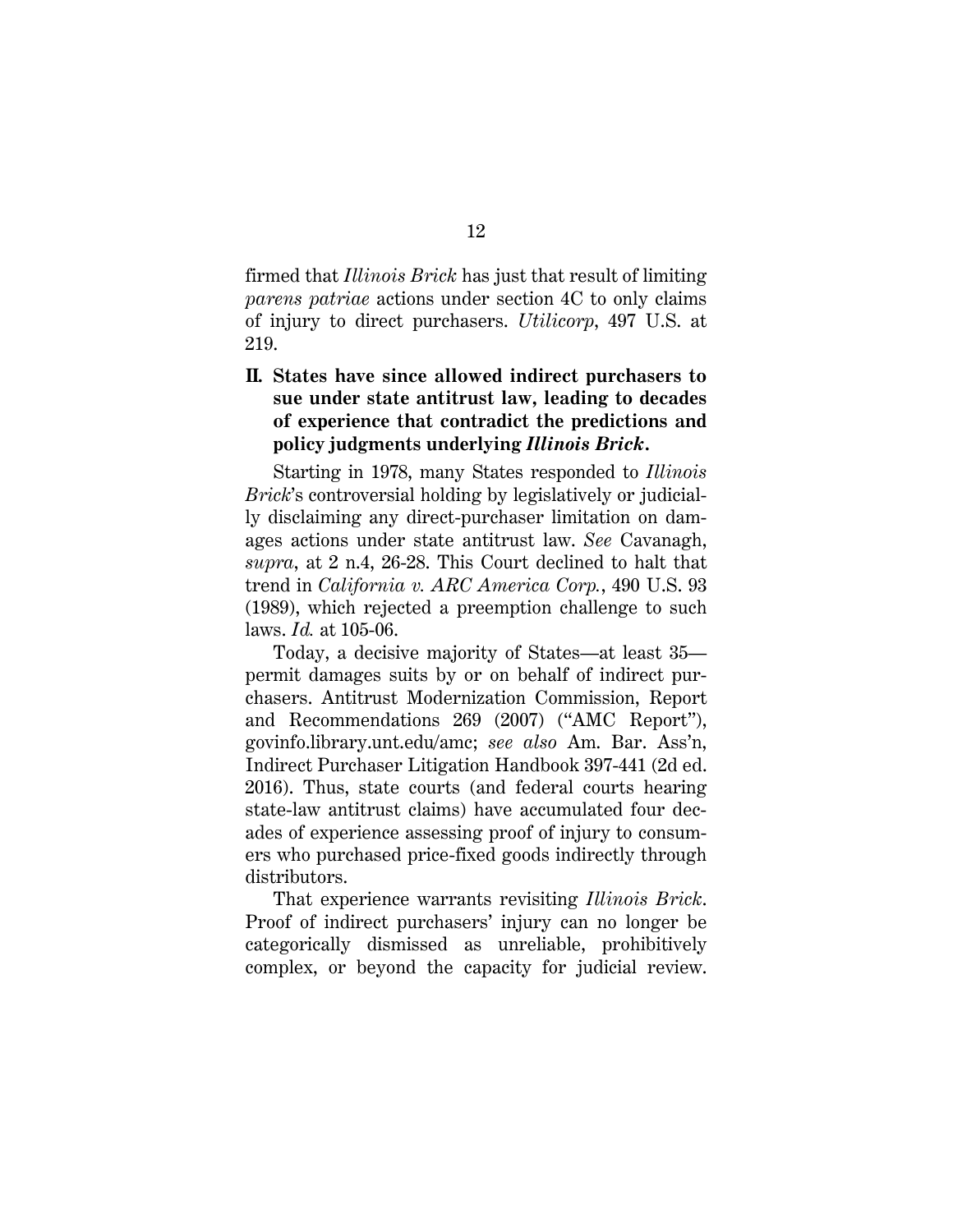firmed that *Illinois Brick* has just that result of limiting *parens patriae* actions under section 4C to only claims of injury to direct purchasers. *Utilicorp*, 497 U.S. at 219.

## II. States have since allowed indirect purchasers to sue under state antitrust law, leading to decades of experience that contradict the predictions and policy judgments underlying *Illinois Brick*.

Starting in 1978, many States responded to *Illinois Brick*'s controversial holding by legislatively or judicially disclaiming any direct-purchaser limitation on damages actions under state antitrust law. *See* Cavanagh, *supra*, at 2 n.4, 26-28. This Court declined to halt that trend in *California v. ARC America Corp.*, 490 U.S. 93 (1989), which rejected a preemption challenge to such laws. *Id.* at 105-06.

Today, a decisive majority of States—at least 35—permit damages suits by or on behalf of indirect purchasers. Antitrust Modernization Commission, Report and Recommendations 269 (2007) ("AMC Report"), govinfo.library.unt.edu/amc; *see also* Am. Bar. Ass'n, Indirect Purchaser Litigation Handbook 397-441 (2d ed. 2016). Thus, state courts (and federal courts hearing state-law antitrust claims) have accumulated four decades of experience assessing proof of injury to consumers who purchased price-fixed goods indirectly through distributors.

That experience warrants revisiting *Illinois Brick*. Proof of indirect purchasers' injury can no longer be categorically dismissed as unreliable, prohibitively complex, or beyond the capacity for judicial review.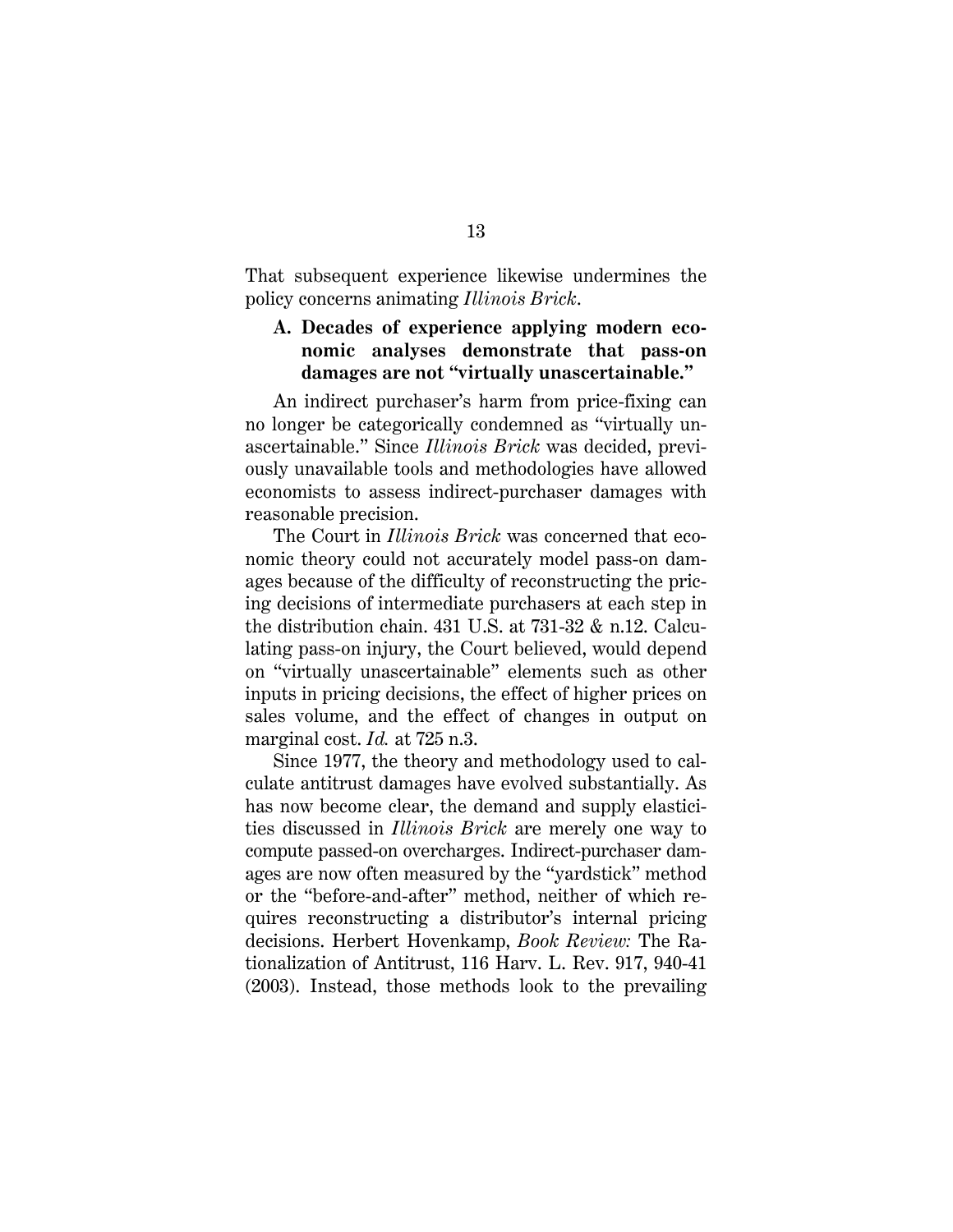That subsequent experience likewise undermines the policy concerns animating *Illinois Brick*.

### A. Decades of experience applying modern economic analyses demonstrate that pass-on damages are not "virtually unascertainable."

An indirect purchaser's harm from price-fixing can no longer be categorically condemned as "virtually unascertainable." Since *Illinois Brick* was decided, previously unavailable tools and methodologies have allowed economists to assess indirect-purchaser damages with reasonable precision.

The Court in *Illinois Brick* was concerned that economic theory could not accurately model pass-on damages because of the difficulty of reconstructing the pricing decisions of intermediate purchasers at each step in the distribution chain. 431 U.S. at 731-32 & n.12. Calculating pass-on injury, the Court believed, would depend on "virtually unascertainable" elements such as other inputs in pricing decisions, the effect of higher prices on sales volume, and the effect of changes in output on marginal cost. *Id.* at 725 n.3.

Since 1977, the theory and methodology used to calculate antitrust damages have evolved substantially. As has now become clear, the demand and supply elasticities discussed in *Illinois Brick* are merely one way to compute passed-on overcharges. Indirect-purchaser damages are now often measured by the "yardstick" method or the "before-and-after" method, neither of which requires reconstructing a distributor's internal pricing decisions. Herbert Hovenkamp, *Book Review:* The Rationalization of Antitrust, 116 Harv. L. Rev. 917, 940-41 (2003). Instead, those methods look to the prevailing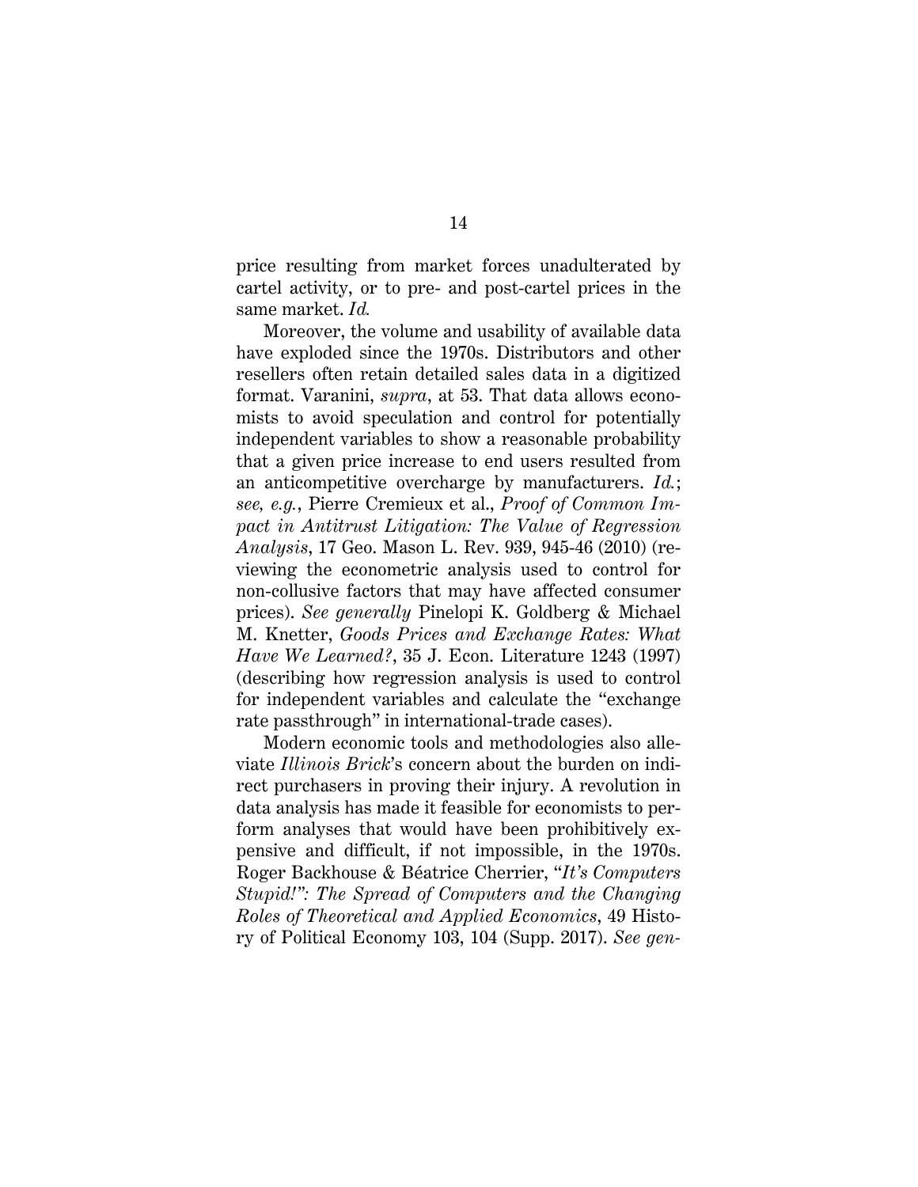price resulting from market forces unadulterated by cartel activity, or to pre- and post-cartel prices in the same market. *Id.*

Moreover, the volume and usability of available data have exploded since the 1970s. Distributors and other resellers often retain detailed sales data in a digitized format. Varanini, *supra*, at 53. That data allows economists to avoid speculation and control for potentially independent variables to show a reasonable probability that a given price increase to end users resulted from an anticompetitive overcharge by manufacturers. *Id.*; *see, e.g.*, Pierre Cremieux et al., *Proof of Common Impact in Antitrust Litigation: The Value of Regression Analysis*, 17 Geo. Mason L. Rev. 939, 945-46 (2010) (reviewing the econometric analysis used to control for non-collusive factors that may have affected consumer prices). *See generally* Pinelopi K. Goldberg & Michael M. Knetter, *Goods Prices and Exchange Rates: What Have We Learned?*, 35 J. Econ. Literature 1243 (1997) (describing how regression analysis is used to control for independent variables and calculate the "exchange rate passthrough" in international-trade cases).

Modern economic tools and methodologies also alleviate *Illinois Brick*'s concern about the burden on indirect purchasers in proving their injury. A revolution in data analysis has made it feasible for economists to perform analyses that would have been prohibitively expensive and difficult, if not impossible, in the 1970s. Roger Backhouse & Béatrice Cherrier, "*It's Computers Stupid!": The Spread of Computers and the Changing Roles of Theoretical and Applied Economics*, 49 History of Political Economy 103, 104 (Supp. 2017). *See gen-*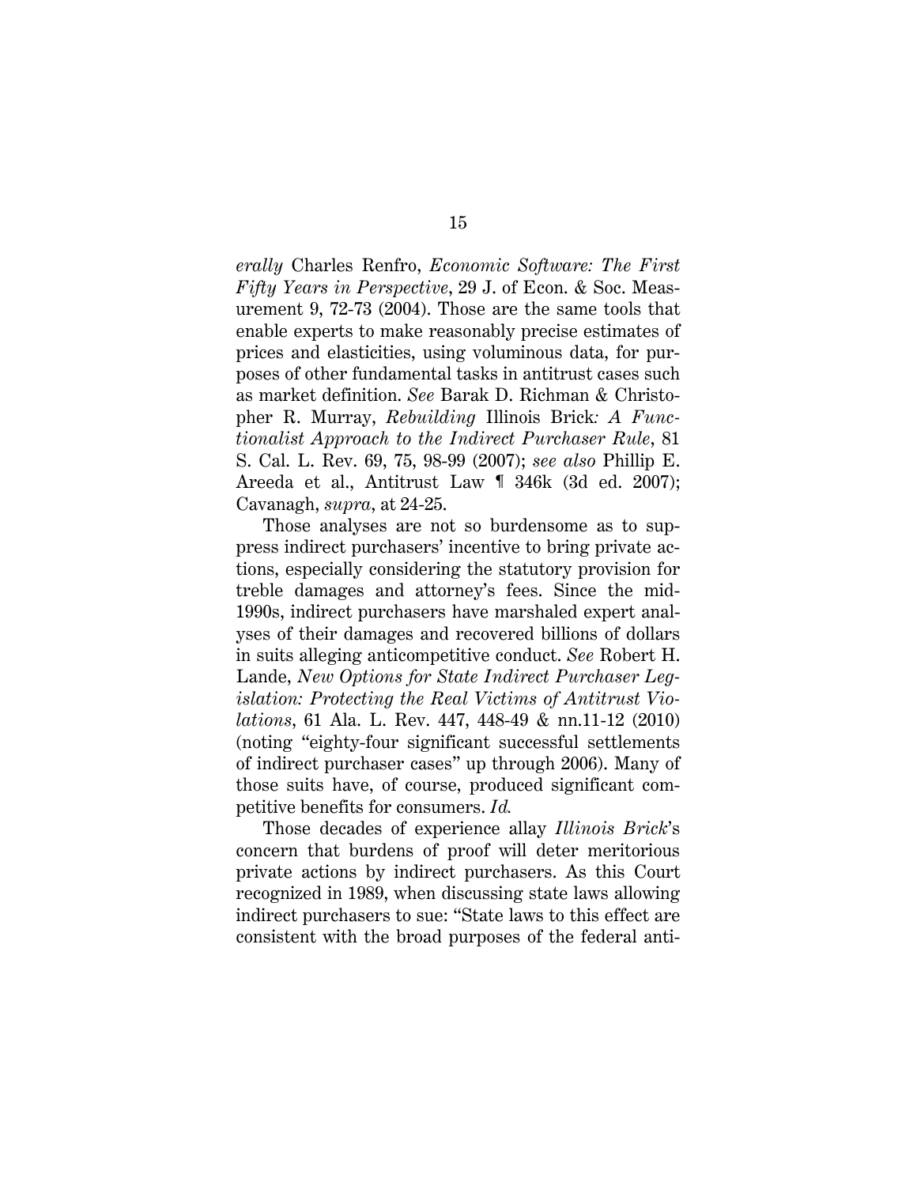*erally* Charles Renfro, *Economic Software: The First Fifty Years in Perspective*, 29 J. of Econ. & Soc. Measurement 9, 72-73 (2004). Those are the same tools that enable experts to make reasonably precise estimates of prices and elasticities, using voluminous data, for purposes of other fundamental tasks in antitrust cases such as market definition. *See* Barak D. Richman & Christopher R. Murray, *Rebuilding* Illinois Brick*: A Functionalist Approach to the Indirect Purchaser Rule*, 81 S. Cal. L. Rev. 69, 75, 98-99 (2007); *see also* Phillip E. Areeda et al., Antitrust Law ¶ 346k (3d ed. 2007); Cavanagh, *supra*, at 24-25.

Those analyses are not so burdensome as to suppress indirect purchasers' incentive to bring private actions, especially considering the statutory provision for treble damages and attorney's fees. Since the mid-1990s, indirect purchasers have marshaled expert analyses of their damages and recovered billions of dollars in suits alleging anticompetitive conduct. *See* Robert H. Lande, *New Options for State Indirect Purchaser Legislation: Protecting the Real Victims of Antitrust Violations*, 61 Ala. L. Rev. 447, 448-49 & nn.11-12 (2010) (noting "eighty-four significant successful settlements of indirect purchaser cases" up through 2006). Many of those suits have, of course, produced significant competitive benefits for consumers. *Id.*

Those decades of experience allay *Illinois Brick*'s concern that burdens of proof will deter meritorious private actions by indirect purchasers. As this Court recognized in 1989, when discussing state laws allowing indirect purchasers to sue: "State laws to this effect are consistent with the broad purposes of the federal anti-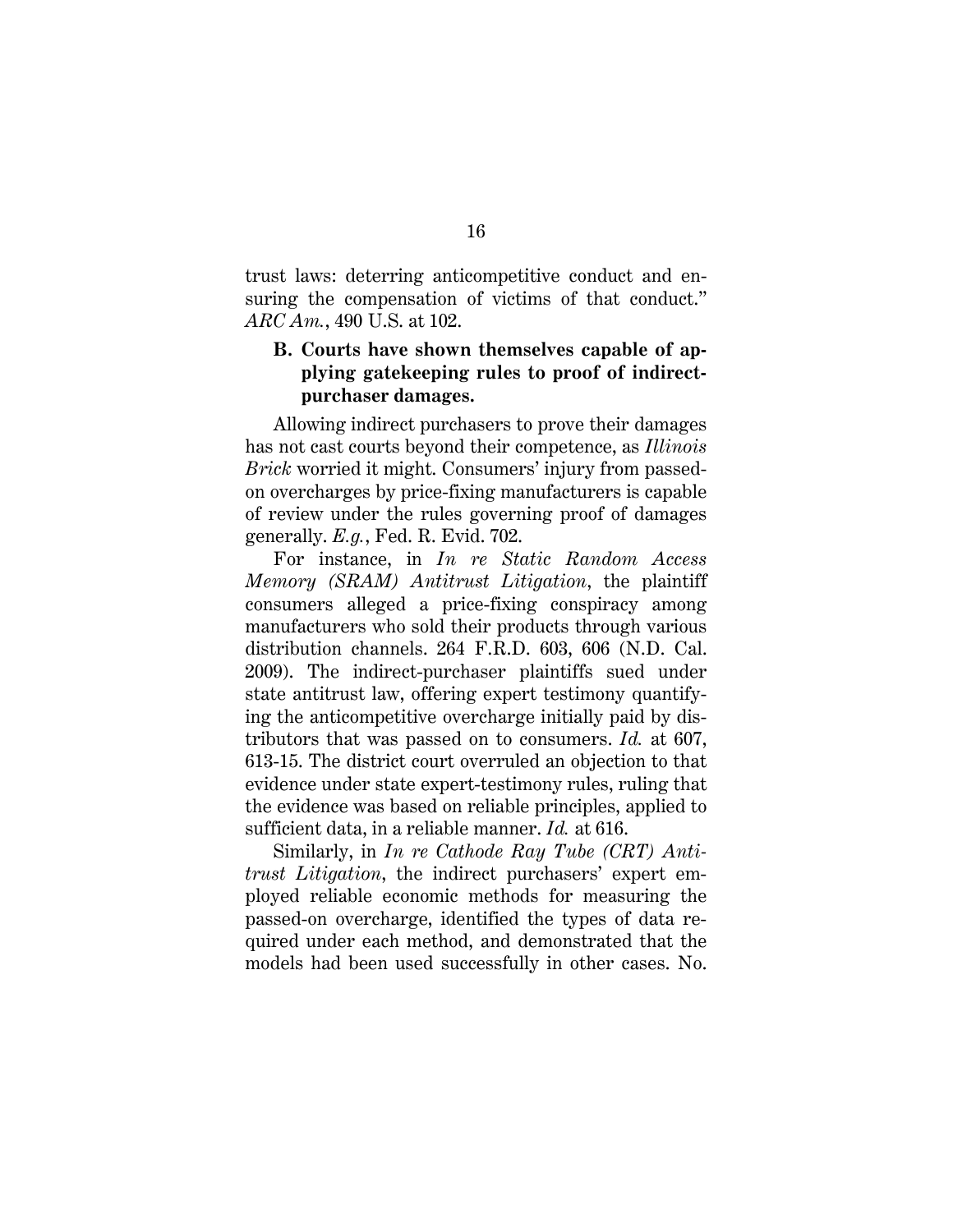trust laws: deterring anticompetitive conduct and ensuring the compensation of victims of that conduct." *ARC Am.*, 490 U.S. at 102.

### B. Courts have shown themselves capable of applying gatekeeping rules to proof of indirect-purchaser damages.

Allowing indirect purchasers to prove their damages has not cast courts beyond their competence, as *Illinois Brick* worried it might. Consumers' injury from passed-on overcharges by price-fixing manufacturers is capable of review under the rules governing proof of damages generally. *E.g.*, Fed. R. Evid. 702.

For instance, in *In re Static Random Access Memory (SRAM) Antitrust Litigation*, the plaintiff consumers alleged a price-fixing conspiracy among manufacturers who sold their products through various distribution channels. 264 F.R.D. 603, 606 (N.D. Cal. 2009). The indirect-purchaser plaintiffs sued under state antitrust law, offering expert testimony quantifying the anticompetitive overcharge initially paid by distributors that was passed on to consumers. *Id.* at 607, 613-15. The district court overruled an objection to that evidence under state expert-testimony rules, ruling that the evidence was based on reliable principles, applied to sufficient data, in a reliable manner. *Id.* at 616.

Similarly, in *In re Cathode Ray Tube (CRT) Antitrust Litigation*, the indirect purchasers' expert employed reliable economic methods for measuring the passed-on overcharge, identified the types of data required under each method, and demonstrated that the models had been used successfully in other cases. No.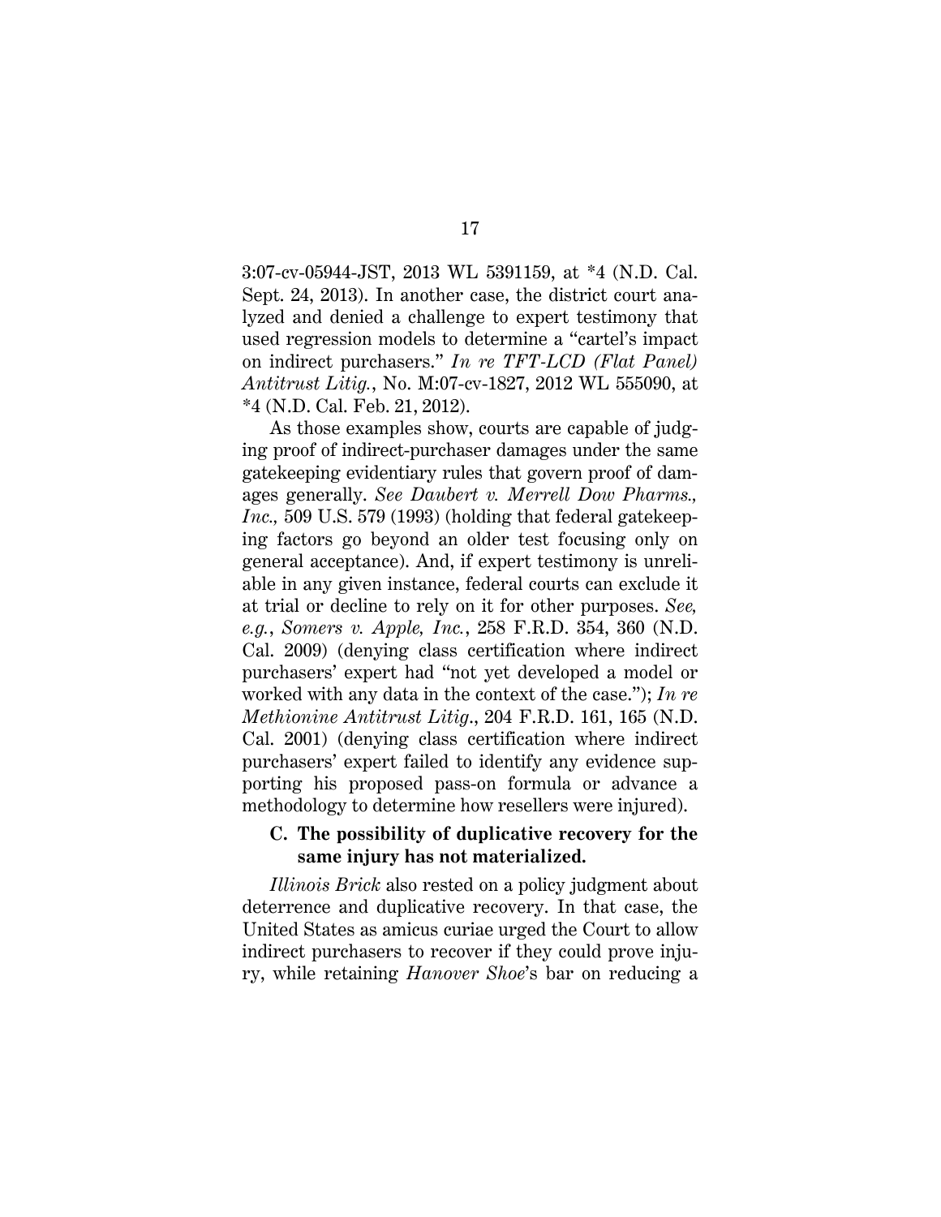3:07-cv-05944-JST, 2013 WL 5391159, at *4 (N.D. Cal. Sept. 24, 2013). In another case, the district court analyzed and denied a challenge to expert testimony that used regression models to determine a "cartel's impact on indirect purchasers." *In re TFT-LCD (Flat Panel) Antitrust Litig.*, No. M:07-cv-1827, 2012 WL 555090, at *4 (N.D. Cal. Feb. 21, 2012).

As those examples show, courts are capable of judging proof of indirect-purchaser damages under the same gatekeeping evidentiary rules that govern proof of damages generally. *See Daubert v. Merrell Dow Pharms., Inc.*, 509 U.S. 579 (1993) (holding that federal gatekeeping factors go beyond an older test focusing only on general acceptance). And, if expert testimony is unreliable in any given instance, federal courts can exclude it at trial or decline to rely on it for other purposes. *See, e.g.*, *Somers v. Apple, Inc.*, 258 F.R.D. 354, 360 (N.D. Cal. 2009) (denying class certification where indirect purchasers' expert had "not yet developed a model or worked with any data in the context of the case."); *In re Methionine Antitrust Litig.*, 204 F.R.D. 161, 165 (N.D. Cal. 2001) (denying class certification where indirect purchasers' expert failed to identify any evidence supporting his proposed pass-on formula or advance a methodology to determine how resellers were injured).

### C. The possibility of duplicative recovery for the same injury has not materialized.

*Illinois Brick* also rested on a policy judgment about deterrence and duplicative recovery. In that case, the United States as amicus curiae urged the Court to allow indirect purchasers to recover if they could prove injury, while retaining *Hanover Shoe*'s bar on reducing a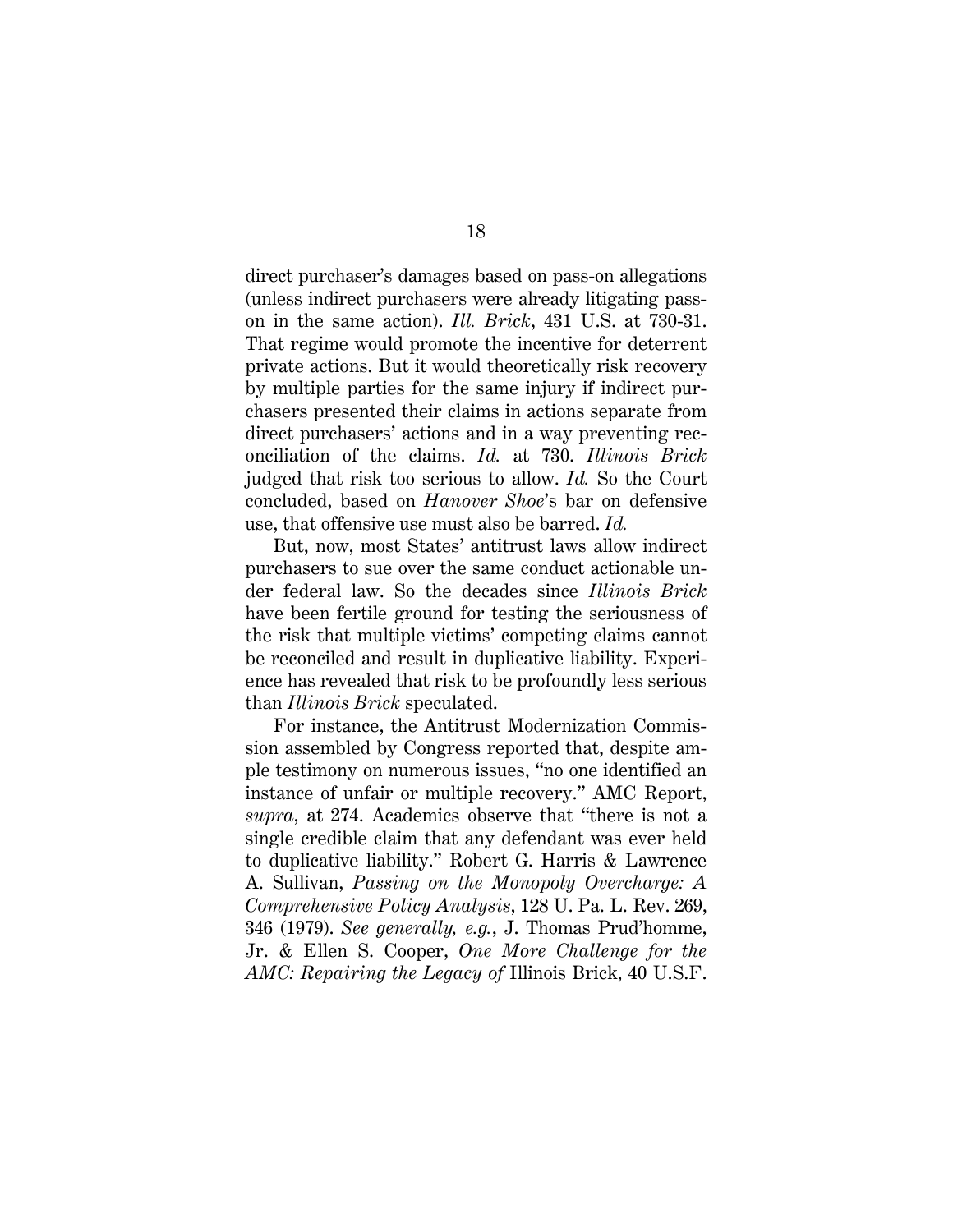direct purchaser's damages based on pass-on allegations (unless indirect purchasers were already litigating pass-on in the same action). *Ill. Brick*, 431 U.S. at 730-31. That regime would promote the incentive for deterrent private actions. But it would theoretically risk recovery by multiple parties for the same injury if indirect purchasers presented their claims in actions separate from direct purchasers' actions and in a way preventing reconciliation of the claims. *Id.* at 730. *Illinois Brick* judged that risk too serious to allow. *Id.* So the Court concluded, based on *Hanover Shoe*'s bar on defensive use, that offensive use must also be barred. *Id.*

But, now, most States' antitrust laws allow indirect purchasers to sue over the same conduct actionable under federal law. So the decades since *Illinois Brick* have been fertile ground for testing the seriousness of the risk that multiple victims' competing claims cannot be reconciled and result in duplicative liability. Experience has revealed that risk to be profoundly less serious than *Illinois Brick* speculated.

For instance, the Antitrust Modernization Commission assembled by Congress reported that, despite ample testimony on numerous issues, "no one identified an instance of unfair or multiple recovery." AMC Report, *supra*, at 274. Academics observe that "there is not a single credible claim that any defendant was ever held to duplicative liability." Robert G. Harris & Lawrence A. Sullivan, *Passing on the Monopoly Overcharge: A Comprehensive Policy Analysis*, 128 U. Pa. L. Rev. 269, 346 (1979). *See generally, e.g.*, J. Thomas Prud'homme, Jr. & Ellen S. Cooper, *One More Challenge for the AMC: Repairing the Legacy of* Illinois Brick, 40 U.S.F.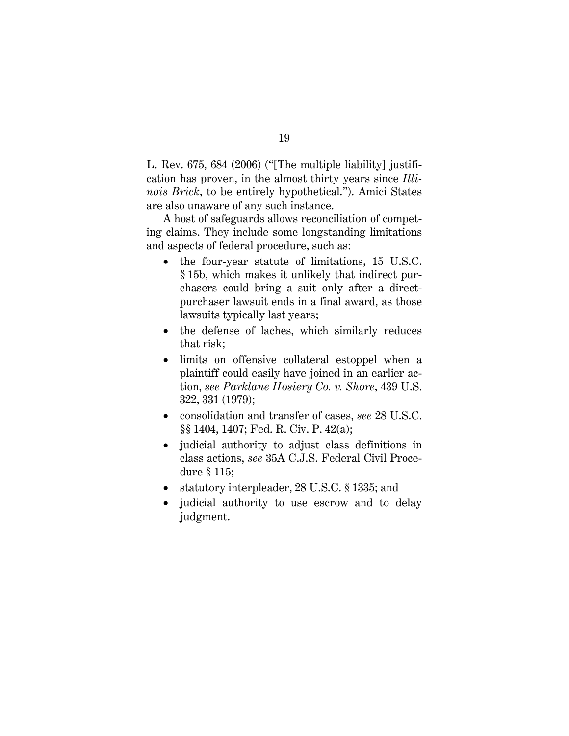L. Rev. 675, 684 (2006) ("[The multiple liability] justification has proven, in the almost thirty years since *Illinois Brick*, to be entirely hypothetical."). Amici States are also unaware of any such instance.

A host of safeguards allows reconciliation of competing claims. They include some longstanding limitations and aspects of federal procedure, such as:

- the four-year statute of limitations, 15 U.S.C. § 15b, which makes it unlikely that indirect purchasers could bring a suit only after a direct-purchaser lawsuit ends in a final award, as those lawsuits typically last years;
- the defense of laches, which similarly reduces that risk;
- limits on offensive collateral estoppel when a plaintiff could easily have joined in an earlier action, *see Parklane Hosiery Co. v. Shore*, 439 U.S. 322, 331 (1979);
- consolidation and transfer of cases, *see* 28 U.S.C. §§ 1404, 1407; Fed. R. Civ. P. 42(a);
- judicial authority to adjust class definitions in class actions, *see* 35A C.J.S. Federal Civil Procedure § 115;
- statutory interpleader, 28 U.S.C. § 1335; and
- judicial authority to use escrow and to delay judgment.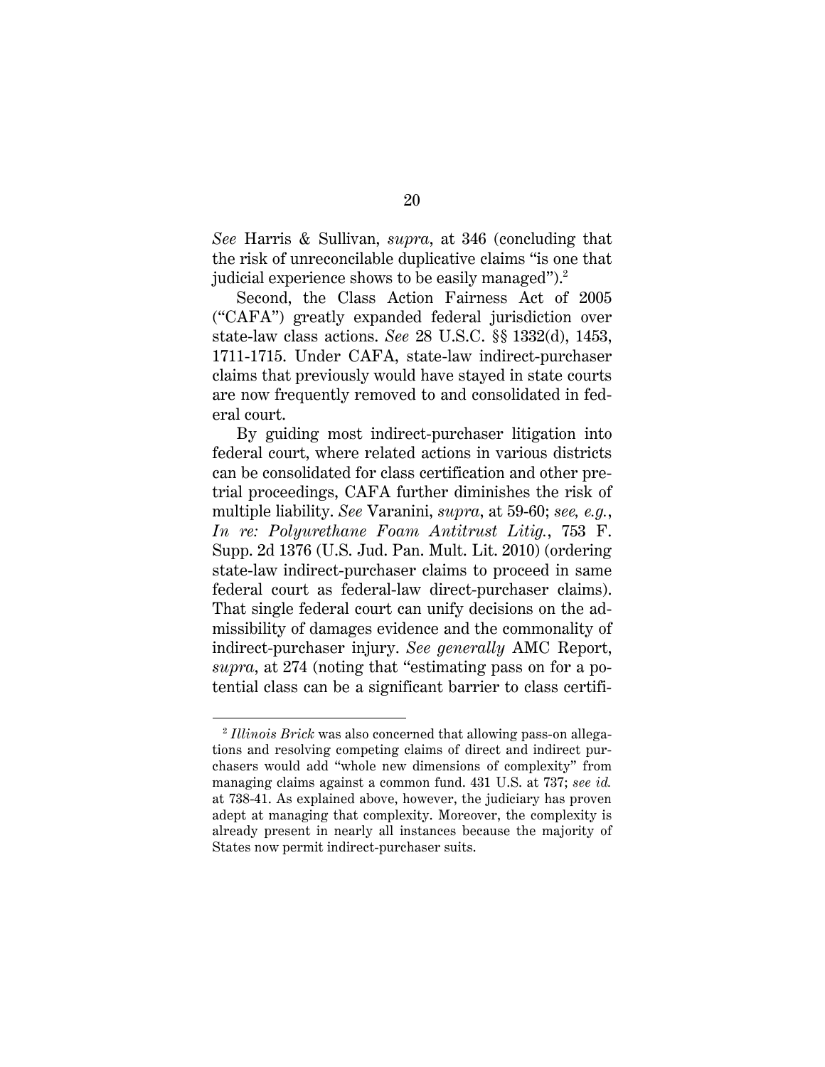*See* Harris & Sullivan, *supra*, at 346 (concluding that the risk of unreconcilable duplicative claims "is one that judicial experience shows to be easily managed").[2]

Second, the Class Action Fairness Act of 2005 ("CAFA") greatly expanded federal jurisdiction over state-law class actions. *See* 28 U.S.C. §§ 1332(d), 1453, 1711-1715. Under CAFA, state-law indirect-purchaser claims that previously would have stayed in state courts are now frequently removed to and consolidated in federal court.

By guiding most indirect-purchaser litigation into federal court, where related actions in various districts can be consolidated for class certification and other pretrial proceedings, CAFA further diminishes the risk of multiple liability. *See* Varanini, *supra*, at 59-60; *see, e.g.*, *In re: Polyurethane Foam Antitrust Litig.*, 753 F. Supp. 2d 1376 (U.S. Jud. Pan. Mult. Lit. 2010) (ordering state-law indirect-purchaser claims to proceed in same federal court as federal-law direct-purchaser claims). That single federal court can unify decisions on the admissibility of damages evidence and the commonality of indirect-purchaser injury. *See generally* AMC Report, *supra*, at 274 (noting that "estimating pass on for a potential class can be a significant barrier to class certifi-

---

[2] *Illinois Brick* was also concerned that allowing pass-on allegations and resolving competing claims of direct and indirect purchasers would add "whole new dimensions of complexity" from managing claims against a common fund. 431 U.S. at 737; *see id.* at 738-41. As explained above, however, the judiciary has proven adept at managing that complexity. Moreover, the complexity is already present in nearly all instances because the majority of States now permit indirect-purchaser suits.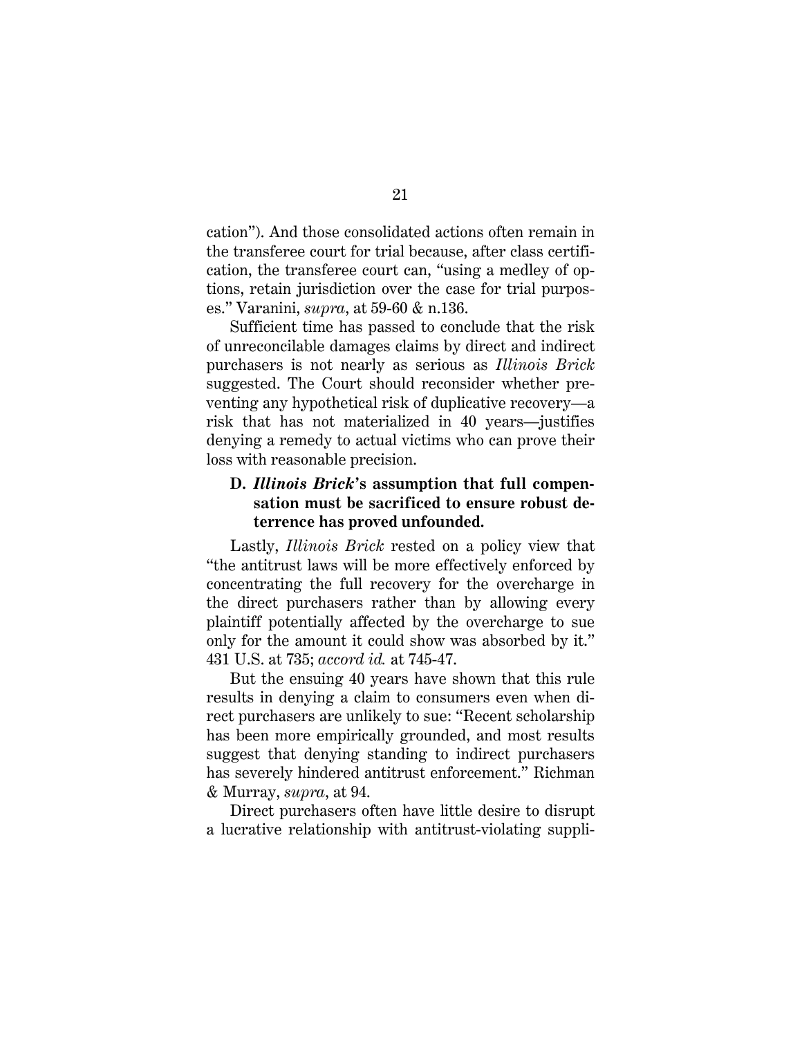cation"). And those consolidated actions often remain in the transferee court for trial because, after class certification, the transferee court can, "using a medley of options, retain jurisdiction over the case for trial purposes." Varanini, *supra*, at 59-60 & n.136.

Sufficient time has passed to conclude that the risk of unreconcilable damages claims by direct and indirect purchasers is not nearly as serious as *Illinois Brick* suggested. The Court should reconsider whether preventing any hypothetical risk of duplicative recovery—a risk that has not materialized in 40 years—justifies denying a remedy to actual victims who can prove their loss with reasonable precision.

### D. *Illinois Brick*'s assumption that full compensation must be sacrificed to ensure robust deterrence has proved unfounded.

Lastly, *Illinois Brick* rested on a policy view that "the antitrust laws will be more effectively enforced by concentrating the full recovery for the overcharge in the direct purchasers rather than by allowing every plaintiff potentially affected by the overcharge to sue only for the amount it could show was absorbed by it." 431 U.S. at 735; *accord id.* at 745-47.

But the ensuing 40 years have shown that this rule results in denying a claim to consumers even when direct purchasers are unlikely to sue: "Recent scholarship has been more empirically grounded, and most results suggest that denying standing to indirect purchasers has severely hindered antitrust enforcement." Richman & Murray, *supra*, at 94.

Direct purchasers often have little desire to disrupt a lucrative relationship with antitrust-violating suppli-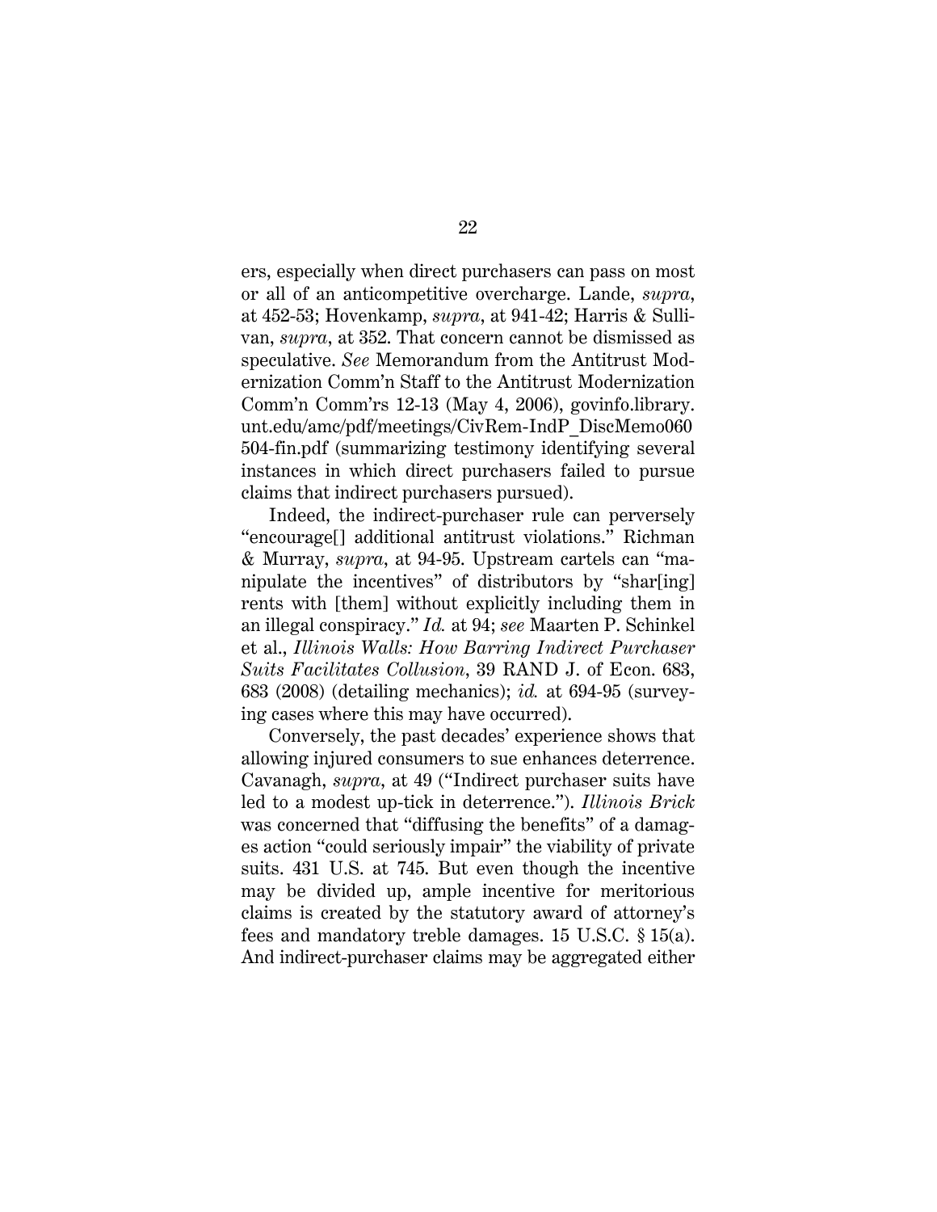ers, especially when direct purchasers can pass on most or all of an anticompetitive overcharge. Lande, *supra*, at 452-53; Hovenkamp, *supra*, at 941-42; Harris & Sullivan, *supra*, at 352. That concern cannot be dismissed as speculative. *See* Memorandum from the Antitrust Modernization Comm'n Staff to the Antitrust Modernization Comm'n Comm'rs 12-13 (May 4, 2006), govinfo.library.unt.edu/amc/pdf/meetings/CivRem-IndP_DiscMemo060504-fin.pdf (summarizing testimony identifying several instances in which direct purchasers failed to pursue claims that indirect purchasers pursued).

Indeed, the indirect-purchaser rule can perversely "encourage[] additional antitrust violations." Richman & Murray, *supra*, at 94-95. Upstream cartels can "manipulate the incentives" of distributors by "shar[ing] rents with [them] without explicitly including them in an illegal conspiracy." *Id.* at 94; *see* Maarten P. Schinkel et al., *Illinois Walls: How Barring Indirect Purchaser Suits Facilitates Collusion*, 39 RAND J. of Econ. 683, 683 (2008) (detailing mechanics); *id.* at 694-95 (surveying cases where this may have occurred).

Conversely, the past decades' experience shows that allowing injured consumers to sue enhances deterrence. Cavanagh, *supra*, at 49 ("Indirect purchaser suits have led to a modest up-tick in deterrence."). *Illinois Brick* was concerned that "diffusing the benefits" of a damages action "could seriously impair" the viability of private suits. 431 U.S. at 745. But even though the incentive may be divided up, ample incentive for meritorious claims is created by the statutory award of attorney's fees and mandatory treble damages. 15 U.S.C. § 15(a). And indirect-purchaser claims may be aggregated either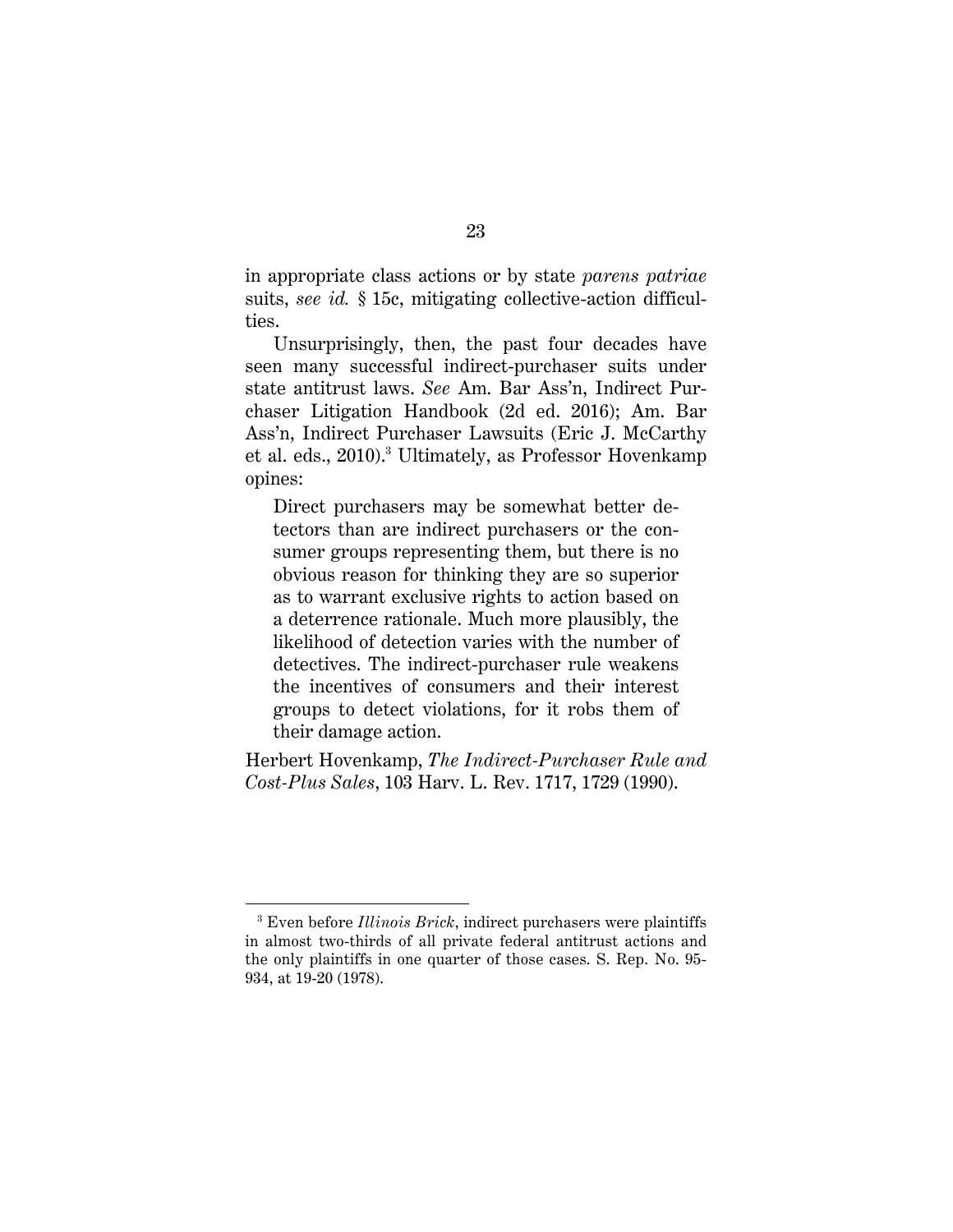in appropriate class actions or by state *parens patriae* suits, *see id.* § 15c, mitigating collective-action difficulties.

Unsurprisingly, then, the past four decades have seen many successful indirect-purchaser suits under state antitrust laws. *See* Am. Bar Ass'n, Indirect Purchaser Litigation Handbook (2d ed. 2016); Am. Bar Ass'n, Indirect Purchaser Lawsuits (Eric J. McCarthy et al. eds., 2010).[3] Ultimately, as Professor Hovenkamp opines:

> Direct purchasers may be somewhat better detectors than are indirect purchasers or the consumer groups representing them, but there is no obvious reason for thinking they are so superior as to warrant exclusive rights to action based on a deterrence rationale. Much more plausibly, the likelihood of detection varies with the number of detectives. The indirect-purchaser rule weakens the incentives of consumers and their interest groups to detect violations, for it robs them of their damage action.

Herbert Hovenkamp, *The Indirect-Purchaser Rule and Cost-Plus Sales*, 103 Harv. L. Rev. 1717, 1729 (1990).

---

[3] Even before *Illinois Brick*, indirect purchasers were plaintiffs in almost two-thirds of all private federal antitrust actions and the only plaintiffs in one quarter of those cases. S. Rep. No. 95-934, at 19-20 (1978).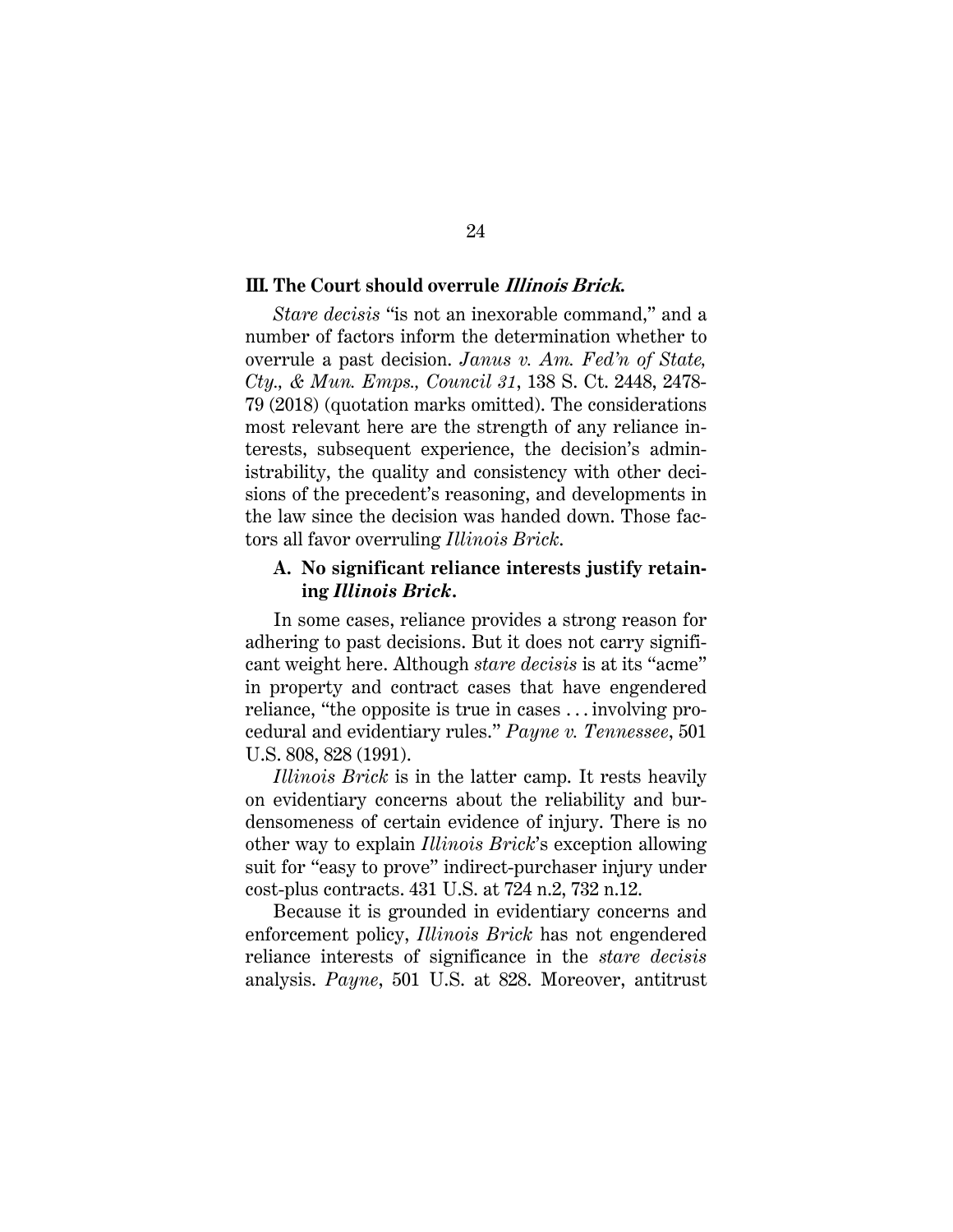## III. The Court should overrule *Illinois Brick*.

*Stare decisis* "is not an inexorable command," and a number of factors inform the determination whether to overrule a past decision. *Janus v. Am. Fed'n of State, Cty., & Mun. Emps., Council 31*, 138 S. Ct. 2448, 2478-79 (2018) (quotation marks omitted). The considerations most relevant here are the strength of any reliance interests, subsequent experience, the decision's administrability, the quality and consistency with other decisions of the precedent's reasoning, and developments in the law since the decision was handed down. Those factors all favor overruling *Illinois Brick*.

### A. No significant reliance interests justify retaining *Illinois Brick*.

In some cases, reliance provides a strong reason for adhering to past decisions. But it does not carry significant weight here. Although *stare decisis* is at its "acme" in property and contract cases that have engendered reliance, "the opposite is true in cases . . . involving procedural and evidentiary rules." *Payne v. Tennessee*, 501 U.S. 808, 828 (1991).

*Illinois Brick* is in the latter camp. It rests heavily on evidentiary concerns about the reliability and burdensomeness of certain evidence of injury. There is no other way to explain *Illinois Brick*'s exception allowing suit for "easy to prove" indirect-purchaser injury under cost-plus contracts. 431 U.S. at 724 n.2, 732 n.12.

Because it is grounded in evidentiary concerns and enforcement policy, *Illinois Brick* has not engendered reliance interests of significance in the *stare decisis* analysis. *Payne*, 501 U.S. at 828. Moreover, antitrust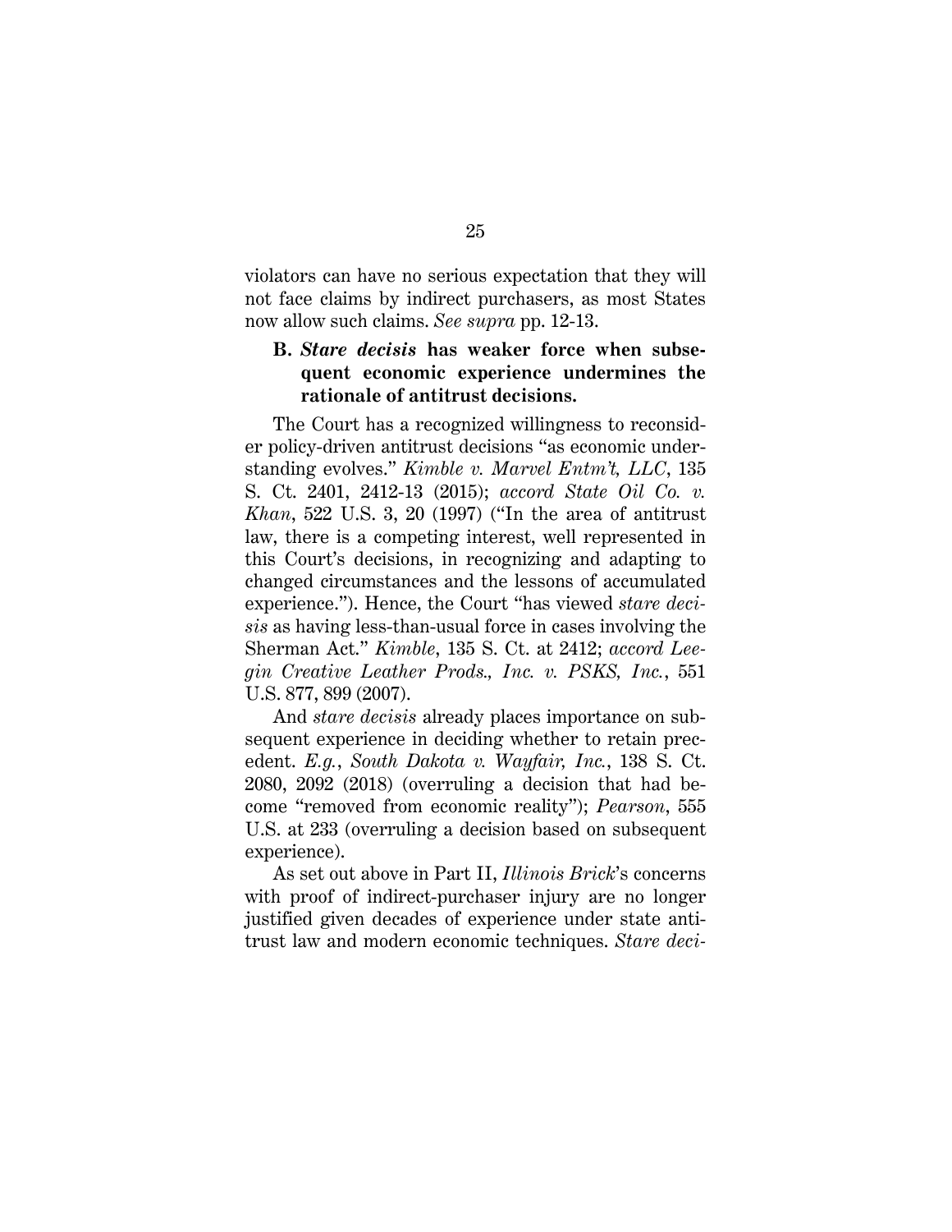violators can have no serious expectation that they will not face claims by indirect purchasers, as most States now allow such claims. *See supra* pp. 12-13.

### B. *Stare decisis* has weaker force when subsequent economic experience undermines the rationale of antitrust decisions.

The Court has a recognized willingness to reconsider policy-driven antitrust decisions "as economic understanding evolves." *Kimble v. Marvel Entm't, LLC*, 135 S. Ct. 2401, 2412-13 (2015); *accord State Oil Co. v. Khan*, 522 U.S. 3, 20 (1997) ("In the area of antitrust law, there is a competing interest, well represented in this Court's decisions, in recognizing and adapting to changed circumstances and the lessons of accumulated experience."). Hence, the Court "has viewed *stare decisis* as having less-than-usual force in cases involving the Sherman Act." *Kimble*, 135 S. Ct. at 2412; *accord Leegin Creative Leather Prods., Inc. v. PSKS, Inc.*, 551 U.S. 877, 899 (2007).

And *stare decisis* already places importance on subsequent experience in deciding whether to retain precedent. *E.g.*, *South Dakota v. Wayfair, Inc.*, 138 S. Ct. 2080, 2092 (2018) (overruling a decision that had become "removed from economic reality"); *Pearson*, 555 U.S. at 233 (overruling a decision based on subsequent experience).

As set out above in Part II, *Illinois Brick*'s concerns with proof of indirect-purchaser injury are no longer justified given decades of experience under state antitrust law and modern economic techniques. *Stare deci-*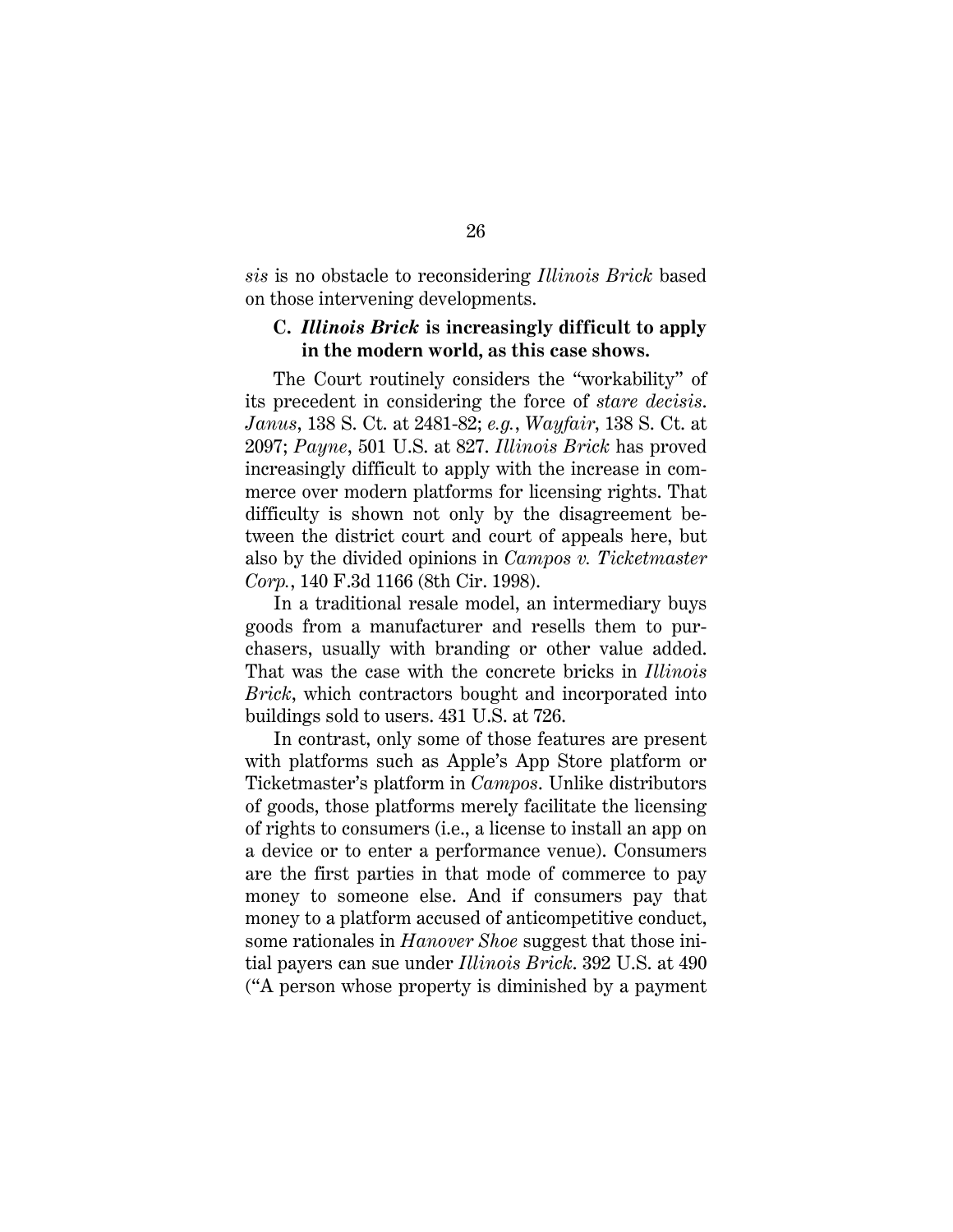*sis* is no obstacle to reconsidering *Illinois Brick* based on those intervening developments.

### C. *Illinois Brick* is increasingly difficult to apply in the modern world, as this case shows.

The Court routinely considers the "workability" of its precedent in considering the force of *stare decisis*. *Janus*, 138 S. Ct. at 2481-82; *e.g.*, *Wayfair*, 138 S. Ct. at 2097; *Payne*, 501 U.S. at 827. *Illinois Brick* has proved increasingly difficult to apply with the increase in commerce over modern platforms for licensing rights. That difficulty is shown not only by the disagreement between the district court and court of appeals here, but also by the divided opinions in *Campos v. Ticketmaster Corp.*, 140 F.3d 1166 (8th Cir. 1998).

In a traditional resale model, an intermediary buys goods from a manufacturer and resells them to purchasers, usually with branding or other value added. That was the case with the concrete bricks in *Illinois Brick*, which contractors bought and incorporated into buildings sold to users. 431 U.S. at 726.

In contrast, only some of those features are present with platforms such as Apple's App Store platform or Ticketmaster's platform in *Campos*. Unlike distributors of goods, those platforms merely facilitate the licensing of rights to consumers (i.e., a license to install an app on a device or to enter a performance venue). Consumers are the first parties in that mode of commerce to pay money to someone else. And if consumers pay that money to a platform accused of anticompetitive conduct, some rationales in *Hanover Shoe* suggest that those initial payers can sue under *Illinois Brick*. 392 U.S. at 490 ("A person whose property is diminished by a payment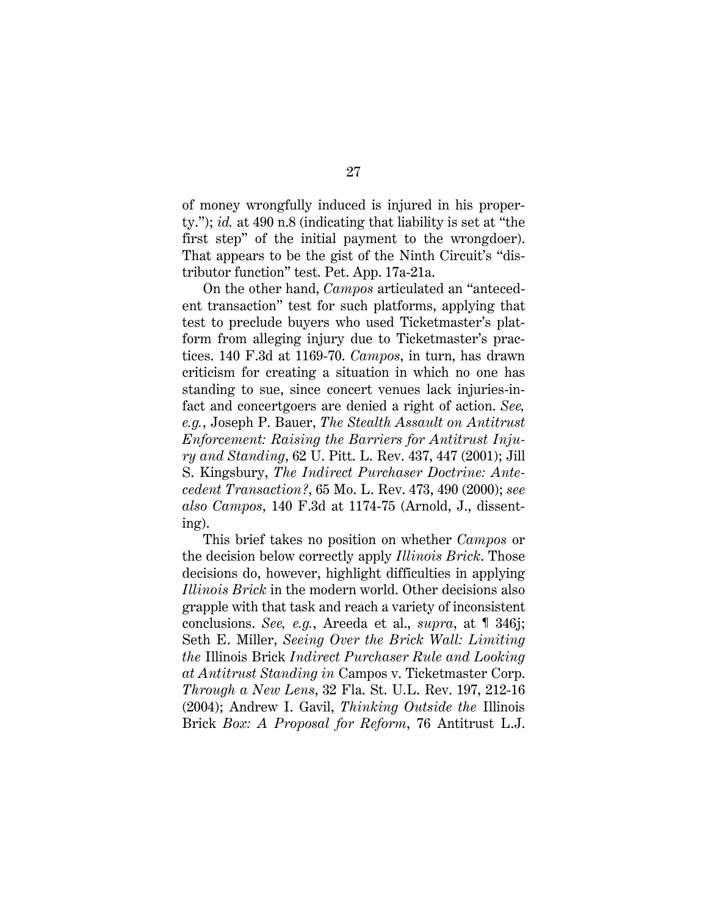of money wrongfully induced is injured in his property."); *id.* at 490 n.8 (indicating that liability is set at "the first step" of the initial payment to the wrongdoer). That appears to be the gist of the Ninth Circuit's "distributor function" test. Pet. App. 17a-21a.

On the other hand, *Campos* articulated an "antecedent transaction" test for such platforms, applying that test to preclude buyers who used Ticketmaster's platform from alleging injury due to Ticketmaster's practices. 140 F.3d at 1169-70. *Campos*, in turn, has drawn criticism for creating a situation in which no one has standing to sue, since concert venues lack injuries-in-fact and concertgoers are denied a right of action. *See, e.g.*, Joseph P. Bauer, *The Stealth Assault on Antitrust Enforcement: Raising the Barriers for Antitrust Injury and Standing*, 62 U. Pitt. L. Rev. 437, 447 (2001); Jill S. Kingsbury, *The Indirect Purchaser Doctrine: Antecedent Transaction?*, 65 Mo. L. Rev. 473, 490 (2000); *see also Campos*, 140 F.3d at 1174-75 (Arnold, J., dissenting).

This brief takes no position on whether *Campos* or the decision below correctly apply *Illinois Brick*. Those decisions do, however, highlight difficulties in applying *Illinois Brick* in the modern world. Other decisions also grapple with that task and reach a variety of inconsistent conclusions. *See, e.g.*, Areeda et al., *supra*, at ¶ 346j; Seth E. Miller, *Seeing Over the Brick Wall: Limiting the* Illinois Brick *Indirect Purchaser Rule and Looking at Antitrust Standing in* Campos v. Ticketmaster Corp. *Through a New Lens*, 32 Fla. St. U.L. Rev. 197, 212-16 (2004); Andrew I. Gavil, *Thinking Outside the* Illinois Brick *Box: A Proposal for Reform*, 76 Antitrust L.J.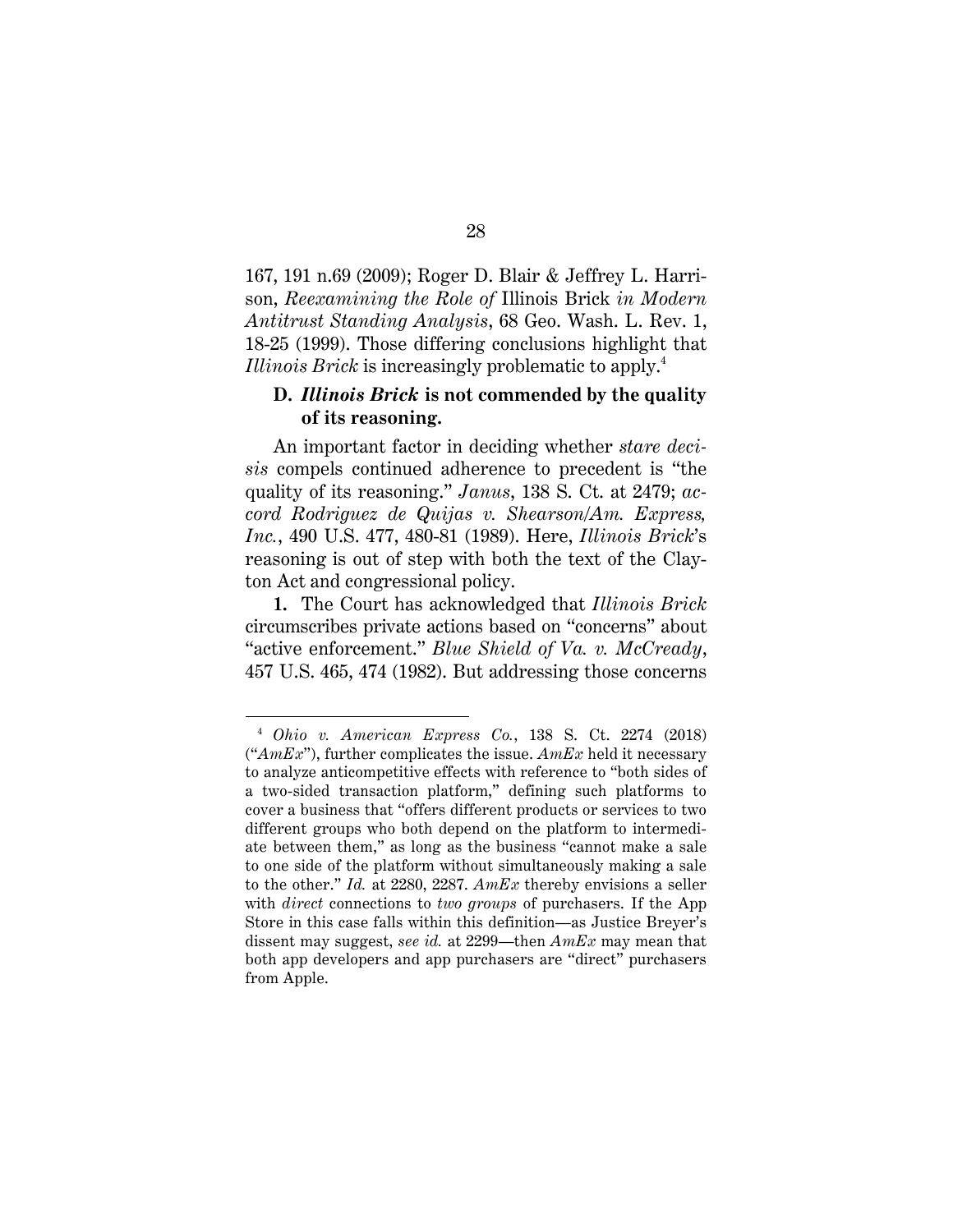167, 191 n.69 (2009); Roger D. Blair & Jeffrey L. Harrison, *Reexamining the Role of* Illinois Brick *in Modern Antitrust Standing Analysis*, 68 Geo. Wash. L. Rev. 1, 18-25 (1999). Those differing conclusions highlight that *Illinois Brick* is increasingly problematic to apply.[4]

### D. *Illinois Brick* is not commended by the quality of its reasoning.

An important factor in deciding whether *stare decisis* compels continued adherence to precedent is "the quality of its reasoning." *Janus*, 138 S. Ct. at 2479; *accord Rodriguez de Quijas v. Shearson/Am. Express, Inc.*, 490 U.S. 477, 480-81 (1989). Here, *Illinois Brick*'s reasoning is out of step with both the text of the Clayton Act and congressional policy.

**1.** The Court has acknowledged that *Illinois Brick* circumscribes private actions based on "concerns" about "active enforcement." *Blue Shield of Va. v. McCready*, 457 U.S. 465, 474 (1982). But addressing those concerns

---

[4] *Ohio v. American Express Co.*, 138 S. Ct. 2274 (2018) ("*AmEx*"), further complicates the issue. *AmEx* held it necessary to analyze anticompetitive effects with reference to "both sides of a two-sided transaction platform," defining such platforms to cover a business that "offers different products or services to two different groups who both depend on the platform to intermediate between them," as long as the business "cannot make a sale to one side of the platform without simultaneously making a sale to the other." *Id.* at 2280, 2287. *AmEx* thereby envisions a seller with *direct* connections to *two groups* of purchasers. If the App Store in this case falls within this definition—as Justice Breyer's dissent may suggest, *see id.* at 2299—then *AmEx* may mean that both app developers and app purchasers are "direct" purchasers from Apple.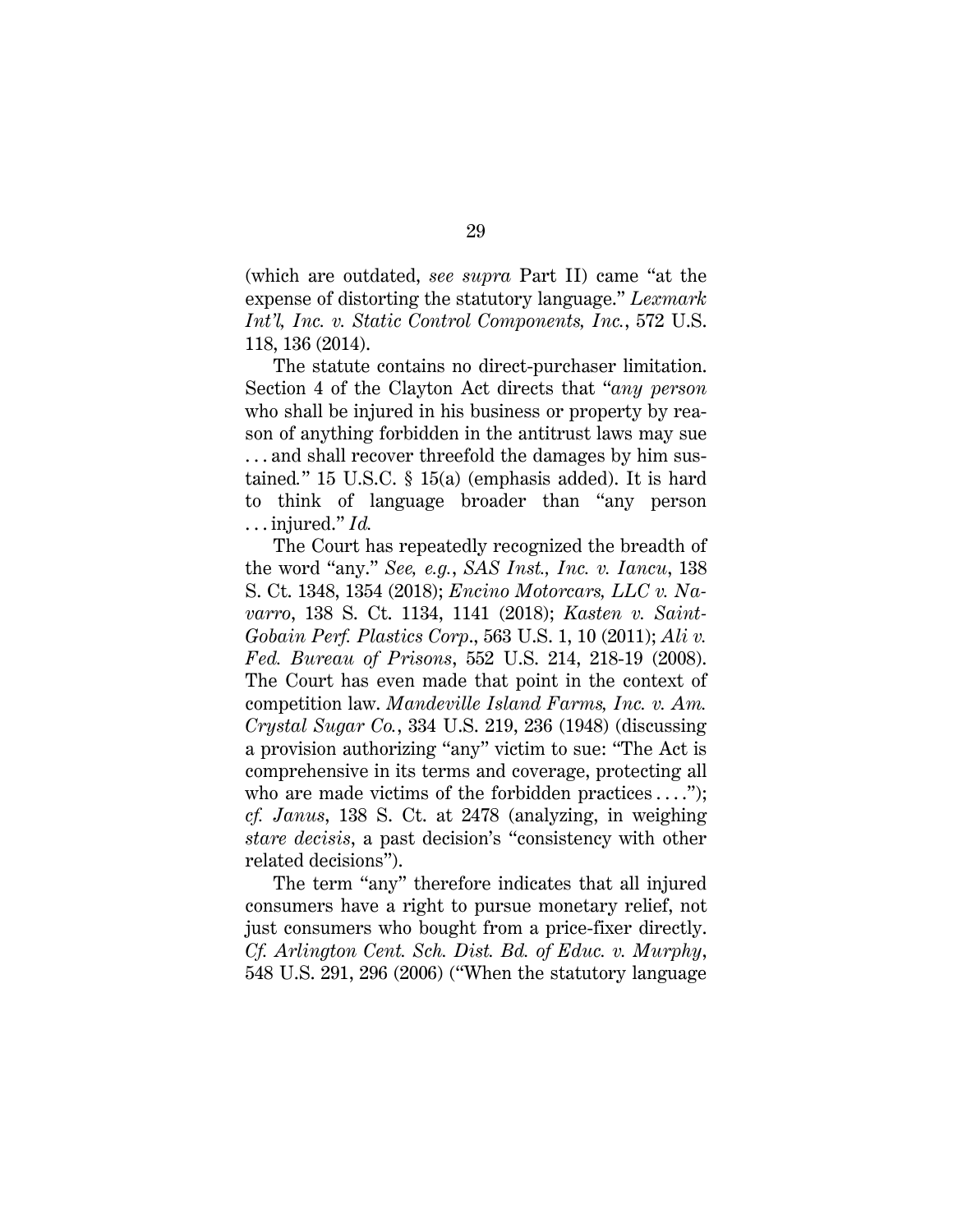(which are outdated, *see supra* Part II) came "at the expense of distorting the statutory language." *Lexmark Int'l, Inc. v. Static Control Components, Inc.*, 572 U.S. 118, 136 (2014).

The statute contains no direct-purchaser limitation. Section 4 of the Clayton Act directs that "*any person* who shall be injured in his business or property by reason of anything forbidden in the antitrust laws may sue . . . and shall recover threefold the damages by him sustained." 15 U.S.C. § 15(a) (emphasis added). It is hard to think of language broader than "any person . . . injured." *Id.*

The Court has repeatedly recognized the breadth of the word "any." *See, e.g.*, *SAS Inst., Inc. v. Iancu*, 138 S. Ct. 1348, 1354 (2018); *Encino Motorcars, LLC v. Navarro*, 138 S. Ct. 1134, 1141 (2018); *Kasten v. Saint-Gobain Perf. Plastics Corp*., 563 U.S. 1, 10 (2011); *Ali v. Fed. Bureau of Prisons*, 552 U.S. 214, 218-19 (2008). The Court has even made that point in the context of competition law. *Mandeville Island Farms, Inc. v. Am. Crystal Sugar Co.*, 334 U.S. 219, 236 (1948) (discussing a provision authorizing "any" victim to sue: "The Act is comprehensive in its terms and coverage, protecting all who are made victims of the forbidden practices . . . ."); *cf. Janus*, 138 S. Ct. at 2478 (analyzing, in weighing *stare decisis*, a past decision's "consistency with other related decisions").

The term "any" therefore indicates that all injured consumers have a right to pursue monetary relief, not just consumers who bought from a price-fixer directly. *Cf. Arlington Cent. Sch. Dist. Bd. of Educ. v. Murphy*, 548 U.S. 291, 296 (2006) ("When the statutory language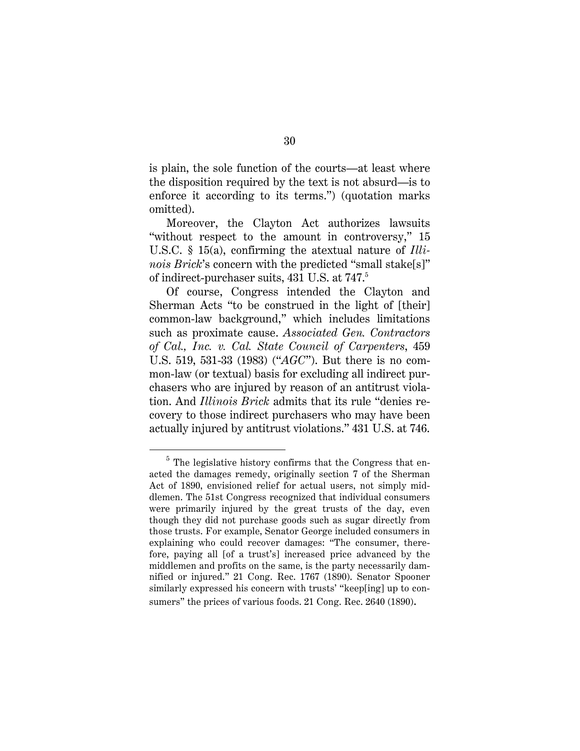is plain, the sole function of the courts—at least where the disposition required by the text is not absurd—is to enforce it according to its terms.") (quotation marks omitted).

Moreover, the Clayton Act authorizes lawsuits "without respect to the amount in controversy," 15 U.S.C. § 15(a), confirming the atextual nature of *Illinois Brick*'s concern with the predicted "small stake[s]" of indirect-purchaser suits, 431 U.S. at 747.[5]

Of course, Congress intended the Clayton and Sherman Acts "to be construed in the light of [their] common-law background," which includes limitations such as proximate cause. *Associated Gen. Contractors of Cal., Inc. v. Cal. State Council of Carpenters*, 459 U.S. 519, 531-33 (1983) ("*AGC*"). But there is no common-law (or textual) basis for excluding all indirect purchasers who are injured by reason of an antitrust violation. And *Illinois Brick* admits that its rule "denies recovery to those indirect purchasers who may have been actually injured by antitrust violations." 431 U.S. at 746.

[5] The legislative history confirms that the Congress that enacted the damages remedy, originally section 7 of the Sherman Act of 1890, envisioned relief for actual users, not simply middlemen. The 51st Congress recognized that individual consumers were primarily injured by the great trusts of the day, even though they did not purchase goods such as sugar directly from those trusts. For example, Senator George included consumers in explaining who could recover damages: "The consumer, therefore, paying all [of a trust's] increased price advanced by the middlemen and profits on the same, is the party necessarily damnified or injured." 21 Cong. Rec. 1767 (1890). Senator Spooner similarly expressed his concern with trusts' "keep[ing] up to consumers" the prices of various foods. 21 Cong. Rec. 2640 (1890).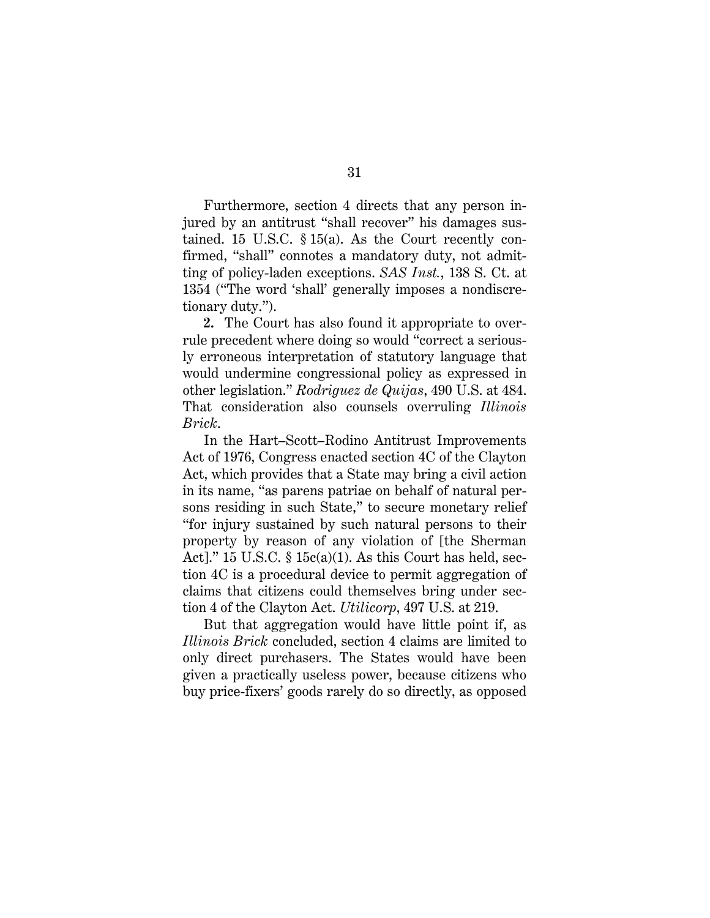Furthermore, section 4 directs that any person injured by an antitrust "shall recover" his damages sustained. 15 U.S.C. § 15(a). As the Court recently confirmed, "shall" connotes a mandatory duty, not admitting of policy-laden exceptions. *SAS Inst.*, 138 S. Ct. at 1354 ("The word 'shall' generally imposes a nondiscretionary duty.").

**2.** The Court has also found it appropriate to overrule precedent where doing so would "correct a seriously erroneous interpretation of statutory language that would undermine congressional policy as expressed in other legislation." *Rodriguez de Quijas*, 490 U.S. at 484. That consideration also counsels overruling *Illinois Brick*.

In the Hart–Scott–Rodino Antitrust Improvements Act of 1976, Congress enacted section 4C of the Clayton Act, which provides that a State may bring a civil action in its name, "as parens patriae on behalf of natural persons residing in such State," to secure monetary relief "for injury sustained by such natural persons to their property by reason of any violation of [the Sherman Act]." 15 U.S.C. § 15c(a)(1). As this Court has held, section 4C is a procedural device to permit aggregation of claims that citizens could themselves bring under section 4 of the Clayton Act. *Utilicorp*, 497 U.S. at 219.

But that aggregation would have little point if, as *Illinois Brick* concluded, section 4 claims are limited to only direct purchasers. The States would have been given a practically useless power, because citizens who buy price-fixers' goods rarely do so directly, as opposed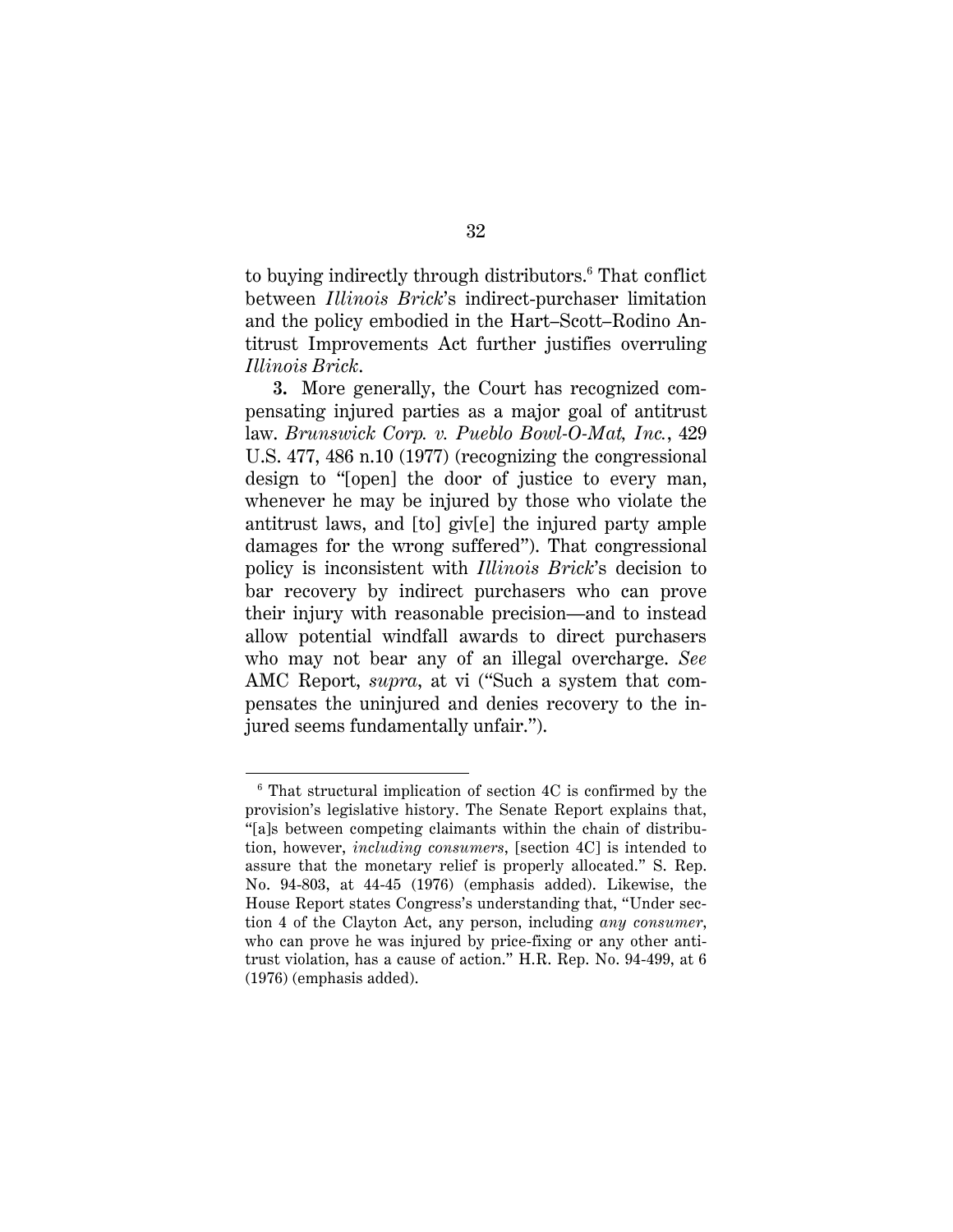to buying indirectly through distributors.[6] That conflict between *Illinois Brick*'s indirect-purchaser limitation and the policy embodied in the Hart–Scott–Rodino Antitrust Improvements Act further justifies overruling *Illinois Brick*.

**3.** More generally, the Court has recognized compensating injured parties as a major goal of antitrust law. *Brunswick Corp. v. Pueblo Bowl-O-Mat, Inc.*, 429 U.S. 477, 486 n.10 (1977) (recognizing the congressional design to "[open] the door of justice to every man, whenever he may be injured by those who violate the antitrust laws, and [to] giv[e] the injured party ample damages for the wrong suffered"). That congressional policy is inconsistent with *Illinois Brick*'s decision to bar recovery by indirect purchasers who can prove their injury with reasonable precision—and to instead allow potential windfall awards to direct purchasers who may not bear any of an illegal overcharge. *See* AMC Report, *supra*, at vi ("Such a system that compensates the uninjured and denies recovery to the injured seems fundamentally unfair.").

---

[6] That structural implication of section 4C is confirmed by the provision's legislative history. The Senate Report explains that, "[a]s between competing claimants within the chain of distribution, however, *including consumers*, [section 4C] is intended to assure that the monetary relief is properly allocated." S. Rep. No. 94-803, at 44-45 (1976) (emphasis added). Likewise, the House Report states Congress's understanding that, "Under section 4 of the Clayton Act, any person, including *any consumer*, who can prove he was injured by price-fixing or any other antitrust violation, has a cause of action." H.R. Rep. No. 94-499, at 6 (1976) (emphasis added).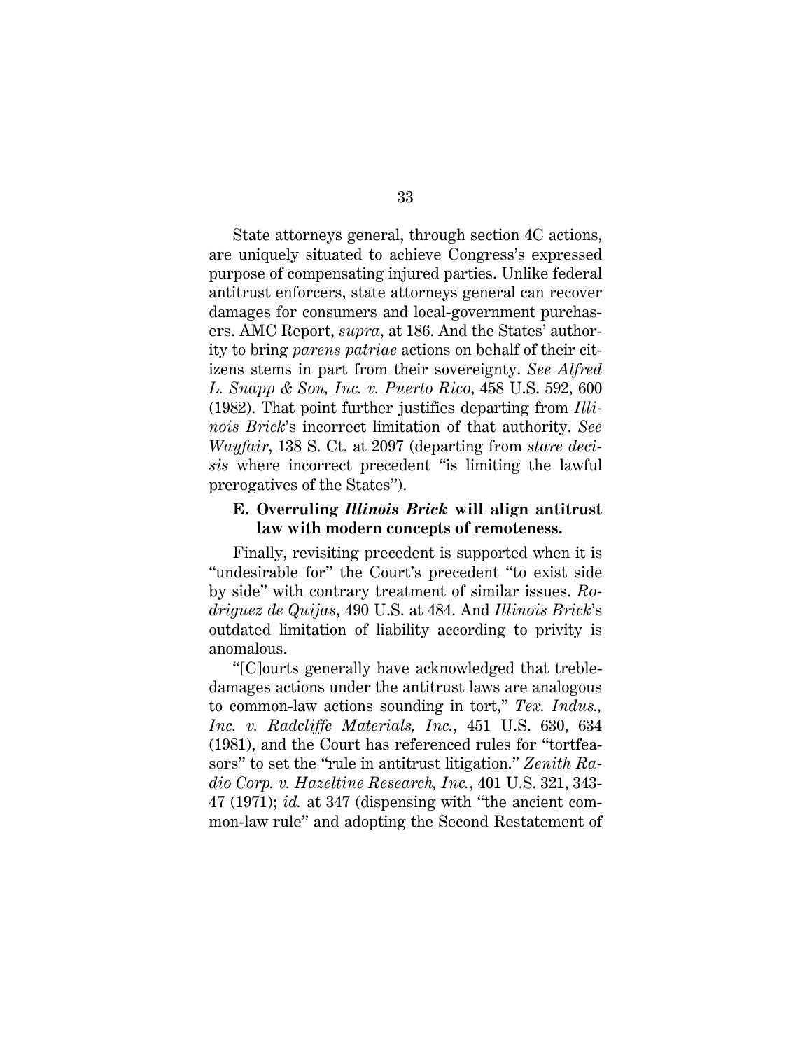State attorneys general, through section 4C actions, are uniquely situated to achieve Congress's expressed purpose of compensating injured parties. Unlike federal antitrust enforcers, state attorneys general can recover damages for consumers and local-government purchasers. AMC Report, *supra*, at 186. And the States' authority to bring *parens patriae* actions on behalf of their citizens stems in part from their sovereignty. *See Alfred L. Snapp & Son, Inc. v. Puerto Rico*, 458 U.S. 592, 600 (1982). That point further justifies departing from *Illinois Brick*'s incorrect limitation of that authority. *See Wayfair*, 138 S. Ct. at 2097 (departing from *stare decisis* where incorrect precedent "is limiting the lawful prerogatives of the States").

### E. Overruling *Illinois Brick* will align antitrust law with modern concepts of remoteness.

Finally, revisiting precedent is supported when it is "undesirable for" the Court's precedent "to exist side by side" with contrary treatment of similar issues. *Rodriguez de Quijas*, 490 U.S. at 484. And *Illinois Brick*'s outdated limitation of liability according to privity is anomalous.

"[C]ourts generally have acknowledged that treble-damages actions under the antitrust laws are analogous to common-law actions sounding in tort," *Tex. Indus., Inc. v. Radcliffe Materials, Inc.*, 451 U.S. 630, 634 (1981), and the Court has referenced rules for "tortfeasors" to set the "rule in antitrust litigation." *Zenith Radio Corp. v. Hazeltine Research, Inc.*, 401 U.S. 321, 343-47 (1971); *id.* at 347 (dispensing with "the ancient common-law rule" and adopting the Second Restatement of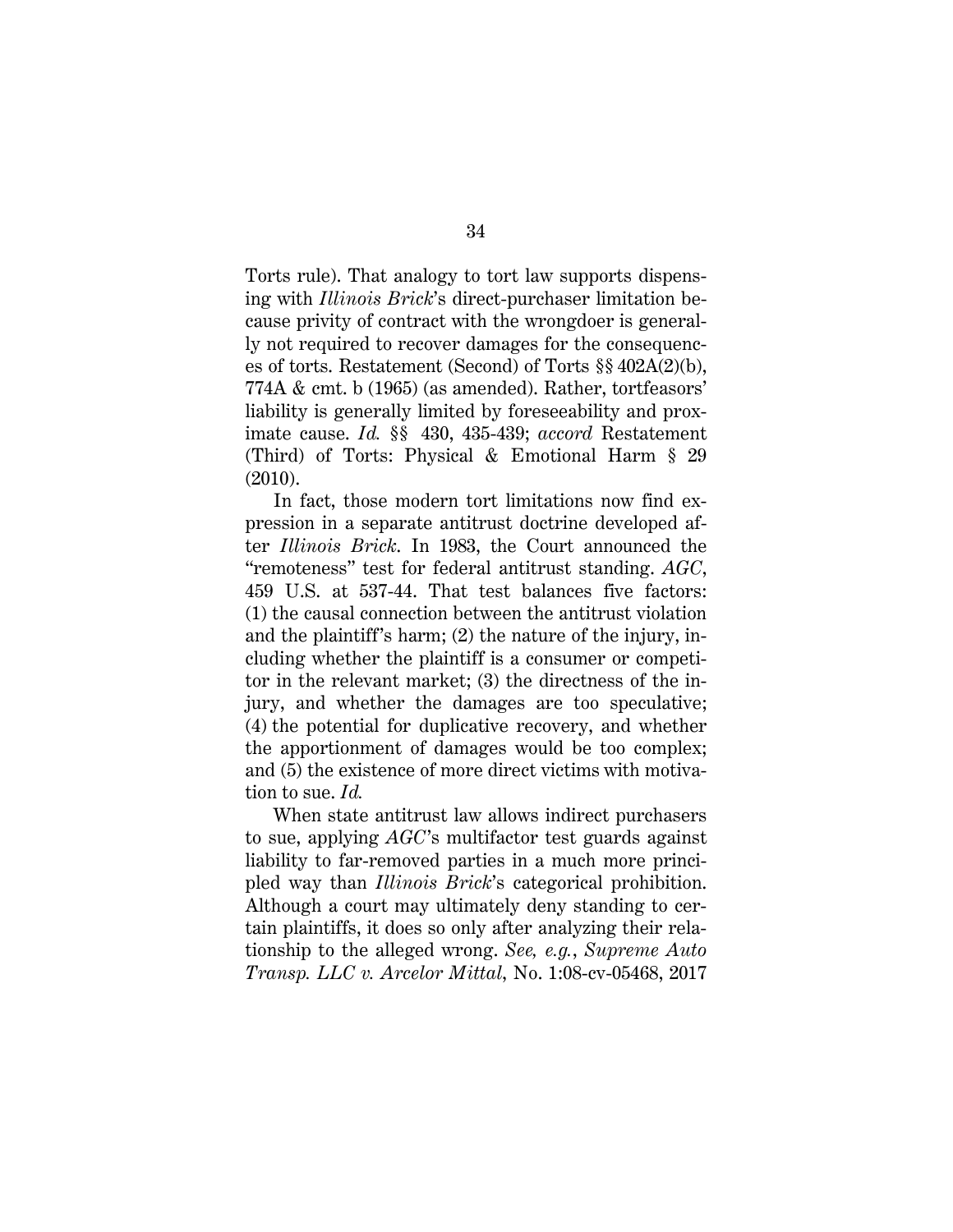Torts rule). That analogy to tort law supports dispensing with *Illinois Brick*'s direct-purchaser limitation because privity of contract with the wrongdoer is generally not required to recover damages for the consequences of torts. Restatement (Second) of Torts §§ 402A(2)(b), 774A & cmt. b (1965) (as amended). Rather, tortfeasors' liability is generally limited by foreseeability and proximate cause. *Id.* §§ 430, 435-439; *accord* Restatement (Third) of Torts: Physical & Emotional Harm § 29 (2010).

In fact, those modern tort limitations now find expression in a separate antitrust doctrine developed after *Illinois Brick*. In 1983, the Court announced the "remoteness" test for federal antitrust standing. *AGC*, 459 U.S. at 537-44. That test balances five factors: (1) the causal connection between the antitrust violation and the plaintiff's harm; (2) the nature of the injury, including whether the plaintiff is a consumer or competitor in the relevant market; (3) the directness of the injury, and whether the damages are too speculative; (4) the potential for duplicative recovery, and whether the apportionment of damages would be too complex; and (5) the existence of more direct victims with motivation to sue. *Id.*

When state antitrust law allows indirect purchasers to sue, applying *AGC*'s multifactor test guards against liability to far-removed parties in a much more principled way than *Illinois Brick*'s categorical prohibition. Although a court may ultimately deny standing to certain plaintiffs, it does so only after analyzing their relationship to the alleged wrong. *See, e.g.*, *Supreme Auto Transp. LLC v. Arcelor Mittal*, No. 1:08-cv-05468, 2017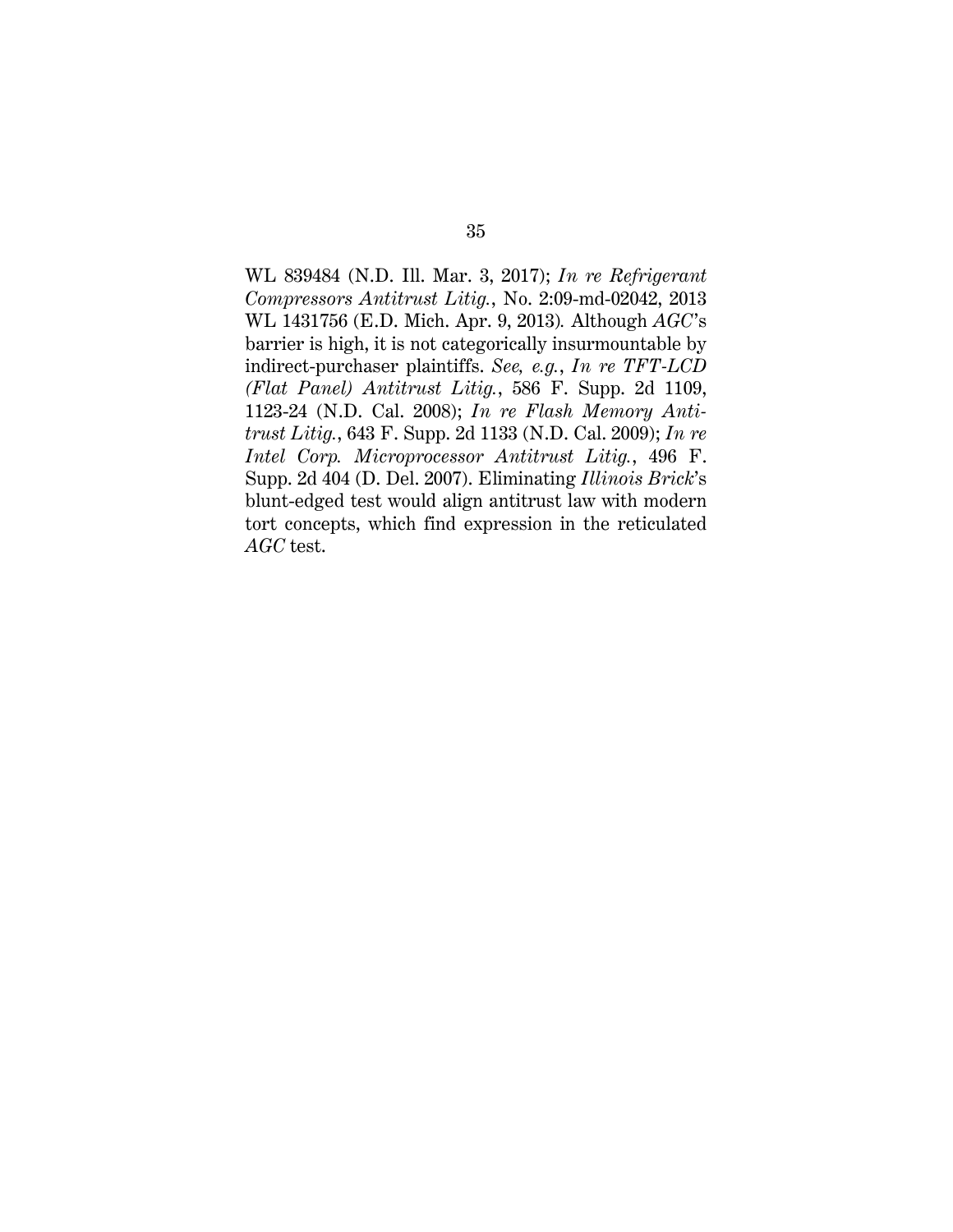WL 839484 (N.D. Ill. Mar. 3, 2017); *In re Refrigerant Compressors Antitrust Litig.*, No. 2:09-md-02042, 2013 WL 1431756 (E.D. Mich. Apr. 9, 2013). Although *AGC*'s barrier is high, it is not categorically insurmountable by indirect-purchaser plaintiffs. *See, e.g.*, *In re TFT-LCD (Flat Panel) Antitrust Litig.*, 586 F. Supp. 2d 1109, 1123-24 (N.D. Cal. 2008); *In re Flash Memory Antitrust Litig.*, 643 F. Supp. 2d 1133 (N.D. Cal. 2009); *In re Intel Corp. Microprocessor Antitrust Litig.*, 496 F. Supp. 2d 404 (D. Del. 2007). Eliminating *Illinois Brick*'s blunt-edged test would align antitrust law with modern tort concepts, which find expression in the reticulated *AGC* test.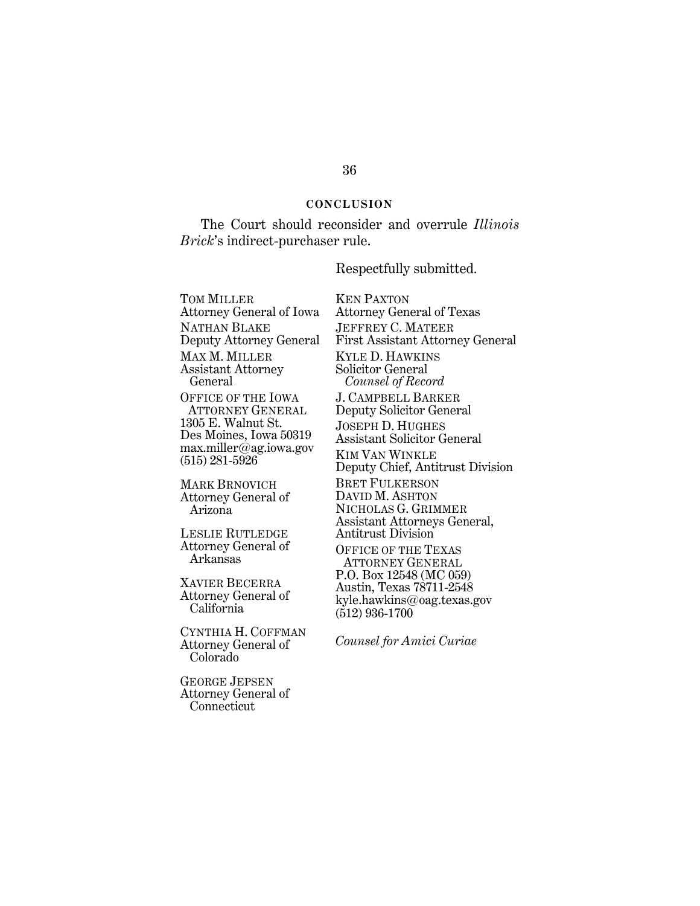## CONCLUSION

The Court should reconsider and overrule *Illinois Brick*'s indirect-purchaser rule.

Respectfully submitted.

TOM MILLER
Attorney General of Iowa

NATHAN BLAKE
Deputy Attorney General

MAX M. MILLER
Assistant Attorney General

OFFICE OF THE IOWA ATTORNEY GENERAL
1305 E. Walnut St.
Des Moines, Iowa 50319
max.miller@ag.iowa.gov
(515) 281-5926

MARK BRNOVICH
Attorney General of Arizona

LESLIE RUTLEDGE
Attorney General of Arkansas

XAVIER BECERRA
Attorney General of California

CYNTHIA H. COFFMAN
Attorney General of Colorado

GEORGE JEPSEN
Attorney General of Connecticut

KEN PAXTON
Attorney General of Texas

JEFFREY C. MATEER
First Assistant Attorney General

KYLE D. HAWKINS
Solicitor General
*Counsel of Record*

J. CAMPBELL BARKER
Deputy Solicitor General

JOSEPH D. HUGHES
Assistant Solicitor General

KIM VAN WINKLE
Deputy Chief, Antitrust Division

BRET FULKERSON
DAVID M. ASHTON
NICHOLAS G. GRIMMER
Assistant Attorneys General, Antitrust Division

OFFICE OF THE TEXAS ATTORNEY GENERAL
P.O. Box 12548 (MC 059)
Austin, Texas 78711-2548
kyle.hawkins@oag.texas.gov
(512) 936-1700

*Counsel for Amici Curiae*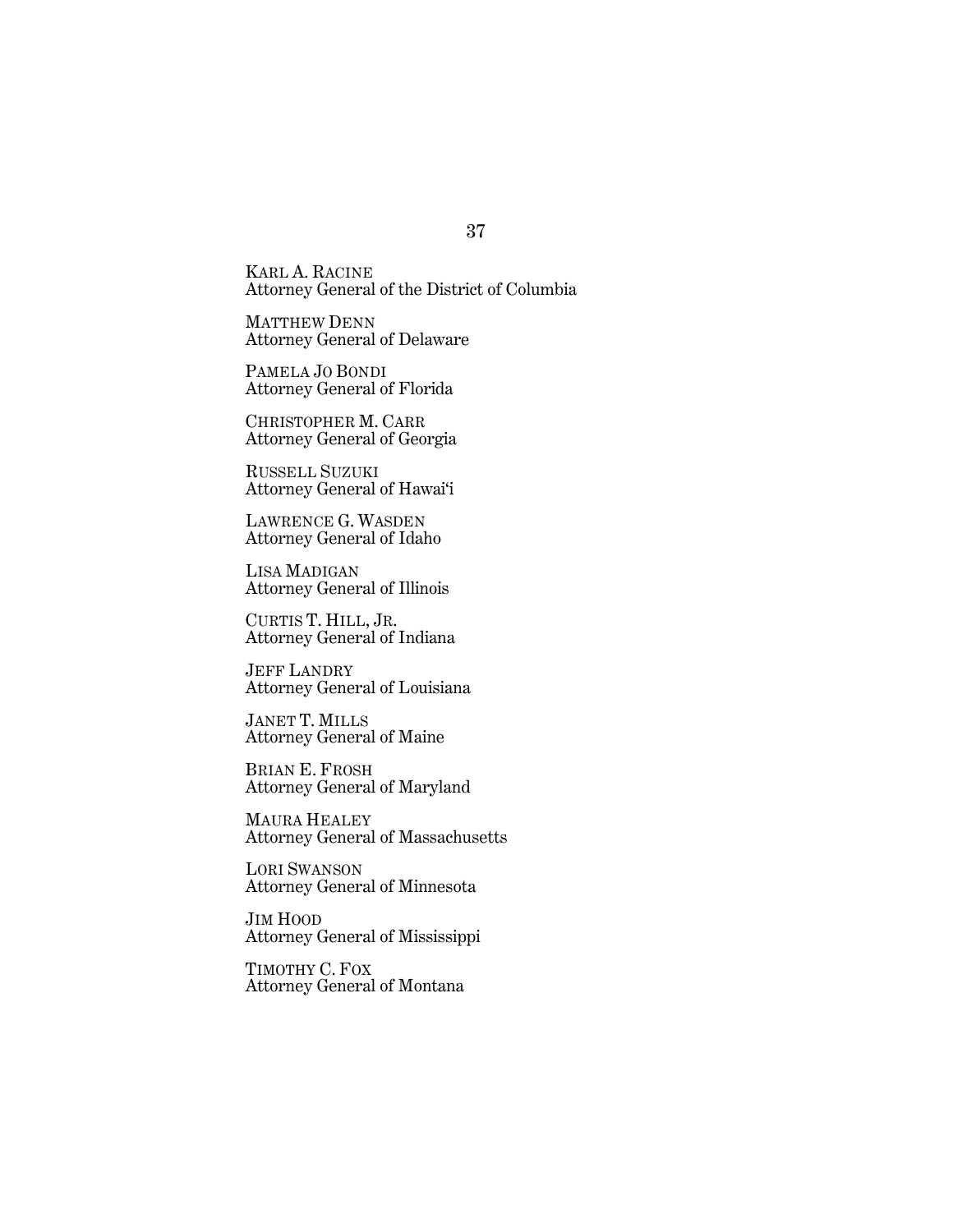KARL A. RACINE
Attorney General of the District of Columbia

MATTHEW DENN
Attorney General of Delaware

PAMELA JO BONDI
Attorney General of Florida

CHRISTOPHER M. CARR
Attorney General of Georgia

RUSSELL SUZUKI
Attorney General of Hawai'i

LAWRENCE G. WASDEN
Attorney General of Idaho

LISA MADIGAN
Attorney General of Illinois

CURTIS T. HILL, JR.
Attorney General of Indiana

JEFF LANDRY
Attorney General of Louisiana

JANET T. MILLS
Attorney General of Maine

BRIAN E. FROSH
Attorney General of Maryland

MAURA HEALEY
Attorney General of Massachusetts

LORI SWANSON
Attorney General of Minnesota

JIM HOOD
Attorney General of Mississippi

TIMOTHY C. FOX
Attorney General of Montana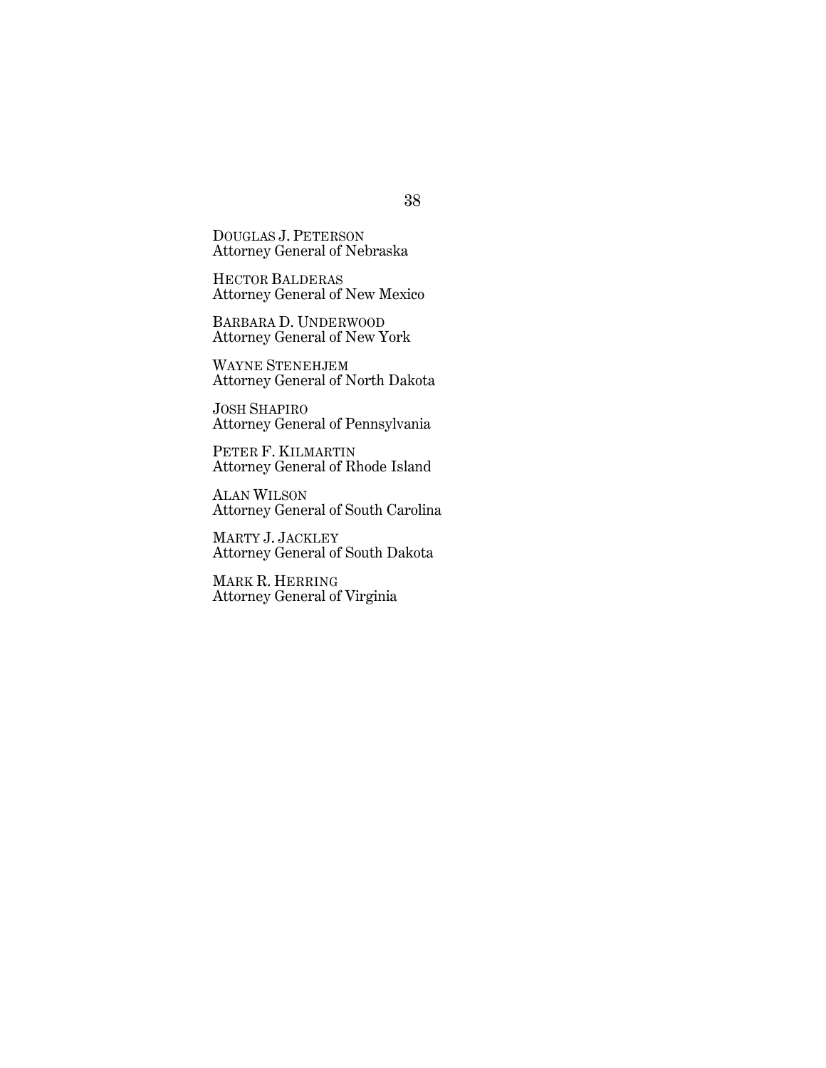DOUGLAS J. PETERSON
Attorney General of Nebraska

HECTOR BALDERAS
Attorney General of New Mexico

BARBARA D. UNDERWOOD
Attorney General of New York

WAYNE STENEHJEM
Attorney General of North Dakota

JOSH SHAPIRO
Attorney General of Pennsylvania

PETER F. KILMARTIN
Attorney General of Rhode Island

ALAN WILSON
Attorney General of South Carolina

MARTY J. JACKLEY
Attorney General of South Dakota

MARK R. HERRING
Attorney General of Virginia